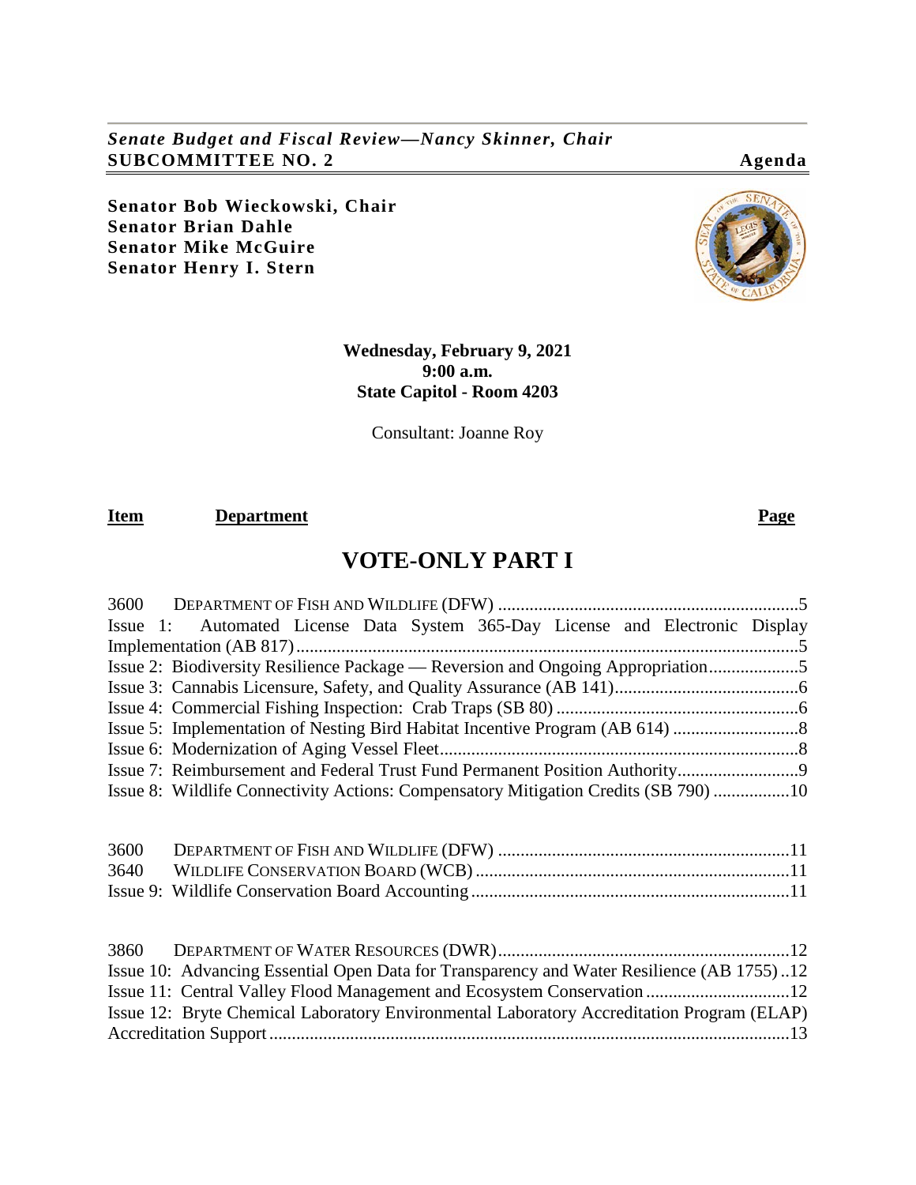*Senate Budget and Fiscal Review—Nancy Skinner, Chair*
**SUBCOMMITTEE NO. 2** **Agenda**

**Senator Bob Wieckowski, Chair**
**Senator Brian Dahle**
**Senator Mike McGuire**
**Senator Henry I. Stern**

**Wednesday, February 9, 2021**
**9:00 a.m.**
**State Capitol - Room 4203**

Consultant: Joanne Roy

| **Item** | **Department** | **Page** |
|---|---|---|

# VOTE-ONLY PART I

3600 DEPARTMENT OF FISH AND WILDLIFE (DFW) ....... 5
Issue 1: Automated License Data System 365-Day License and Electronic Display Implementation (AB 817) ....... 5
Issue 2: Biodiversity Resilience Package — Reversion and Ongoing Appropriation ....... 5
Issue 3: Cannabis Licensure, Safety, and Quality Assurance (AB 141) ....... 6
Issue 4: Commercial Fishing Inspection: Crab Traps (SB 80) ....... 6
Issue 5: Implementation of Nesting Bird Habitat Incentive Program (AB 614) ....... 8
Issue 6: Modernization of Aging Vessel Fleet ....... 8
Issue 7: Reimbursement and Federal Trust Fund Permanent Position Authority ....... 9
Issue 8: Wildlife Connectivity Actions: Compensatory Mitigation Credits (SB 790) ....... 10

3600 DEPARTMENT OF FISH AND WILDLIFE (DFW) ....... 11
3640 WILDLIFE CONSERVATION BOARD (WCB) ....... 11
Issue 9: Wildlife Conservation Board Accounting ....... 11

3860 DEPARTMENT OF WATER RESOURCES (DWR) ....... 12
Issue 10: Advancing Essential Open Data for Transparency and Water Resilience (AB 1755) ..12
Issue 11: Central Valley Flood Management and Ecosystem Conservation ....... 12
Issue 12: Bryte Chemical Laboratory Environmental Laboratory Accreditation Program (ELAP) Accreditation Support ....... 13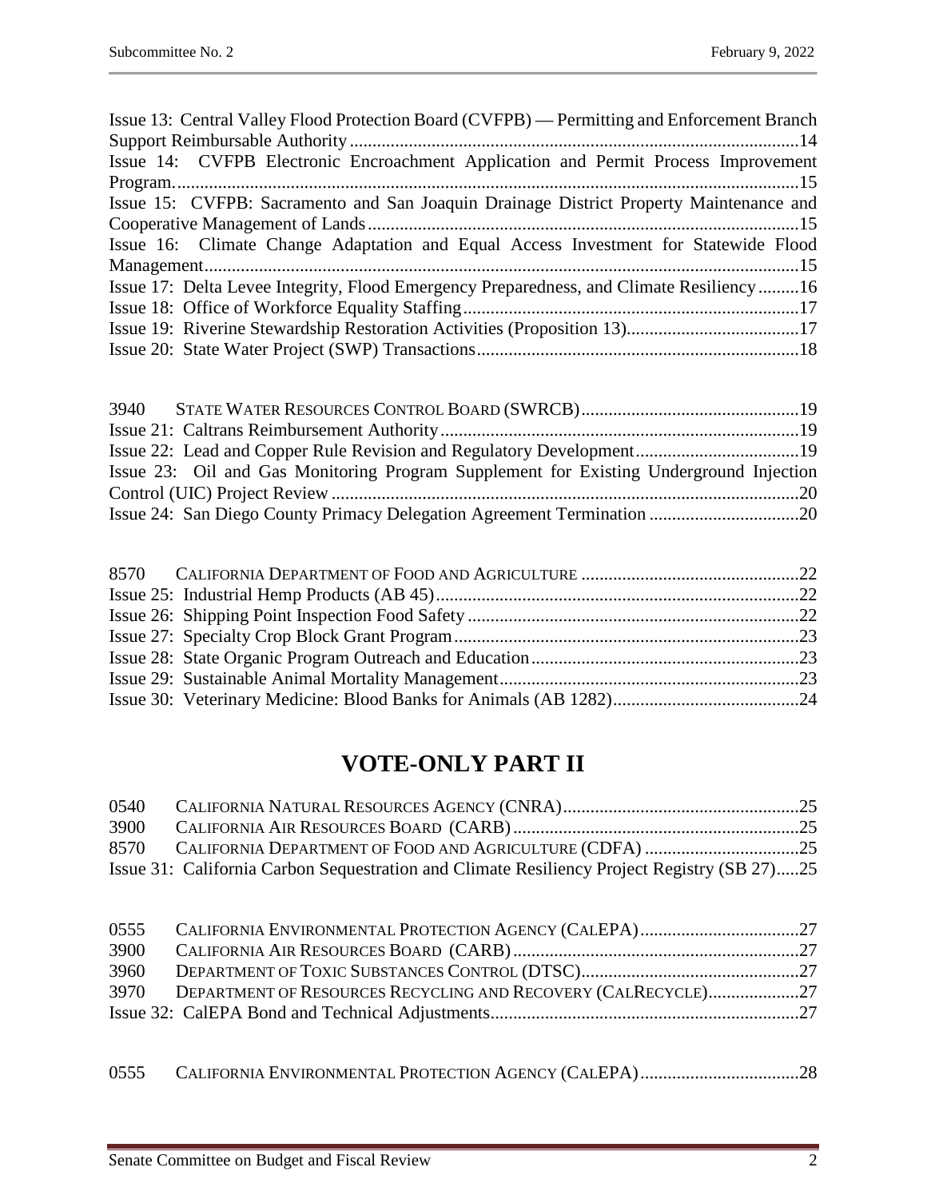Issue 13: Central Valley Flood Protection Board (CVFPB) — Permitting and Enforcement Branch Support Reimbursable Authority ....................................................................................................14

Issue 14: CVFPB Electronic Encroachment Application and Permit Process Improvement Program. ..........................................................................................................................................15

Issue 15: CVFPB: Sacramento and San Joaquin Drainage District Property Maintenance and Cooperative Management of Lands ..............................................................................................15

Issue 16: Climate Change Adaptation and Equal Access Investment for Statewide Flood Management..................................................................................................................................15

Issue 17: Delta Levee Integrity, Flood Emergency Preparedness, and Climate Resiliency .........16

Issue 18: Office of Workforce Equality Staffing..........................................................................17

Issue 19: Riverine Stewardship Restoration Activities (Proposition 13)......................................17

Issue 20: State Water Project (SWP) Transactions.......................................................................18

3940 STATE WATER RESOURCES CONTROL BOARD (SWRCB)................................................19

Issue 21: Caltrans Reimbursement Authority...............................................................................19

Issue 22: Lead and Copper Rule Revision and Regulatory Development....................................19

Issue 23: Oil and Gas Monitoring Program Supplement for Existing Underground Injection Control (UIC) Project Review .......................................................................................................20

Issue 24: San Diego County Primacy Delegation Agreement Termination .................................20

8570 CALIFORNIA DEPARTMENT OF FOOD AND AGRICULTURE ................................................22

Issue 25: Industrial Hemp Products (AB 45)................................................................................22

Issue 26: Shipping Point Inspection Food Safety .........................................................................22

Issue 27: Specialty Crop Block Grant Program............................................................................23

Issue 28: State Organic Program Outreach and Education...........................................................23

Issue 29: Sustainable Animal Mortality Management..................................................................23

Issue 30: Veterinary Medicine: Blood Banks for Animals (AB 1282).........................................24

# VOTE-ONLY PART II

0540 CALIFORNIA NATURAL RESOURCES AGENCY (CNRA)....................................................25

3900 CALIFORNIA AIR RESOURCES BOARD (CARB)...............................................................25

8570 CALIFORNIA DEPARTMENT OF FOOD AND AGRICULTURE (CDFA) ..................................25

Issue 31: California Carbon Sequestration and Climate Resiliency Project Registry (SB 27).....25

0555 CALIFORNIA ENVIRONMENTAL PROTECTION AGENCY (CALEPA)...................................27

3900 CALIFORNIA AIR RESOURCES BOARD (CARB)...............................................................27

3960 DEPARTMENT OF TOXIC SUBSTANCES CONTROL (DTSC)................................................27

3970 DEPARTMENT OF RESOURCES RECYCLING AND RECOVERY (CALRECYCLE)....................27

Issue 32: CalEPA Bond and Technical Adjustments....................................................................27

0555 CALIFORNIA ENVIRONMENTAL PROTECTION AGENCY (CALEPA)...................................28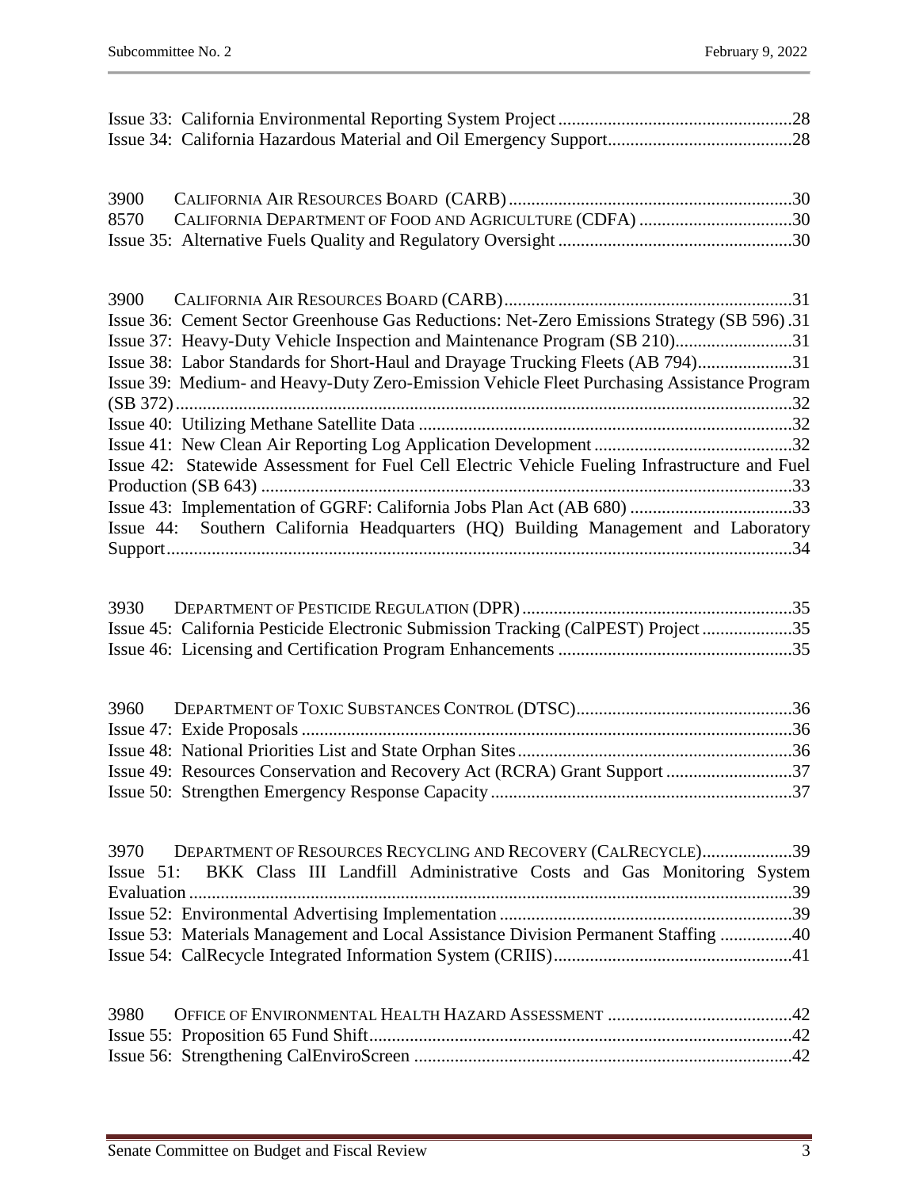Issue 33: California Environmental Reporting System Project ....................................................28
Issue 34: California Hazardous Material and Oil Emergency Support.........................................28

3900 CALIFORNIA AIR RESOURCES BOARD (CARB)...............................................................30
8570 CALIFORNIA DEPARTMENT OF FOOD AND AGRICULTURE (CDFA) ..................................30
Issue 35: Alternative Fuels Quality and Regulatory Oversight ....................................................30

3900 CALIFORNIA AIR RESOURCES BOARD (CARB)................................................................31
Issue 36: Cement Sector Greenhouse Gas Reductions: Net-Zero Emissions Strategy (SB 596) .31
Issue 37: Heavy-Duty Vehicle Inspection and Maintenance Program (SB 210)..........................31
Issue 38: Labor Standards for Short-Haul and Drayage Trucking Fleets (AB 794).....................31
Issue 39: Medium- and Heavy-Duty Zero-Emission Vehicle Fleet Purchasing Assistance Program (SB 372).........................................................................................................................32
Issue 40: Utilizing Methane Satellite Data ..................................................................................32
Issue 41: New Clean Air Reporting Log Application Development............................................32
Issue 42: Statewide Assessment for Fuel Cell Electric Vehicle Fueling Infrastructure and Fuel Production (SB 643) .....................................................................................................................33
Issue 43: Implementation of GGRF: California Jobs Plan Act (AB 680) ....................................33
Issue 44: Southern California Headquarters (HQ) Building Management and Laboratory Support..........................................................................................................................................34

3930 DEPARTMENT OF PESTICIDE REGULATION (DPR)............................................................35
Issue 45: California Pesticide Electronic Submission Tracking (CalPEST) Project ....................35
Issue 46: Licensing and Certification Program Enhancements ....................................................35

3960 DEPARTMENT OF TOXIC SUBSTANCES CONTROL (DTSC)................................................36
Issue 47: Exide Proposals ............................................................................................................36
Issue 48: National Priorities List and State Orphan Sites.............................................................36
Issue 49: Resources Conservation and Recovery Act (RCRA) Grant Support ............................37
Issue 50: Strengthen Emergency Response Capacity ...................................................................37

3970 DEPARTMENT OF RESOURCES RECYCLING AND RECOVERY (CALRECYCLE)....................39
Issue 51: BKK Class III Landfill Administrative Costs and Gas Monitoring System Evaluation ......................................................................................................................................39
Issue 52: Environmental Advertising Implementation .................................................................39
Issue 53: Materials Management and Local Assistance Division Permanent Staffing ................40
Issue 54: CalRecycle Integrated Information System (CRIIS)....................................................41

3980 OFFICE OF ENVIRONMENTAL HEALTH HAZARD ASSESSMENT .........................................42
Issue 55: Proposition 65 Fund Shift.............................................................................................42
Issue 56: Strengthening CalEnviroScreen ...................................................................................42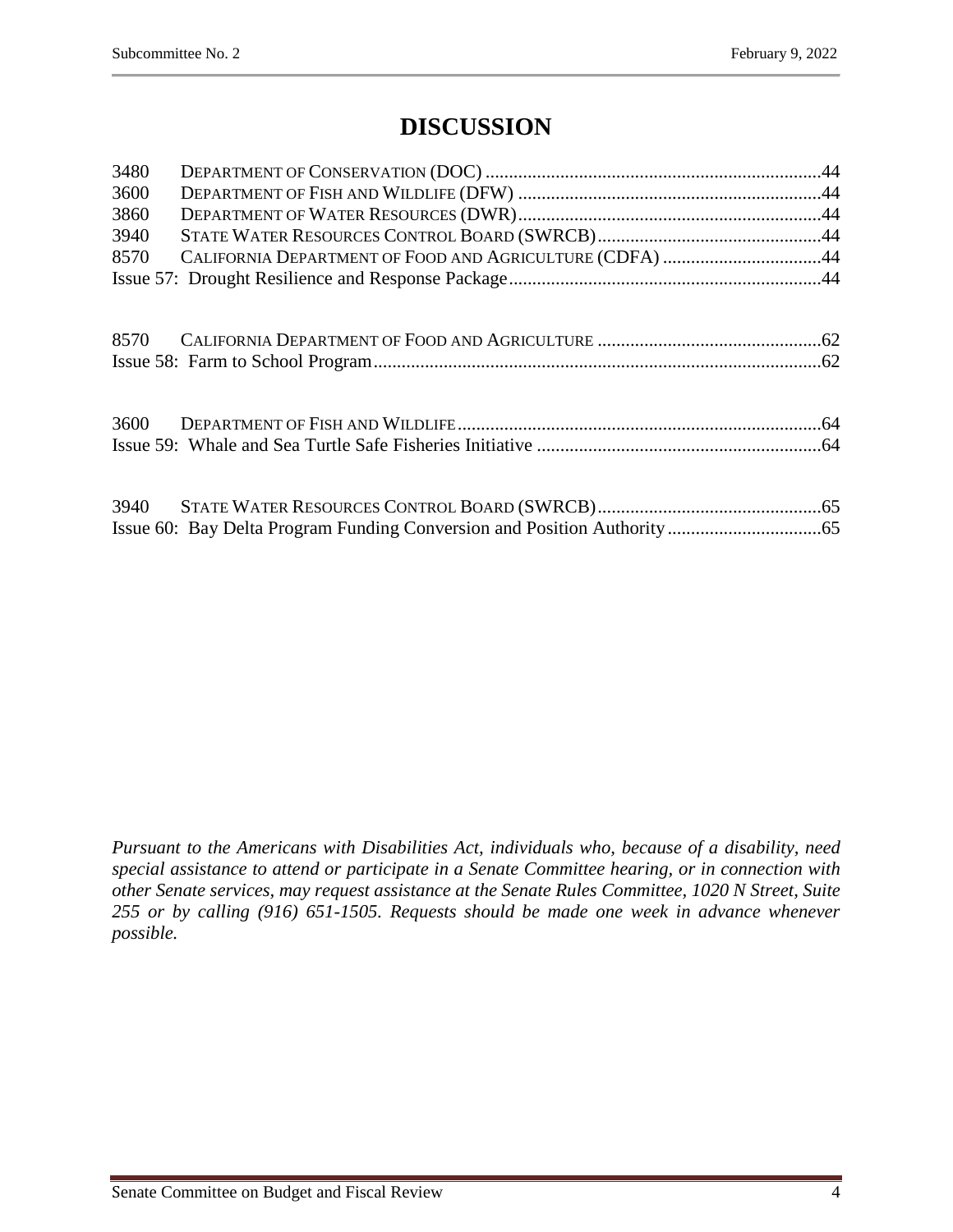# DISCUSSION

| | | |
|---|---|---|
| 3480 | DEPARTMENT OF CONSERVATION (DOC) | 44 |
| 3600 | DEPARTMENT OF FISH AND WILDLIFE (DFW) | 44 |
| 3860 | DEPARTMENT OF WATER RESOURCES (DWR) | 44 |
| 3940 | STATE WATER RESOURCES CONTROL BOARD (SWRCB) | 44 |
| 8570 | CALIFORNIA DEPARTMENT OF FOOD AND AGRICULTURE (CDFA) | 44 |
| Issue 57: | Drought Resilience and Response Package | 44 |
| 8570 | CALIFORNIA DEPARTMENT OF FOOD AND AGRICULTURE | 62 |
| Issue 58: | Farm to School Program | 62 |
| 3600 | DEPARTMENT OF FISH AND WILDLIFE | 64 |
| Issue 59: | Whale and Sea Turtle Safe Fisheries Initiative | 64 |
| 3940 | STATE WATER RESOURCES CONTROL BOARD (SWRCB) | 65 |
| Issue 60: | Bay Delta Program Funding Conversion and Position Authority | 65 |

***Pursuant to the Americans with Disabilities Act, individuals who, because of a disability, need special assistance to attend or participate in a Senate Committee hearing, or in connection with other Senate services, may request assistance at the Senate Rules Committee, 1020 N Street, Suite 255 or by calling (916) 651-1505. Requests should be made one week in advance whenever possible.***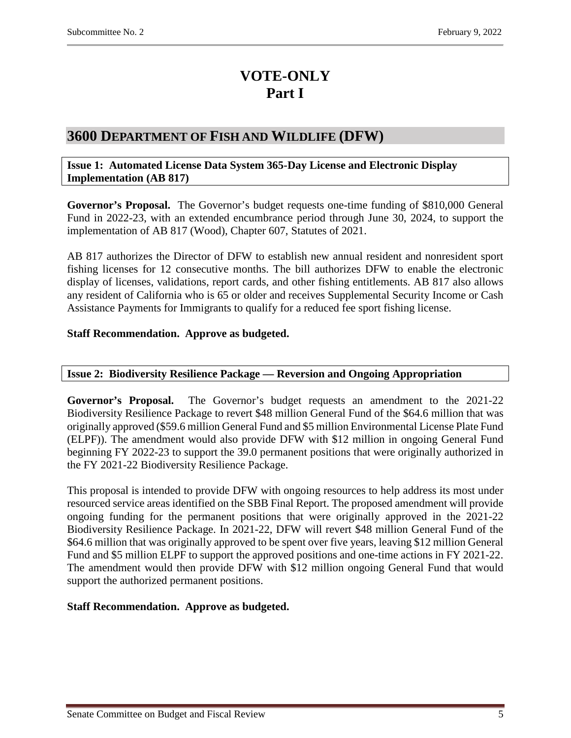# VOTE-ONLY
# Part I

## 3600 Department of Fish and Wildlife (DFW)

**Issue 1: Automated License Data System 365-Day License and Electronic Display Implementation (AB 817)**

**Governor's Proposal.** The Governor's budget requests one-time funding of $810,000 General Fund in 2022-23, with an extended encumbrance period through June 30, 2024, to support the implementation of AB 817 (Wood), Chapter 607, Statutes of 2021.

AB 817 authorizes the Director of DFW to establish new annual resident and nonresident sport fishing licenses for 12 consecutive months. The bill authorizes DFW to enable the electronic display of licenses, validations, report cards, and other fishing entitlements. AB 817 also allows any resident of California who is 65 or older and receives Supplemental Security Income or Cash Assistance Payments for Immigrants to qualify for a reduced fee sport fishing license.

**Staff Recommendation. Approve as budgeted.**

**Issue 2: Biodiversity Resilience Package — Reversion and Ongoing Appropriation**

**Governor's Proposal.** The Governor's budget requests an amendment to the 2021-22 Biodiversity Resilience Package to revert $48 million General Fund of the $64.6 million that was originally approved ($59.6 million General Fund and $5 million Environmental License Plate Fund (ELPF)). The amendment would also provide DFW with $12 million in ongoing General Fund beginning FY 2022-23 to support the 39.0 permanent positions that were originally authorized in the FY 2021-22 Biodiversity Resilience Package.

This proposal is intended to provide DFW with ongoing resources to help address its most under resourced service areas identified on the SBB Final Report. The proposed amendment will provide ongoing funding for the permanent positions that were originally approved in the 2021-22 Biodiversity Resilience Package. In 2021-22, DFW will revert $48 million General Fund of the $64.6 million that was originally approved to be spent over five years, leaving $12 million General Fund and $5 million ELPF to support the approved positions and one-time actions in FY 2021-22. The amendment would then provide DFW with $12 million ongoing General Fund that would support the authorized permanent positions.

**Staff Recommendation. Approve as budgeted.**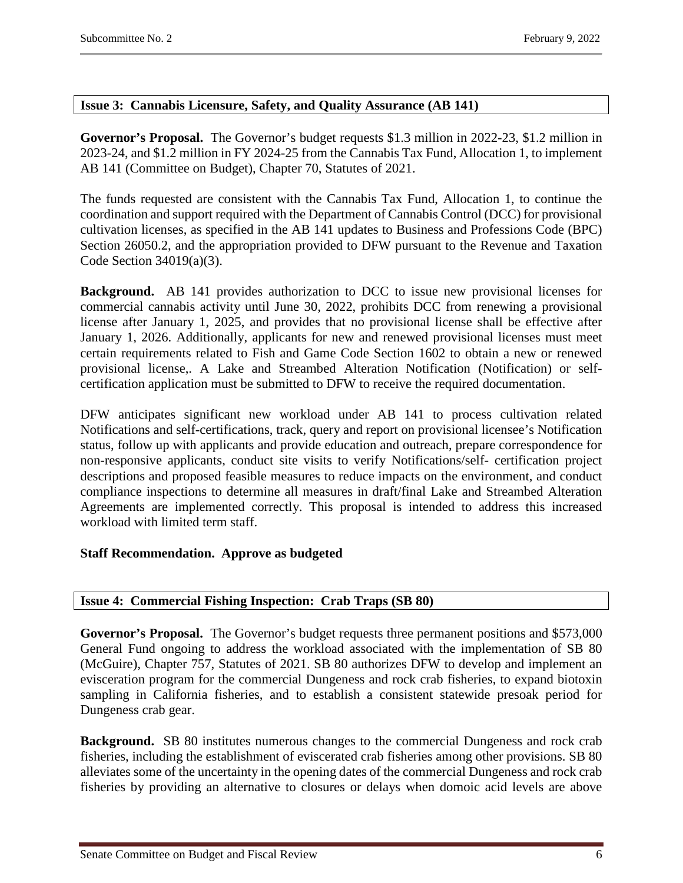**Issue 3: Cannabis Licensure, Safety, and Quality Assurance (AB 141)**

**Governor's Proposal.** The Governor's budget requests $1.3 million in 2022-23, $1.2 million in 2023-24, and $1.2 million in FY 2024-25 from the Cannabis Tax Fund, Allocation 1, to implement AB 141 (Committee on Budget), Chapter 70, Statutes of 2021.

The funds requested are consistent with the Cannabis Tax Fund, Allocation 1, to continue the coordination and support required with the Department of Cannabis Control (DCC) for provisional cultivation licenses, as specified in the AB 141 updates to Business and Professions Code (BPC) Section 26050.2, and the appropriation provided to DFW pursuant to the Revenue and Taxation Code Section 34019(a)(3).

**Background.** AB 141 provides authorization to DCC to issue new provisional licenses for commercial cannabis activity until June 30, 2022, prohibits DCC from renewing a provisional license after January 1, 2025, and provides that no provisional license shall be effective after January 1, 2026. Additionally, applicants for new and renewed provisional licenses must meet certain requirements related to Fish and Game Code Section 1602 to obtain a new or renewed provisional license,. A Lake and Streambed Alteration Notification (Notification) or self-certification application must be submitted to DFW to receive the required documentation.

DFW anticipates significant new workload under AB 141 to process cultivation related Notifications and self-certifications, track, query and report on provisional licensee's Notification status, follow up with applicants and provide education and outreach, prepare correspondence for non-responsive applicants, conduct site visits to verify Notifications/self- certification project descriptions and proposed feasible measures to reduce impacts on the environment, and conduct compliance inspections to determine all measures in draft/final Lake and Streambed Alteration Agreements are implemented correctly. This proposal is intended to address this increased workload with limited term staff.

**Staff Recommendation. Approve as budgeted**

**Issue 4: Commercial Fishing Inspection: Crab Traps (SB 80)**

**Governor's Proposal.** The Governor's budget requests three permanent positions and $573,000 General Fund ongoing to address the workload associated with the implementation of SB 80 (McGuire), Chapter 757, Statutes of 2021. SB 80 authorizes DFW to develop and implement an evisceration program for the commercial Dungeness and rock crab fisheries, to expand biotoxin sampling in California fisheries, and to establish a consistent statewide presoak period for Dungeness crab gear.

**Background.** SB 80 institutes numerous changes to the commercial Dungeness and rock crab fisheries, including the establishment of eviscerated crab fisheries among other provisions. SB 80 alleviates some of the uncertainty in the opening dates of the commercial Dungeness and rock crab fisheries by providing an alternative to closures or delays when domoic acid levels are above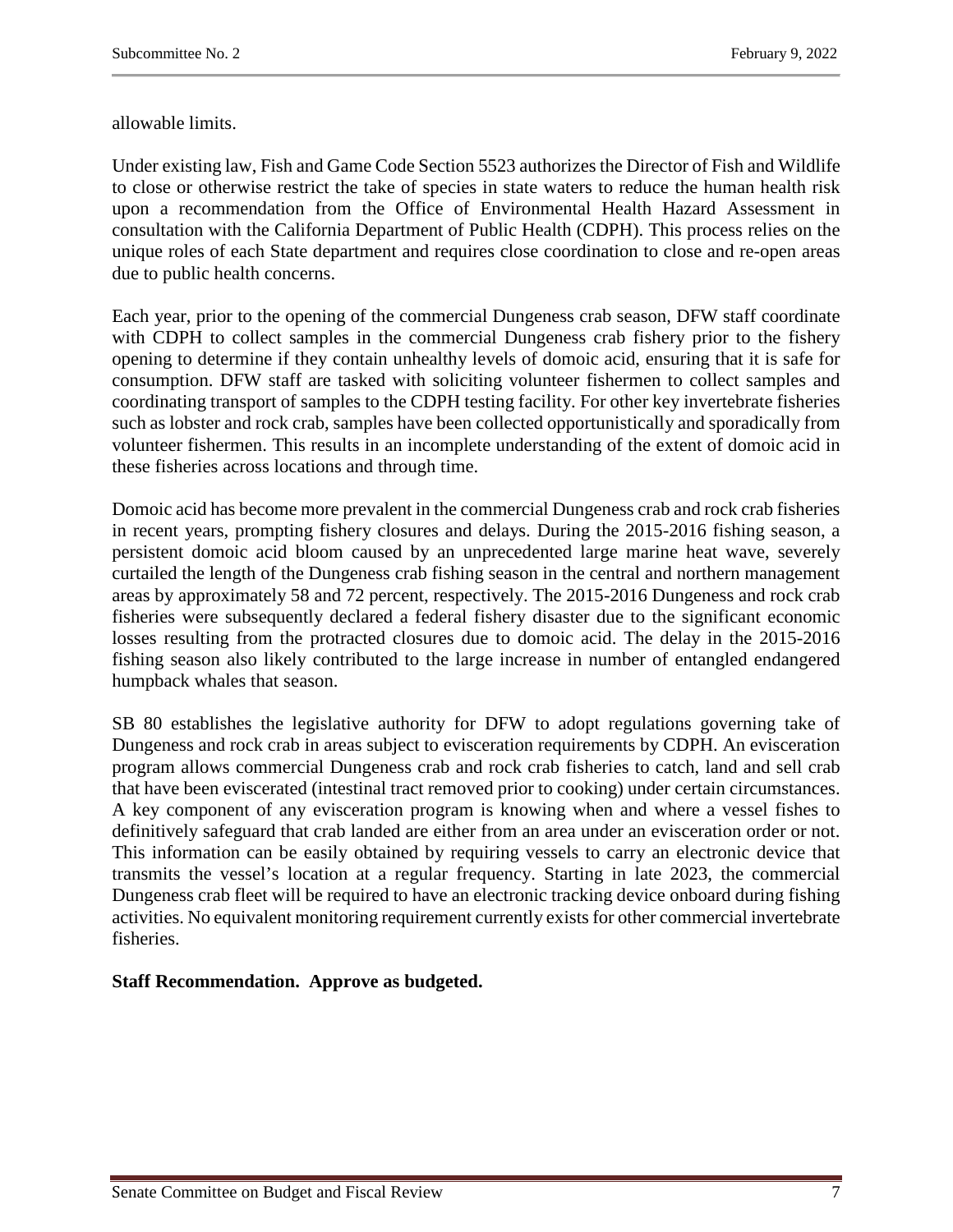allowable limits.

Under existing law, Fish and Game Code Section 5523 authorizes the Director of Fish and Wildlife to close or otherwise restrict the take of species in state waters to reduce the human health risk upon a recommendation from the Office of Environmental Health Hazard Assessment in consultation with the California Department of Public Health (CDPH). This process relies on the unique roles of each State department and requires close coordination to close and re-open areas due to public health concerns.

Each year, prior to the opening of the commercial Dungeness crab season, DFW staff coordinate with CDPH to collect samples in the commercial Dungeness crab fishery prior to the fishery opening to determine if they contain unhealthy levels of domoic acid, ensuring that it is safe for consumption. DFW staff are tasked with soliciting volunteer fishermen to collect samples and coordinating transport of samples to the CDPH testing facility. For other key invertebrate fisheries such as lobster and rock crab, samples have been collected opportunistically and sporadically from volunteer fishermen. This results in an incomplete understanding of the extent of domoic acid in these fisheries across locations and through time.

Domoic acid has become more prevalent in the commercial Dungeness crab and rock crab fisheries in recent years, prompting fishery closures and delays. During the 2015-2016 fishing season, a persistent domoic acid bloom caused by an unprecedented large marine heat wave, severely curtailed the length of the Dungeness crab fishing season in the central and northern management areas by approximately 58 and 72 percent, respectively. The 2015-2016 Dungeness and rock crab fisheries were subsequently declared a federal fishery disaster due to the significant economic losses resulting from the protracted closures due to domoic acid. The delay in the 2015-2016 fishing season also likely contributed to the large increase in number of entangled endangered humpback whales that season.

SB 80 establishes the legislative authority for DFW to adopt regulations governing take of Dungeness and rock crab in areas subject to evisceration requirements by CDPH. An evisceration program allows commercial Dungeness crab and rock crab fisheries to catch, land and sell crab that have been eviscerated (intestinal tract removed prior to cooking) under certain circumstances. A key component of any evisceration program is knowing when and where a vessel fishes to definitively safeguard that crab landed are either from an area under an evisceration order or not. This information can be easily obtained by requiring vessels to carry an electronic device that transmits the vessel's location at a regular frequency. Starting in late 2023, the commercial Dungeness crab fleet will be required to have an electronic tracking device onboard during fishing activities. No equivalent monitoring requirement currently exists for other commercial invertebrate fisheries.

**Staff Recommendation. Approve as budgeted.**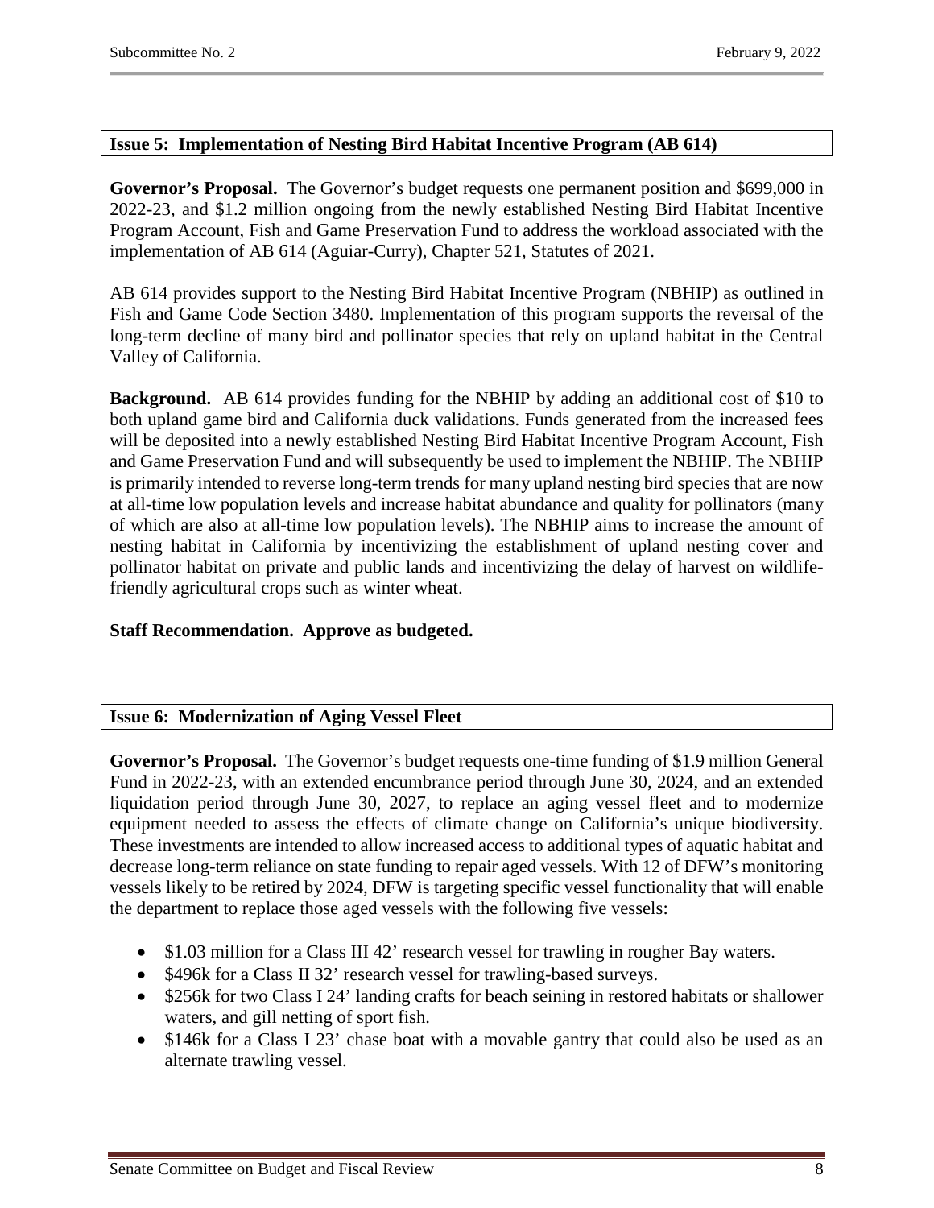**Issue 5: Implementation of Nesting Bird Habitat Incentive Program (AB 614)**

**Governor's Proposal.** The Governor's budget requests one permanent position and $699,000 in 2022-23, and $1.2 million ongoing from the newly established Nesting Bird Habitat Incentive Program Account, Fish and Game Preservation Fund to address the workload associated with the implementation of AB 614 (Aguiar-Curry), Chapter 521, Statutes of 2021.

AB 614 provides support to the Nesting Bird Habitat Incentive Program (NBHIP) as outlined in Fish and Game Code Section 3480. Implementation of this program supports the reversal of the long-term decline of many bird and pollinator species that rely on upland habitat in the Central Valley of California.

**Background.** AB 614 provides funding for the NBHIP by adding an additional cost of $10 to both upland game bird and California duck validations. Funds generated from the increased fees will be deposited into a newly established Nesting Bird Habitat Incentive Program Account, Fish and Game Preservation Fund and will subsequently be used to implement the NBHIP. The NBHIP is primarily intended to reverse long-term trends for many upland nesting bird species that are now at all-time low population levels and increase habitat abundance and quality for pollinators (many of which are also at all-time low population levels). The NBHIP aims to increase the amount of nesting habitat in California by incentivizing the establishment of upland nesting cover and pollinator habitat on private and public lands and incentivizing the delay of harvest on wildlife-friendly agricultural crops such as winter wheat.

**Staff Recommendation. Approve as budgeted.**

**Issue 6: Modernization of Aging Vessel Fleet**

**Governor's Proposal.** The Governor's budget requests one-time funding of $1.9 million General Fund in 2022-23, with an extended encumbrance period through June 30, 2024, and an extended liquidation period through June 30, 2027, to replace an aging vessel fleet and to modernize equipment needed to assess the effects of climate change on California's unique biodiversity. These investments are intended to allow increased access to additional types of aquatic habitat and decrease long-term reliance on state funding to repair aged vessels. With 12 of DFW's monitoring vessels likely to be retired by 2024, DFW is targeting specific vessel functionality that will enable the department to replace those aged vessels with the following five vessels:

- $1.03 million for a Class III 42' research vessel for trawling in rougher Bay waters.
- $496k for a Class II 32' research vessel for trawling-based surveys.
- $256k for two Class I 24' landing crafts for beach seining in restored habitats or shallower waters, and gill netting of sport fish.
- $146k for a Class I 23' chase boat with a movable gantry that could also be used as an alternate trawling vessel.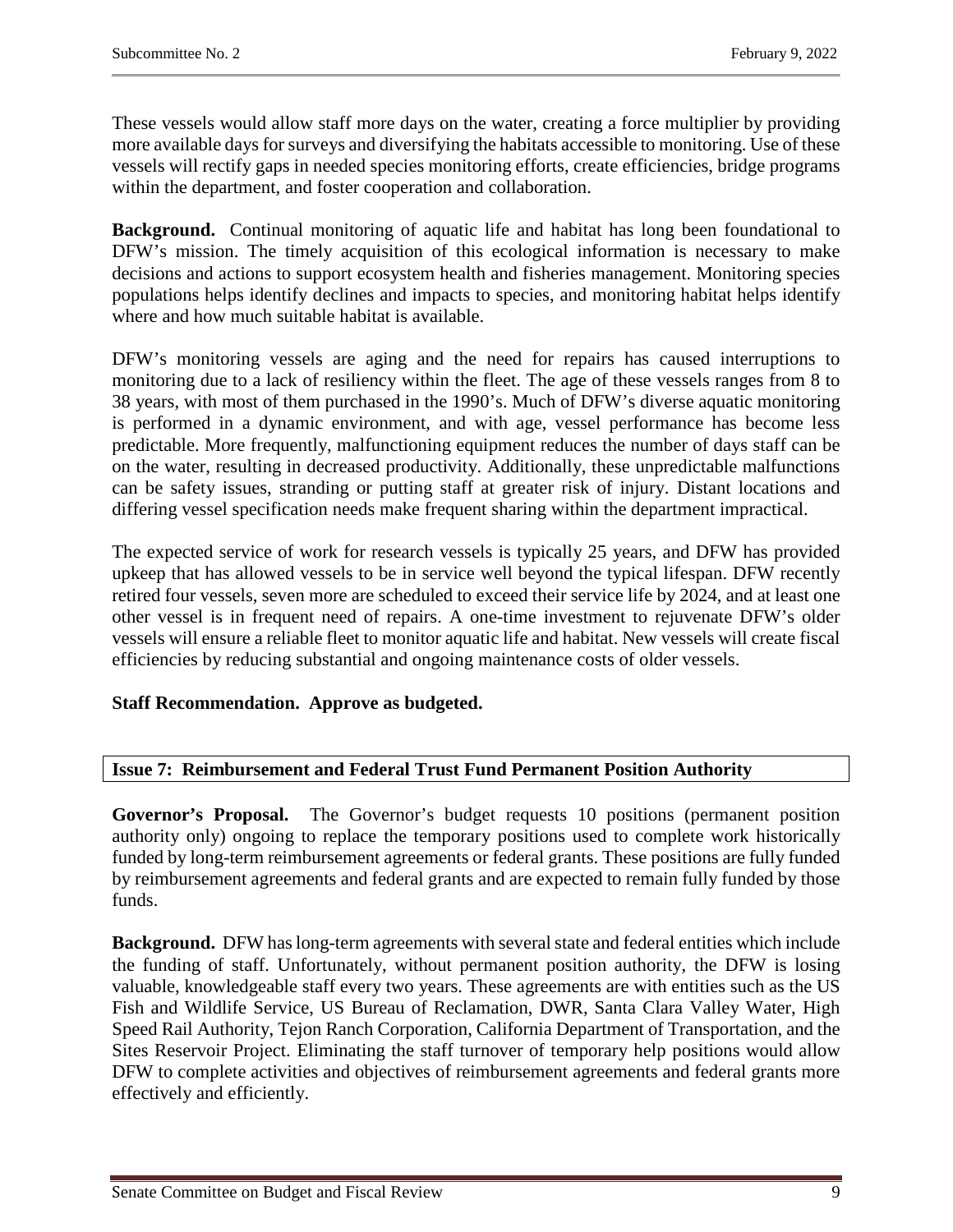These vessels would allow staff more days on the water, creating a force multiplier by providing more available days for surveys and diversifying the habitats accessible to monitoring. Use of these vessels will rectify gaps in needed species monitoring efforts, create efficiencies, bridge programs within the department, and foster cooperation and collaboration.

**Background.** Continual monitoring of aquatic life and habitat has long been foundational to DFW's mission. The timely acquisition of this ecological information is necessary to make decisions and actions to support ecosystem health and fisheries management. Monitoring species populations helps identify declines and impacts to species, and monitoring habitat helps identify where and how much suitable habitat is available.

DFW's monitoring vessels are aging and the need for repairs has caused interruptions to monitoring due to a lack of resiliency within the fleet. The age of these vessels ranges from 8 to 38 years, with most of them purchased in the 1990's. Much of DFW's diverse aquatic monitoring is performed in a dynamic environment, and with age, vessel performance has become less predictable. More frequently, malfunctioning equipment reduces the number of days staff can be on the water, resulting in decreased productivity. Additionally, these unpredictable malfunctions can be safety issues, stranding or putting staff at greater risk of injury. Distant locations and differing vessel specification needs make frequent sharing within the department impractical.

The expected service of work for research vessels is typically 25 years, and DFW has provided upkeep that has allowed vessels to be in service well beyond the typical lifespan. DFW recently retired four vessels, seven more are scheduled to exceed their service life by 2024, and at least one other vessel is in frequent need of repairs. A one-time investment to rejuvenate DFW's older vessels will ensure a reliable fleet to monitor aquatic life and habitat. New vessels will create fiscal efficiencies by reducing substantial and ongoing maintenance costs of older vessels.

**Staff Recommendation. Approve as budgeted.**

### Issue 7: Reimbursement and Federal Trust Fund Permanent Position Authority

**Governor's Proposal.** The Governor's budget requests 10 positions (permanent position authority only) ongoing to replace the temporary positions used to complete work historically funded by long-term reimbursement agreements or federal grants. These positions are fully funded by reimbursement agreements and federal grants and are expected to remain fully funded by those funds.

**Background.** DFW has long-term agreements with several state and federal entities which include the funding of staff. Unfortunately, without permanent position authority, the DFW is losing valuable, knowledgeable staff every two years. These agreements are with entities such as the US Fish and Wildlife Service, US Bureau of Reclamation, DWR, Santa Clara Valley Water, High Speed Rail Authority, Tejon Ranch Corporation, California Department of Transportation, and the Sites Reservoir Project. Eliminating the staff turnover of temporary help positions would allow DFW to complete activities and objectives of reimbursement agreements and federal grants more effectively and efficiently.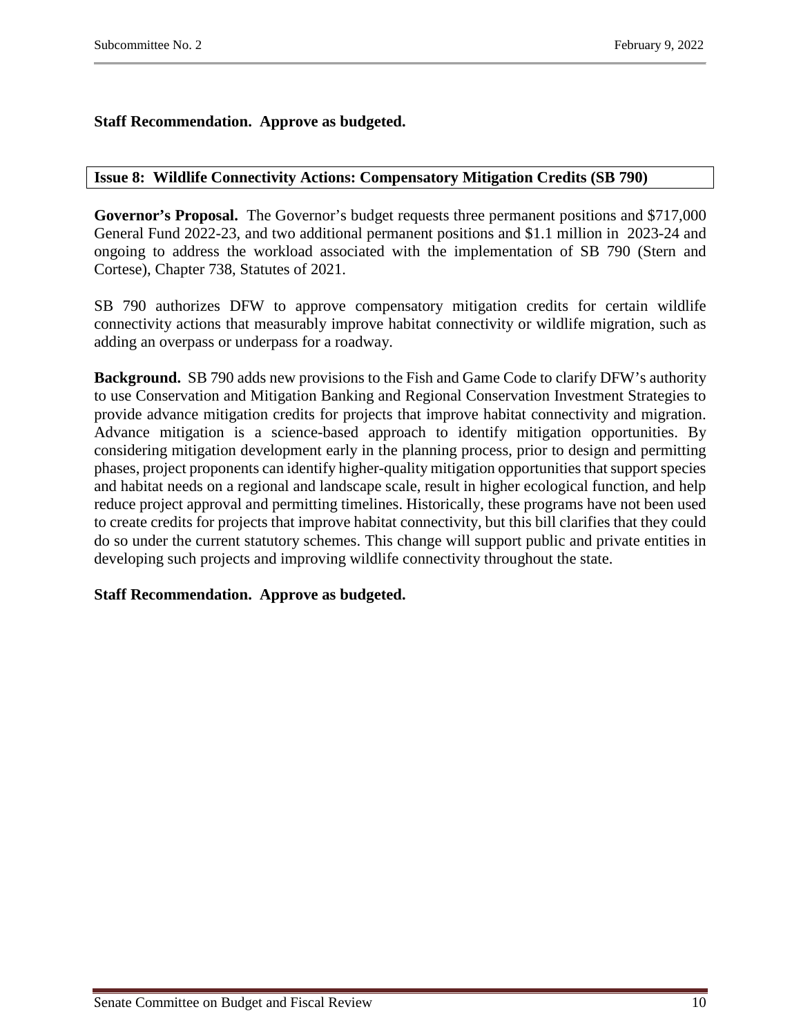**Staff Recommendation. Approve as budgeted.**

### Issue 8: Wildlife Connectivity Actions: Compensatory Mitigation Credits (SB 790)

**Governor's Proposal.** The Governor's budget requests three permanent positions and $717,000 General Fund 2022-23, and two additional permanent positions and $1.1 million in 2023-24 and ongoing to address the workload associated with the implementation of SB 790 (Stern and Cortese), Chapter 738, Statutes of 2021.

SB 790 authorizes DFW to approve compensatory mitigation credits for certain wildlife connectivity actions that measurably improve habitat connectivity or wildlife migration, such as adding an overpass or underpass for a roadway.

**Background.** SB 790 adds new provisions to the Fish and Game Code to clarify DFW's authority to use Conservation and Mitigation Banking and Regional Conservation Investment Strategies to provide advance mitigation credits for projects that improve habitat connectivity and migration. Advance mitigation is a science-based approach to identify mitigation opportunities. By considering mitigation development early in the planning process, prior to design and permitting phases, project proponents can identify higher-quality mitigation opportunities that support species and habitat needs on a regional and landscape scale, result in higher ecological function, and help reduce project approval and permitting timelines. Historically, these programs have not been used to create credits for projects that improve habitat connectivity, but this bill clarifies that they could do so under the current statutory schemes. This change will support public and private entities in developing such projects and improving wildlife connectivity throughout the state.

**Staff Recommendation. Approve as budgeted.**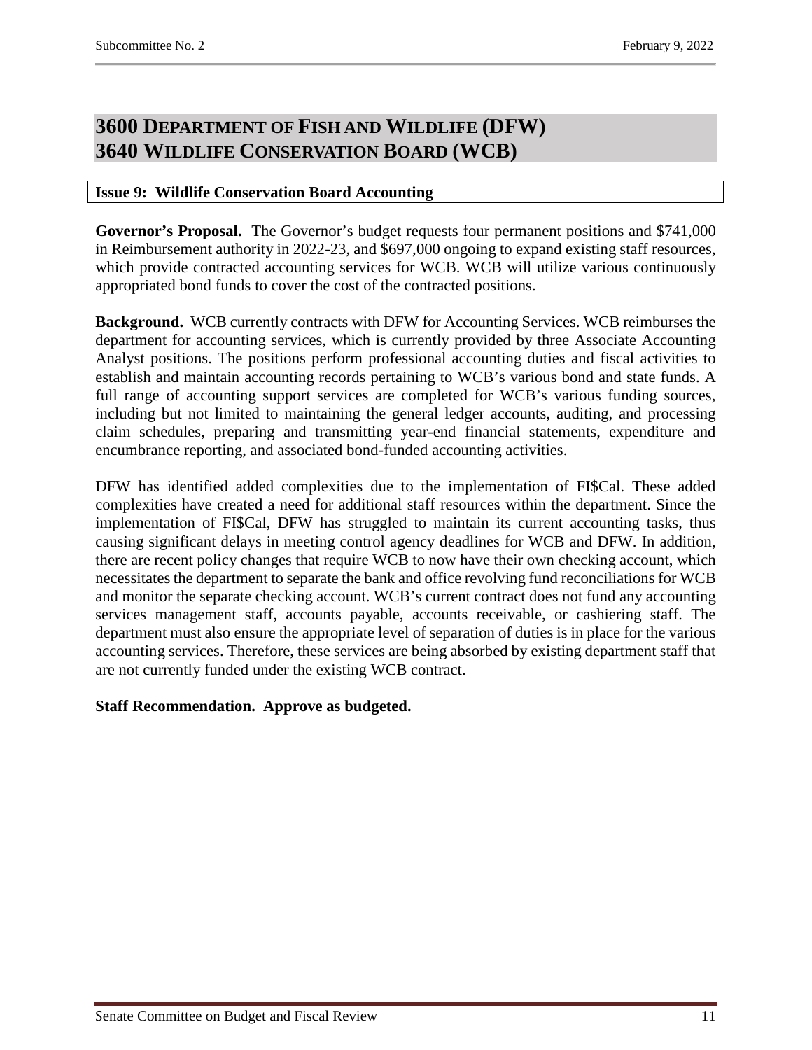# 3600 Department of Fish and Wildlife (DFW)
# 3640 Wildlife Conservation Board (WCB)

**Issue 9: Wildlife Conservation Board Accounting**

**Governor's Proposal.** The Governor's budget requests four permanent positions and $741,000 in Reimbursement authority in 2022-23, and $697,000 ongoing to expand existing staff resources, which provide contracted accounting services for WCB. WCB will utilize various continuously appropriated bond funds to cover the cost of the contracted positions.

**Background.** WCB currently contracts with DFW for Accounting Services. WCB reimburses the department for accounting services, which is currently provided by three Associate Accounting Analyst positions. The positions perform professional accounting duties and fiscal activities to establish and maintain accounting records pertaining to WCB's various bond and state funds. A full range of accounting support services are completed for WCB's various funding sources, including but not limited to maintaining the general ledger accounts, auditing, and processing claim schedules, preparing and transmitting year-end financial statements, expenditure and encumbrance reporting, and associated bond-funded accounting activities.

DFW has identified added complexities due to the implementation of FI$Cal. These added complexities have created a need for additional staff resources within the department. Since the implementation of FI$Cal, DFW has struggled to maintain its current accounting tasks, thus causing significant delays in meeting control agency deadlines for WCB and DFW. In addition, there are recent policy changes that require WCB to now have their own checking account, which necessitates the department to separate the bank and office revolving fund reconciliations for WCB and monitor the separate checking account. WCB's current contract does not fund any accounting services management staff, accounts payable, accounts receivable, or cashiering staff. The department must also ensure the appropriate level of separation of duties is in place for the various accounting services. Therefore, these services are being absorbed by existing department staff that are not currently funded under the existing WCB contract.

**Staff Recommendation. Approve as budgeted.**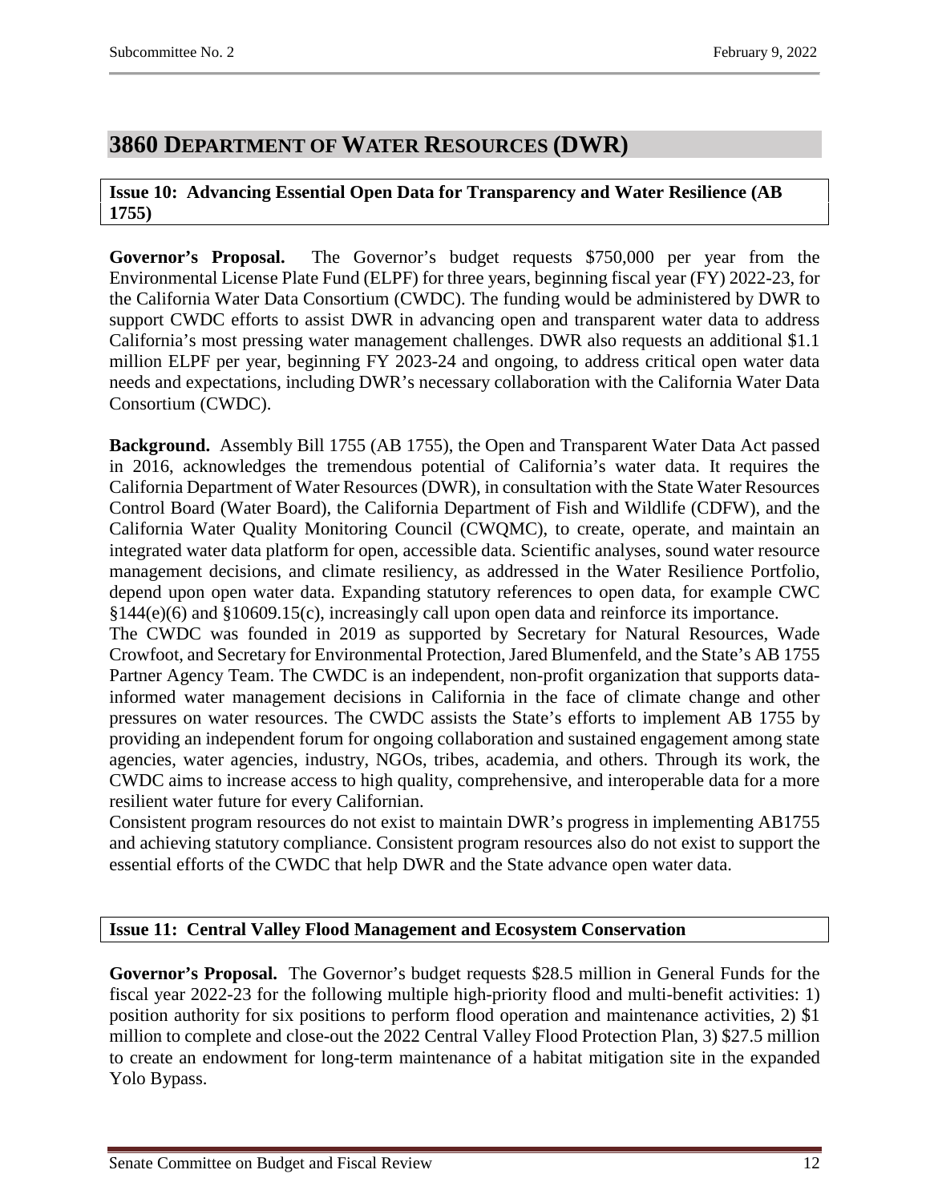## 3860 Department of Water Resources (DWR)

### Issue 10: Advancing Essential Open Data for Transparency and Water Resilience (AB 1755)

**Governor's Proposal.** The Governor's budget requests $750,000 per year from the Environmental License Plate Fund (ELPF) for three years, beginning fiscal year (FY) 2022-23, for the California Water Data Consortium (CWDC). The funding would be administered by DWR to support CWDC efforts to assist DWR in advancing open and transparent water data to address California's most pressing water management challenges. DWR also requests an additional $1.1 million ELPF per year, beginning FY 2023-24 and ongoing, to address critical open water data needs and expectations, including DWR's necessary collaboration with the California Water Data Consortium (CWDC).

**Background.** Assembly Bill 1755 (AB 1755), the Open and Transparent Water Data Act passed in 2016, acknowledges the tremendous potential of California's water data. It requires the California Department of Water Resources (DWR), in consultation with the State Water Resources Control Board (Water Board), the California Department of Fish and Wildlife (CDFW), and the California Water Quality Monitoring Council (CWQMC), to create, operate, and maintain an integrated water data platform for open, accessible data. Scientific analyses, sound water resource management decisions, and climate resiliency, as addressed in the Water Resilience Portfolio, depend upon open water data. Expanding statutory references to open data, for example CWC §144(e)(6) and §10609.15(c), increasingly call upon open data and reinforce its importance.

The CWDC was founded in 2019 as supported by Secretary for Natural Resources, Wade Crowfoot, and Secretary for Environmental Protection, Jared Blumenfeld, and the State's AB 1755 Partner Agency Team. The CWDC is an independent, non-profit organization that supports data-informed water management decisions in California in the face of climate change and other pressures on water resources. The CWDC assists the State's efforts to implement AB 1755 by providing an independent forum for ongoing collaboration and sustained engagement among state agencies, water agencies, industry, NGOs, tribes, academia, and others. Through its work, the CWDC aims to increase access to high quality, comprehensive, and interoperable data for a more resilient water future for every Californian.

Consistent program resources do not exist to maintain DWR's progress in implementing AB1755 and achieving statutory compliance. Consistent program resources also do not exist to support the essential efforts of the CWDC that help DWR and the State advance open water data.

### Issue 11: Central Valley Flood Management and Ecosystem Conservation

**Governor's Proposal.** The Governor's budget requests $28.5 million in General Funds for the fiscal year 2022-23 for the following multiple high-priority flood and multi-benefit activities: 1) position authority for six positions to perform flood operation and maintenance activities, 2) $1 million to complete and close-out the 2022 Central Valley Flood Protection Plan, 3) $27.5 million to create an endowment for long-term maintenance of a habitat mitigation site in the expanded Yolo Bypass.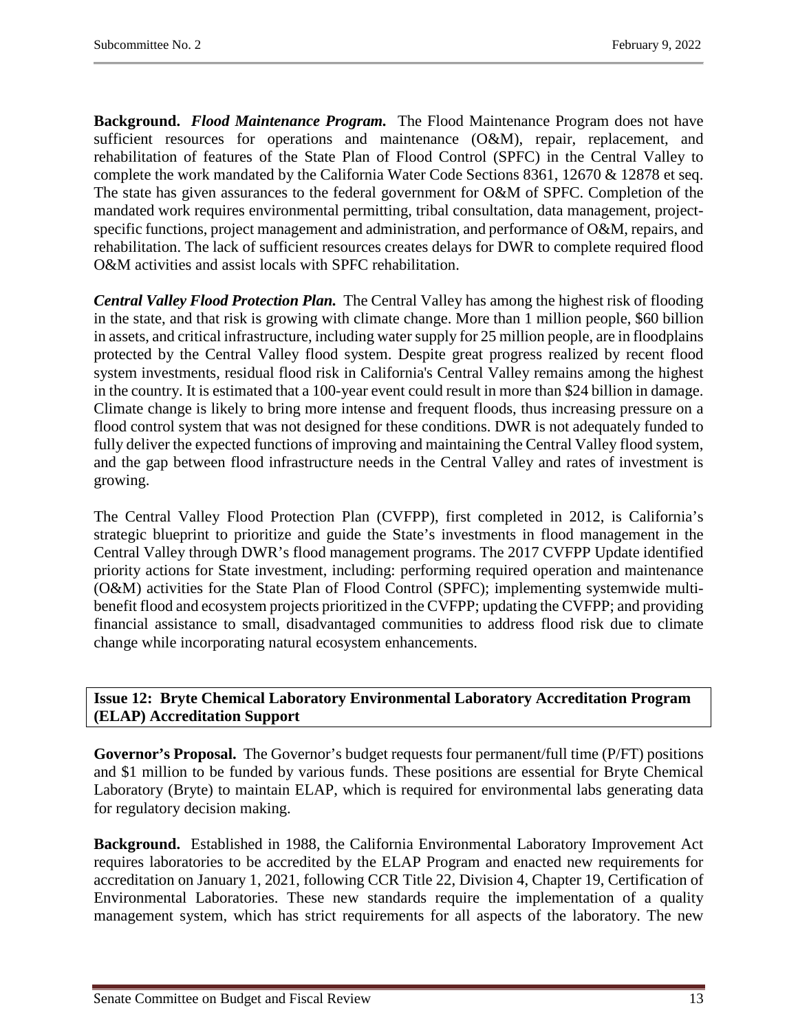**Background.** ***Flood Maintenance Program.*** The Flood Maintenance Program does not have sufficient resources for operations and maintenance (O&M), repair, replacement, and rehabilitation of features of the State Plan of Flood Control (SPFC) in the Central Valley to complete the work mandated by the California Water Code Sections 8361, 12670 & 12878 et seq. The state has given assurances to the federal government for O&M of SPFC. Completion of the mandated work requires environmental permitting, tribal consultation, data management, project-specific functions, project management and administration, and performance of O&M, repairs, and rehabilitation. The lack of sufficient resources creates delays for DWR to complete required flood O&M activities and assist locals with SPFC rehabilitation.

***Central Valley Flood Protection Plan.*** The Central Valley has among the highest risk of flooding in the state, and that risk is growing with climate change. More than 1 million people, $60 billion in assets, and critical infrastructure, including water supply for 25 million people, are in floodplains protected by the Central Valley flood system. Despite great progress realized by recent flood system investments, residual flood risk in California's Central Valley remains among the highest in the country. It is estimated that a 100-year event could result in more than $24 billion in damage. Climate change is likely to bring more intense and frequent floods, thus increasing pressure on a flood control system that was not designed for these conditions. DWR is not adequately funded to fully deliver the expected functions of improving and maintaining the Central Valley flood system, and the gap between flood infrastructure needs in the Central Valley and rates of investment is growing.

The Central Valley Flood Protection Plan (CVFPP), first completed in 2012, is California's strategic blueprint to prioritize and guide the State's investments in flood management in the Central Valley through DWR's flood management programs. The 2017 CVFPP Update identified priority actions for State investment, including: performing required operation and maintenance (O&M) activities for the State Plan of Flood Control (SPFC); implementing systemwide multi-benefit flood and ecosystem projects prioritized in the CVFPP; updating the CVFPP; and providing financial assistance to small, disadvantaged communities to address flood risk due to climate change while incorporating natural ecosystem enhancements.

**Issue 12: Bryte Chemical Laboratory Environmental Laboratory Accreditation Program (ELAP) Accreditation Support**

**Governor's Proposal.** The Governor's budget requests four permanent/full time (P/FT) positions and $1 million to be funded by various funds. These positions are essential for Bryte Chemical Laboratory (Bryte) to maintain ELAP, which is required for environmental labs generating data for regulatory decision making.

**Background.** Established in 1988, the California Environmental Laboratory Improvement Act requires laboratories to be accredited by the ELAP Program and enacted new requirements for accreditation on January 1, 2021, following CCR Title 22, Division 4, Chapter 19, Certification of Environmental Laboratories. These new standards require the implementation of a quality management system, which has strict requirements for all aspects of the laboratory. The new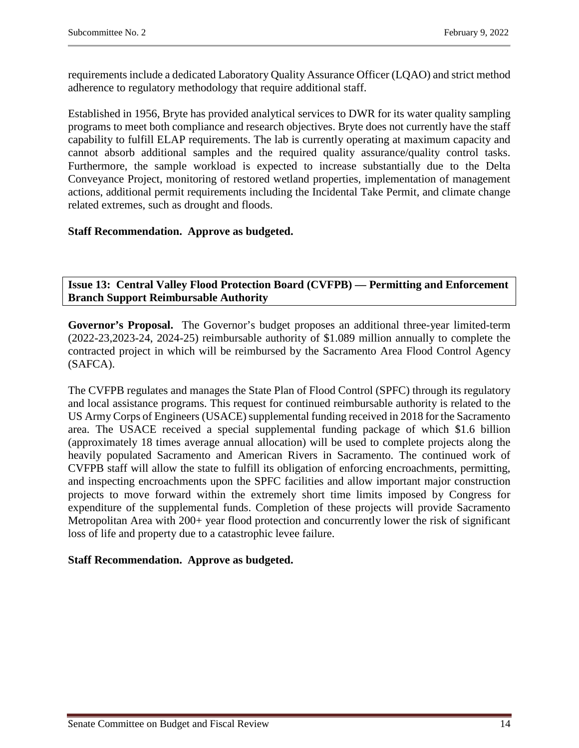requirements include a dedicated Laboratory Quality Assurance Officer (LQAO) and strict method adherence to regulatory methodology that require additional staff.

Established in 1956, Bryte has provided analytical services to DWR for its water quality sampling programs to meet both compliance and research objectives. Bryte does not currently have the staff capability to fulfill ELAP requirements. The lab is currently operating at maximum capacity and cannot absorb additional samples and the required quality assurance/quality control tasks. Furthermore, the sample workload is expected to increase substantially due to the Delta Conveyance Project, monitoring of restored wetland properties, implementation of management actions, additional permit requirements including the Incidental Take Permit, and climate change related extremes, such as drought and floods.

**Staff Recommendation. Approve as budgeted.**

### Issue 13: Central Valley Flood Protection Board (CVFPB) — Permitting and Enforcement Branch Support Reimbursable Authority

**Governor's Proposal.** The Governor's budget proposes an additional three-year limited-term (2022-23,2023-24, 2024-25) reimbursable authority of $1.089 million annually to complete the contracted project in which will be reimbursed by the Sacramento Area Flood Control Agency (SAFCA).

The CVFPB regulates and manages the State Plan of Flood Control (SPFC) through its regulatory and local assistance programs. This request for continued reimbursable authority is related to the US Army Corps of Engineers (USACE) supplemental funding received in 2018 for the Sacramento area. The USACE received a special supplemental funding package of which $1.6 billion (approximately 18 times average annual allocation) will be used to complete projects along the heavily populated Sacramento and American Rivers in Sacramento. The continued work of CVFPB staff will allow the state to fulfill its obligation of enforcing encroachments, permitting, and inspecting encroachments upon the SPFC facilities and allow important major construction projects to move forward within the extremely short time limits imposed by Congress for expenditure of the supplemental funds. Completion of these projects will provide Sacramento Metropolitan Area with 200+ year flood protection and concurrently lower the risk of significant loss of life and property due to a catastrophic levee failure.

**Staff Recommendation. Approve as budgeted.**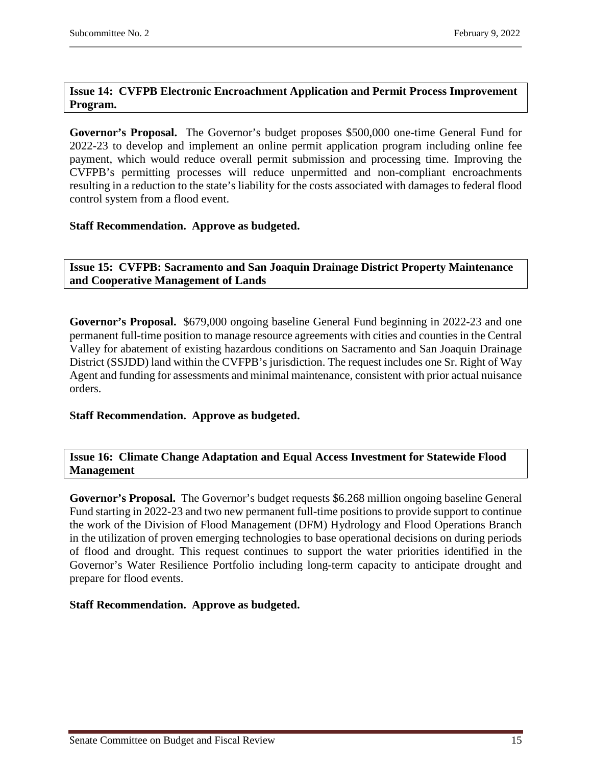### Issue 14: CVFPB Electronic Encroachment Application and Permit Process Improvement Program.

**Governor's Proposal.** The Governor's budget proposes $500,000 one-time General Fund for 2022-23 to develop and implement an online permit application program including online fee payment, which would reduce overall permit submission and processing time. Improving the CVFPB's permitting processes will reduce unpermitted and non-compliant encroachments resulting in a reduction to the state's liability for the costs associated with damages to federal flood control system from a flood event.

**Staff Recommendation. Approve as budgeted.**

### Issue 15: CVFPB: Sacramento and San Joaquin Drainage District Property Maintenance and Cooperative Management of Lands

**Governor's Proposal.** $679,000 ongoing baseline General Fund beginning in 2022-23 and one permanent full-time position to manage resource agreements with cities and counties in the Central Valley for abatement of existing hazardous conditions on Sacramento and San Joaquin Drainage District (SSJDD) land within the CVFPB's jurisdiction. The request includes one Sr. Right of Way Agent and funding for assessments and minimal maintenance, consistent with prior actual nuisance orders.

**Staff Recommendation. Approve as budgeted.**

### Issue 16: Climate Change Adaptation and Equal Access Investment for Statewide Flood Management

**Governor's Proposal.** The Governor's budget requests $6.268 million ongoing baseline General Fund starting in 2022-23 and two new permanent full-time positions to provide support to continue the work of the Division of Flood Management (DFM) Hydrology and Flood Operations Branch in the utilization of proven emerging technologies to base operational decisions on during periods of flood and drought. This request continues to support the water priorities identified in the Governor's Water Resilience Portfolio including long-term capacity to anticipate drought and prepare for flood events.

**Staff Recommendation. Approve as budgeted.**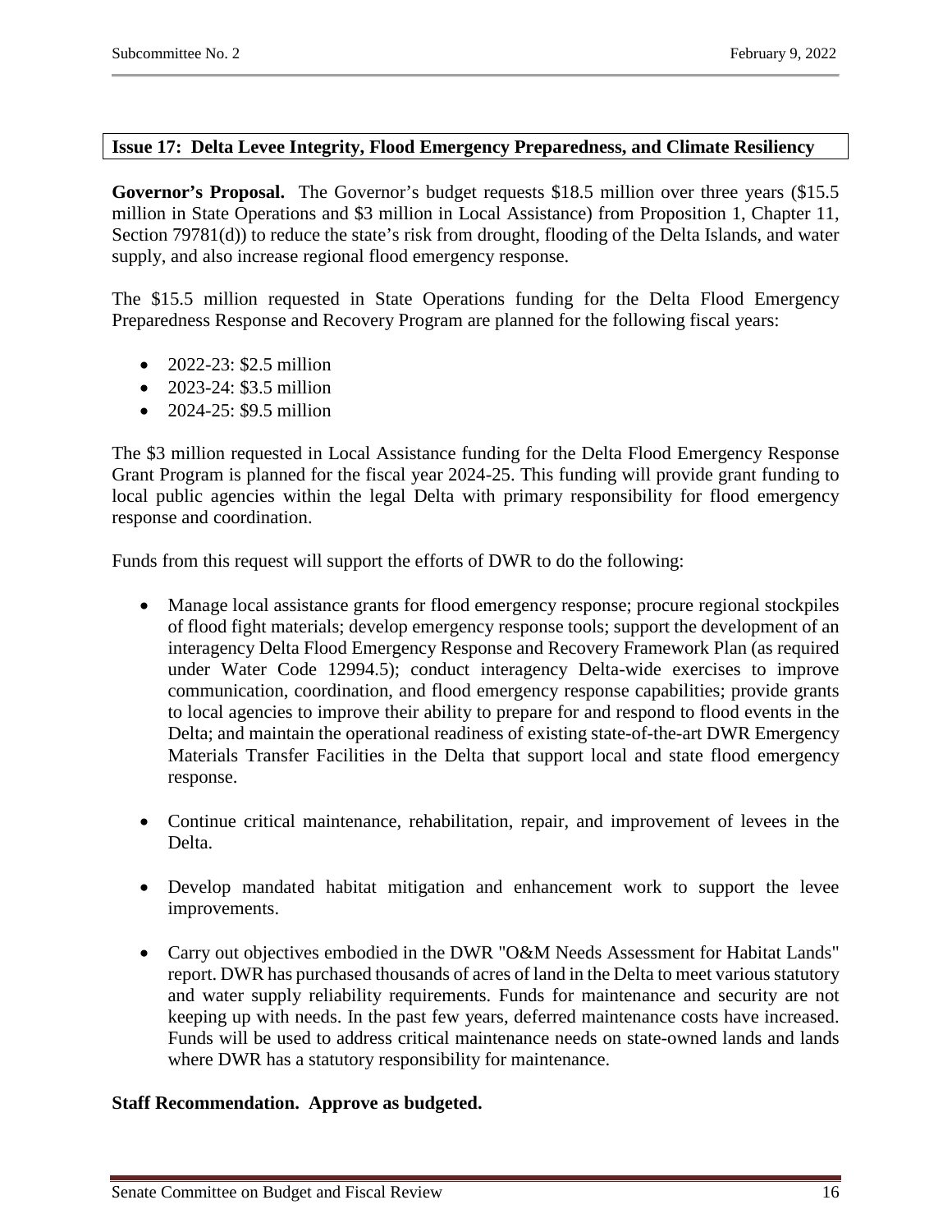**Issue 17: Delta Levee Integrity, Flood Emergency Preparedness, and Climate Resiliency**

**Governor's Proposal.** The Governor's budget requests $18.5 million over three years ($15.5 million in State Operations and $3 million in Local Assistance) from Proposition 1, Chapter 11, Section 79781(d)) to reduce the state's risk from drought, flooding of the Delta Islands, and water supply, and also increase regional flood emergency response.

The $15.5 million requested in State Operations funding for the Delta Flood Emergency Preparedness Response and Recovery Program are planned for the following fiscal years:

- 2022-23: $2.5 million
- 2023-24: $3.5 million
- 2024-25: $9.5 million

The $3 million requested in Local Assistance funding for the Delta Flood Emergency Response Grant Program is planned for the fiscal year 2024-25. This funding will provide grant funding to local public agencies within the legal Delta with primary responsibility for flood emergency response and coordination.

Funds from this request will support the efforts of DWR to do the following:

- Manage local assistance grants for flood emergency response; procure regional stockpiles of flood fight materials; develop emergency response tools; support the development of an interagency Delta Flood Emergency Response and Recovery Framework Plan (as required under Water Code 12994.5); conduct interagency Delta-wide exercises to improve communication, coordination, and flood emergency response capabilities; provide grants to local agencies to improve their ability to prepare for and respond to flood events in the Delta; and maintain the operational readiness of existing state-of-the-art DWR Emergency Materials Transfer Facilities in the Delta that support local and state flood emergency response.

- Continue critical maintenance, rehabilitation, repair, and improvement of levees in the Delta.

- Develop mandated habitat mitigation and enhancement work to support the levee improvements.

- Carry out objectives embodied in the DWR "O&M Needs Assessment for Habitat Lands" report. DWR has purchased thousands of acres of land in the Delta to meet various statutory and water supply reliability requirements. Funds for maintenance and security are not keeping up with needs. In the past few years, deferred maintenance costs have increased. Funds will be used to address critical maintenance needs on state-owned lands and lands where DWR has a statutory responsibility for maintenance.

**Staff Recommendation. Approve as budgeted.**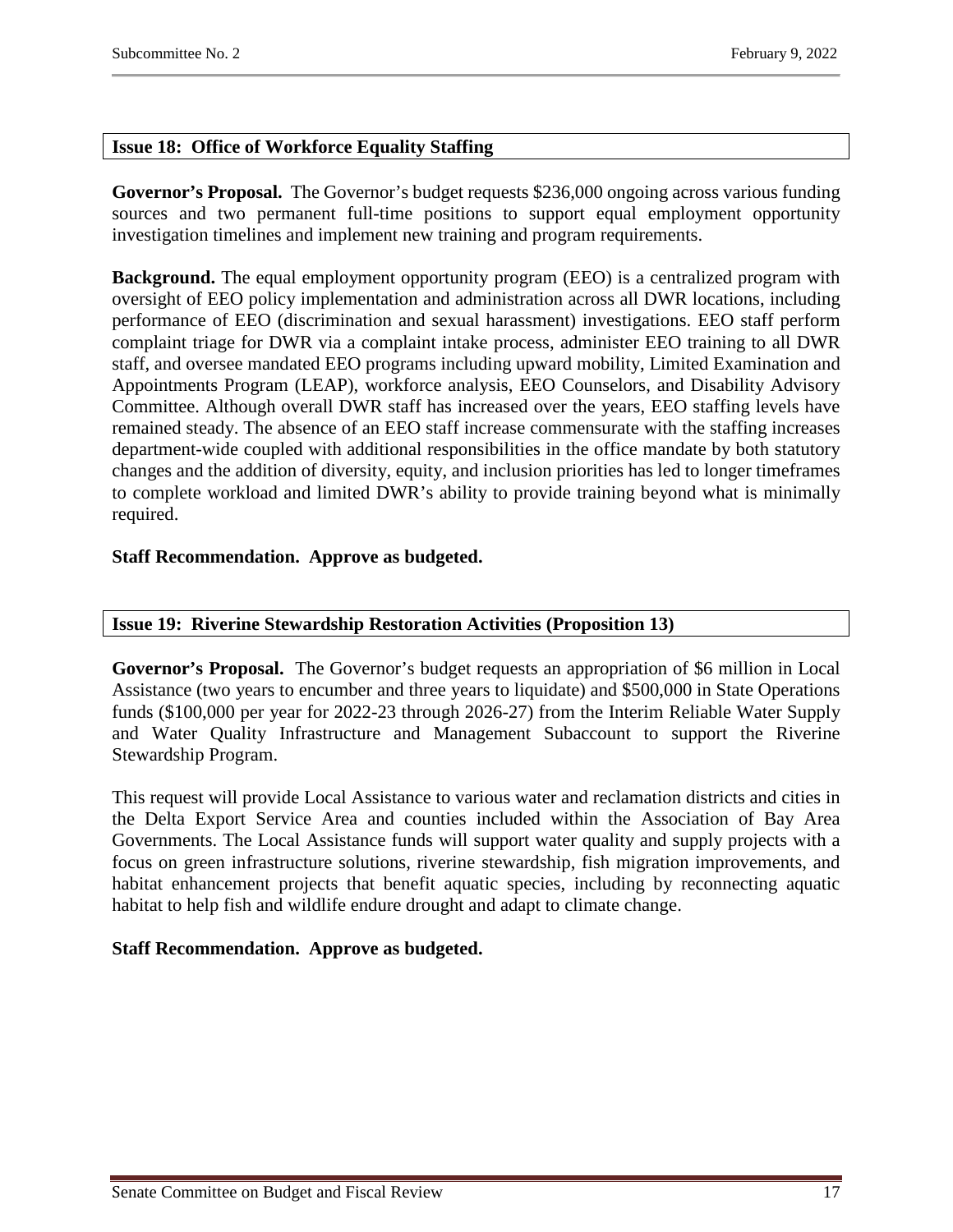## Issue 18: Office of Workforce Equality Staffing

**Governor's Proposal.** The Governor's budget requests $236,000 ongoing across various funding sources and two permanent full-time positions to support equal employment opportunity investigation timelines and implement new training and program requirements.

**Background.** The equal employment opportunity program (EEO) is a centralized program with oversight of EEO policy implementation and administration across all DWR locations, including performance of EEO (discrimination and sexual harassment) investigations. EEO staff perform complaint triage for DWR via a complaint intake process, administer EEO training to all DWR staff, and oversee mandated EEO programs including upward mobility, Limited Examination and Appointments Program (LEAP), workforce analysis, EEO Counselors, and Disability Advisory Committee. Although overall DWR staff has increased over the years, EEO staffing levels have remained steady. The absence of an EEO staff increase commensurate with the staffing increases department-wide coupled with additional responsibilities in the office mandate by both statutory changes and the addition of diversity, equity, and inclusion priorities has led to longer timeframes to complete workload and limited DWR's ability to provide training beyond what is minimally required.

**Staff Recommendation. Approve as budgeted.**

## Issue 19: Riverine Stewardship Restoration Activities (Proposition 13)

**Governor's Proposal.** The Governor's budget requests an appropriation of $6 million in Local Assistance (two years to encumber and three years to liquidate) and $500,000 in State Operations funds ($100,000 per year for 2022-23 through 2026-27) from the Interim Reliable Water Supply and Water Quality Infrastructure and Management Subaccount to support the Riverine Stewardship Program.

This request will provide Local Assistance to various water and reclamation districts and cities in the Delta Export Service Area and counties included within the Association of Bay Area Governments. The Local Assistance funds will support water quality and supply projects with a focus on green infrastructure solutions, riverine stewardship, fish migration improvements, and habitat enhancement projects that benefit aquatic species, including by reconnecting aquatic habitat to help fish and wildlife endure drought and adapt to climate change.

**Staff Recommendation. Approve as budgeted.**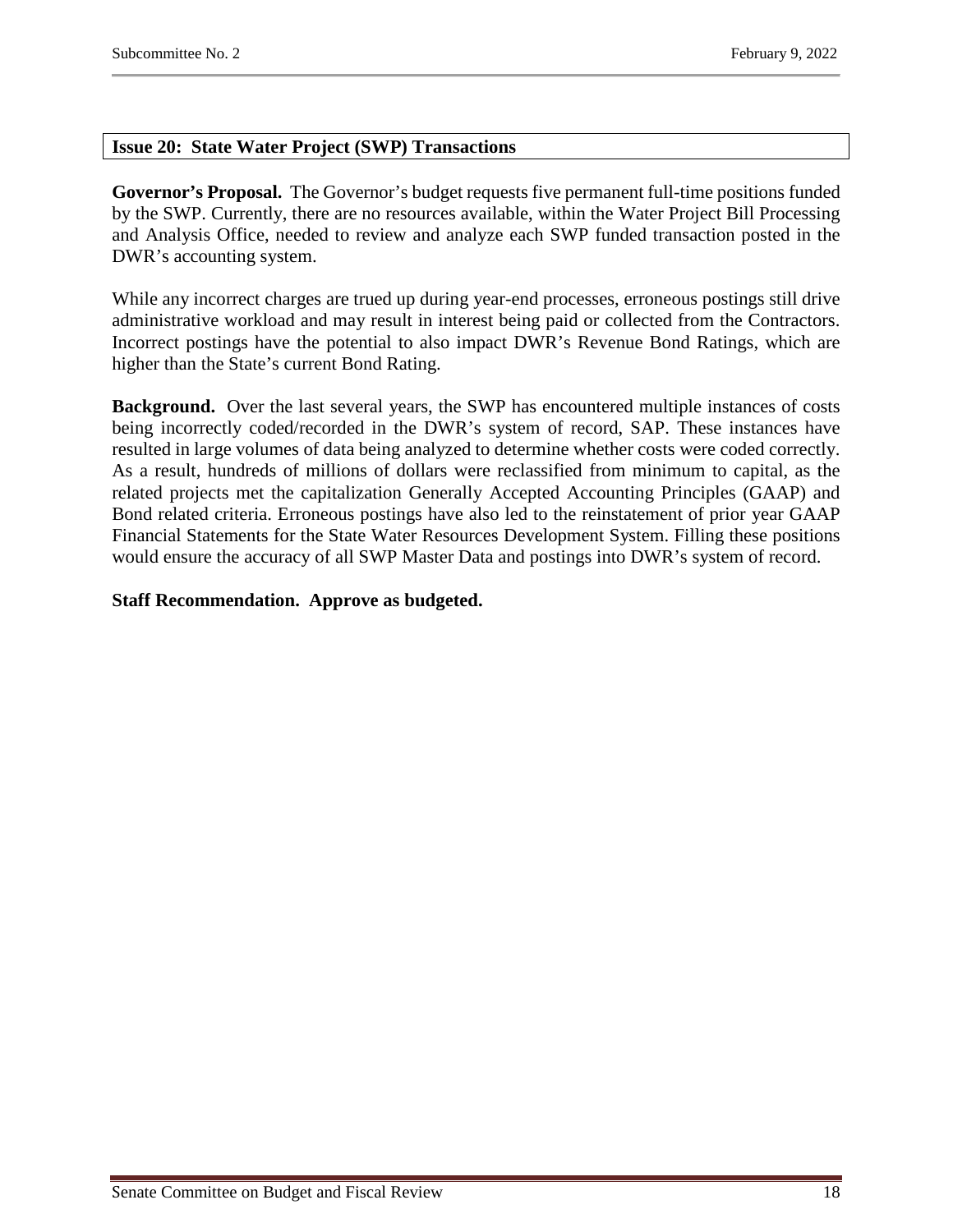## Issue 20: State Water Project (SWP) Transactions

**Governor's Proposal.** The Governor's budget requests five permanent full-time positions funded by the SWP. Currently, there are no resources available, within the Water Project Bill Processing and Analysis Office, needed to review and analyze each SWP funded transaction posted in the DWR's accounting system.

While any incorrect charges are trued up during year-end processes, erroneous postings still drive administrative workload and may result in interest being paid or collected from the Contractors. Incorrect postings have the potential to also impact DWR's Revenue Bond Ratings, which are higher than the State's current Bond Rating.

**Background.** Over the last several years, the SWP has encountered multiple instances of costs being incorrectly coded/recorded in the DWR's system of record, SAP. These instances have resulted in large volumes of data being analyzed to determine whether costs were coded correctly. As a result, hundreds of millions of dollars were reclassified from minimum to capital, as the related projects met the capitalization Generally Accepted Accounting Principles (GAAP) and Bond related criteria. Erroneous postings have also led to the reinstatement of prior year GAAP Financial Statements for the State Water Resources Development System. Filling these positions would ensure the accuracy of all SWP Master Data and postings into DWR's system of record.

**Staff Recommendation. Approve as budgeted.**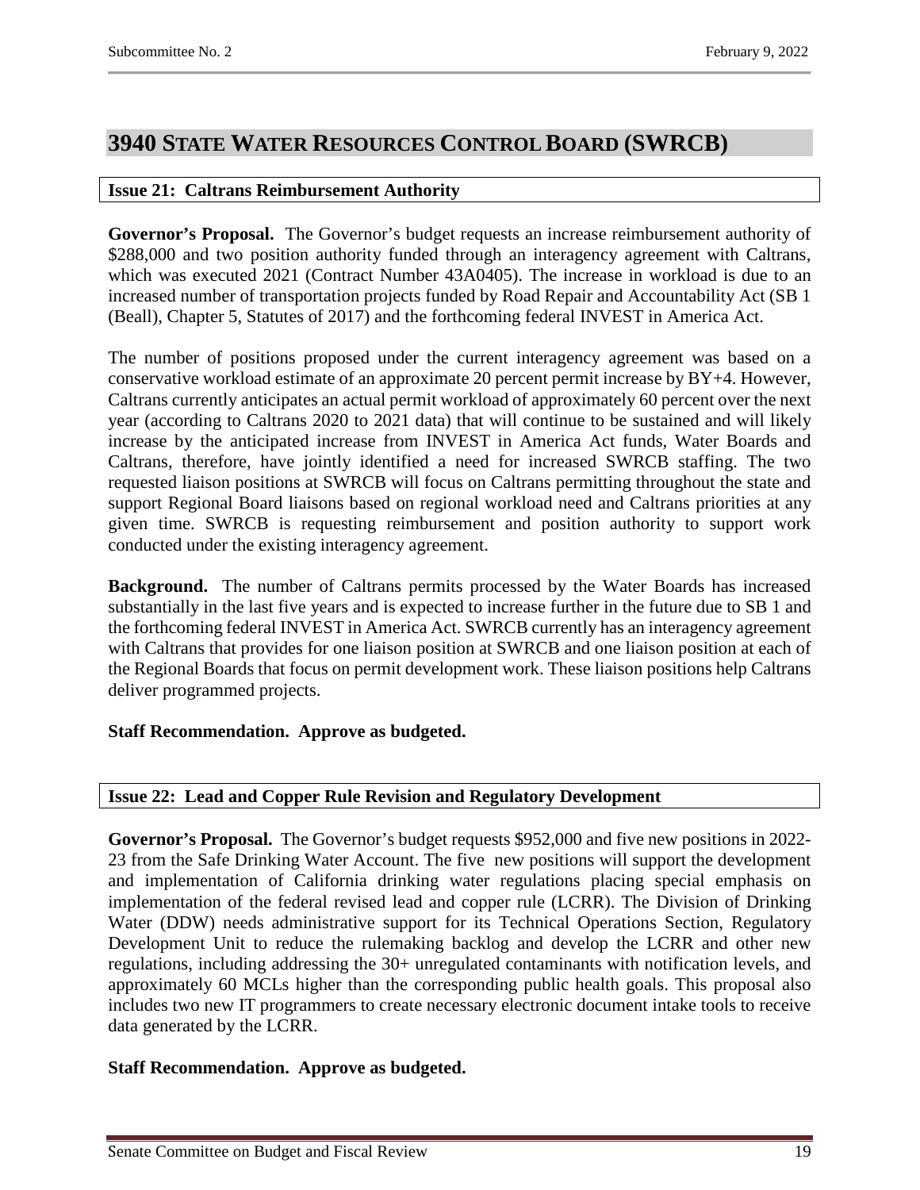# 3940 State Water Resources Control Board (SWRCB)

### Issue 21: Caltrans Reimbursement Authority

**Governor's Proposal.** The Governor's budget requests an increase reimbursement authority of $288,000 and two position authority funded through an interagency agreement with Caltrans, which was executed 2021 (Contract Number 43A0405). The increase in workload is due to an increased number of transportation projects funded by Road Repair and Accountability Act (SB 1 (Beall), Chapter 5, Statutes of 2017) and the forthcoming federal INVEST in America Act.

The number of positions proposed under the current interagency agreement was based on a conservative workload estimate of an approximate 20 percent permit increase by BY+4. However, Caltrans currently anticipates an actual permit workload of approximately 60 percent over the next year (according to Caltrans 2020 to 2021 data) that will continue to be sustained and will likely increase by the anticipated increase from INVEST in America Act funds, Water Boards and Caltrans, therefore, have jointly identified a need for increased SWRCB staffing. The two requested liaison positions at SWRCB will focus on Caltrans permitting throughout the state and support Regional Board liaisons based on regional workload need and Caltrans priorities at any given time. SWRCB is requesting reimbursement and position authority to support work conducted under the existing interagency agreement.

**Background.** The number of Caltrans permits processed by the Water Boards has increased substantially in the last five years and is expected to increase further in the future due to SB 1 and the forthcoming federal INVEST in America Act. SWRCB currently has an interagency agreement with Caltrans that provides for one liaison position at SWRCB and one liaison position at each of the Regional Boards that focus on permit development work. These liaison positions help Caltrans deliver programmed projects.

**Staff Recommendation. Approve as budgeted.**

### Issue 22: Lead and Copper Rule Revision and Regulatory Development

**Governor's Proposal.** The Governor's budget requests $952,000 and five new positions in 2022-23 from the Safe Drinking Water Account. The five new positions will support the development and implementation of California drinking water regulations placing special emphasis on implementation of the federal revised lead and copper rule (LCRR). The Division of Drinking Water (DDW) needs administrative support for its Technical Operations Section, Regulatory Development Unit to reduce the rulemaking backlog and develop the LCRR and other new regulations, including addressing the 30+ unregulated contaminants with notification levels, and approximately 60 MCLs higher than the corresponding public health goals. This proposal also includes two new IT programmers to create necessary electronic document intake tools to receive data generated by the LCRR.

**Staff Recommendation. Approve as budgeted.**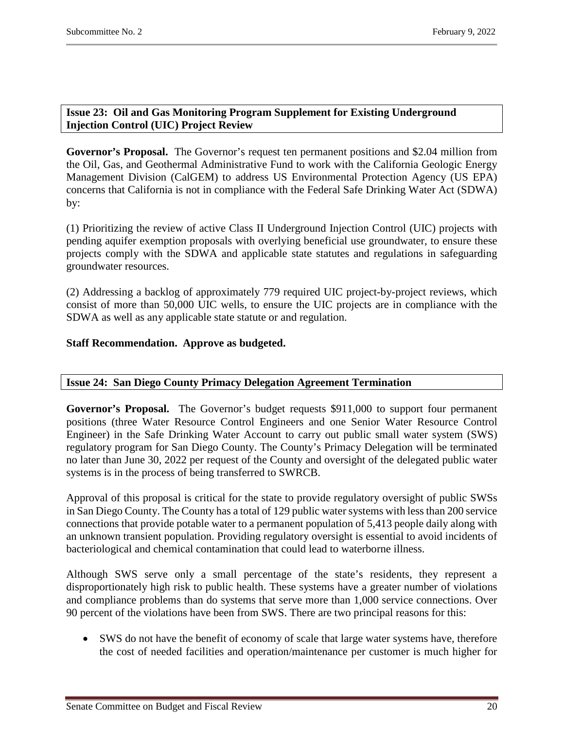**Issue 23: Oil and Gas Monitoring Program Supplement for Existing Underground Injection Control (UIC) Project Review**

**Governor's Proposal.** The Governor's request ten permanent positions and $2.04 million from the Oil, Gas, and Geothermal Administrative Fund to work with the California Geologic Energy Management Division (CalGEM) to address US Environmental Protection Agency (US EPA) concerns that California is not in compliance with the Federal Safe Drinking Water Act (SDWA) by:

(1) Prioritizing the review of active Class II Underground Injection Control (UIC) projects with pending aquifer exemption proposals with overlying beneficial use groundwater, to ensure these projects comply with the SDWA and applicable state statutes and regulations in safeguarding groundwater resources.

(2) Addressing a backlog of approximately 779 required UIC project-by-project reviews, which consist of more than 50,000 UIC wells, to ensure the UIC projects are in compliance with the SDWA as well as any applicable state statute or and regulation.

**Staff Recommendation. Approve as budgeted.**

**Issue 24: San Diego County Primacy Delegation Agreement Termination**

**Governor's Proposal.** The Governor's budget requests $911,000 to support four permanent positions (three Water Resource Control Engineers and one Senior Water Resource Control Engineer) in the Safe Drinking Water Account to carry out public small water system (SWS) regulatory program for San Diego County. The County's Primacy Delegation will be terminated no later than June 30, 2022 per request of the County and oversight of the delegated public water systems is in the process of being transferred to SWRCB.

Approval of this proposal is critical for the state to provide regulatory oversight of public SWSs in San Diego County. The County has a total of 129 public water systems with less than 200 service connections that provide potable water to a permanent population of 5,413 people daily along with an unknown transient population. Providing regulatory oversight is essential to avoid incidents of bacteriological and chemical contamination that could lead to waterborne illness.

Although SWS serve only a small percentage of the state's residents, they represent a disproportionately high risk to public health. These systems have a greater number of violations and compliance problems than do systems that serve more than 1,000 service connections. Over 90 percent of the violations have been from SWS. There are two principal reasons for this:

- SWS do not have the benefit of economy of scale that large water systems have, therefore the cost of needed facilities and operation/maintenance per customer is much higher for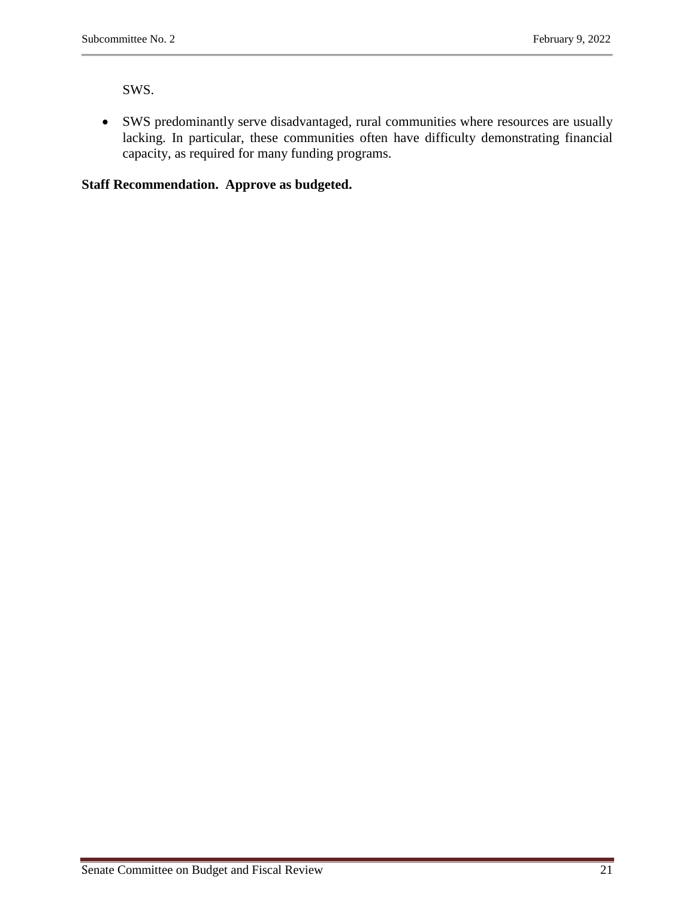SWS.

- SWS predominantly serve disadvantaged, rural communities where resources are usually lacking. In particular, these communities often have difficulty demonstrating financial capacity, as required for many funding programs.

**Staff Recommendation. Approve as budgeted.**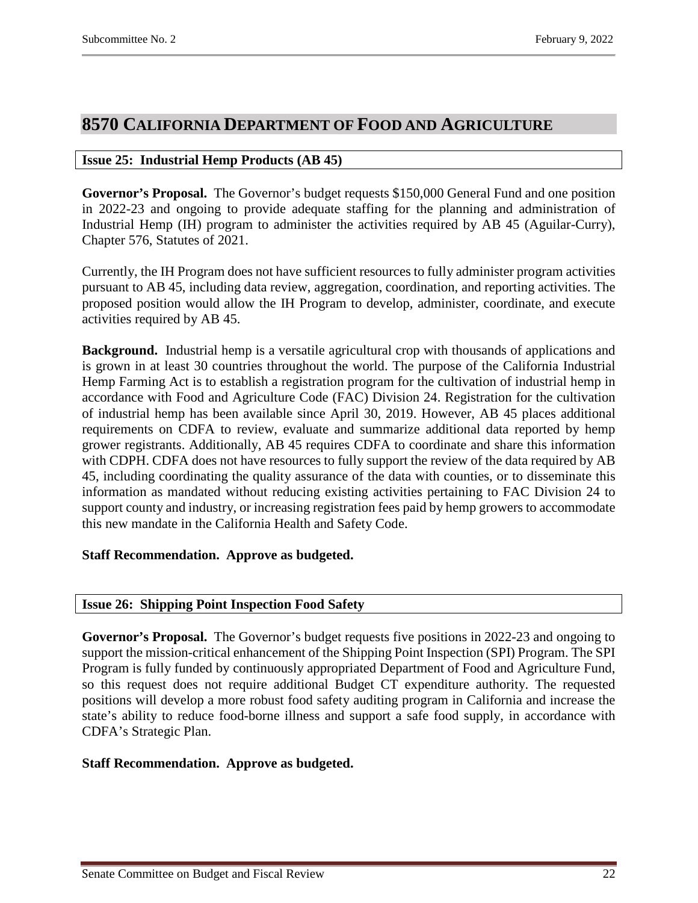## 8570 California Department of Food and Agriculture

### Issue 25: Industrial Hemp Products (AB 45)

**Governor's Proposal.** The Governor's budget requests $150,000 General Fund and one position in 2022-23 and ongoing to provide adequate staffing for the planning and administration of Industrial Hemp (IH) program to administer the activities required by AB 45 (Aguilar-Curry), Chapter 576, Statutes of 2021.

Currently, the IH Program does not have sufficient resources to fully administer program activities pursuant to AB 45, including data review, aggregation, coordination, and reporting activities. The proposed position would allow the IH Program to develop, administer, coordinate, and execute activities required by AB 45.

**Background.** Industrial hemp is a versatile agricultural crop with thousands of applications and is grown in at least 30 countries throughout the world. The purpose of the California Industrial Hemp Farming Act is to establish a registration program for the cultivation of industrial hemp in accordance with Food and Agriculture Code (FAC) Division 24. Registration for the cultivation of industrial hemp has been available since April 30, 2019. However, AB 45 places additional requirements on CDFA to review, evaluate and summarize additional data reported by hemp grower registrants. Additionally, AB 45 requires CDFA to coordinate and share this information with CDPH. CDFA does not have resources to fully support the review of the data required by AB 45, including coordinating the quality assurance of the data with counties, or to disseminate this information as mandated without reducing existing activities pertaining to FAC Division 24 to support county and industry, or increasing registration fees paid by hemp growers to accommodate this new mandate in the California Health and Safety Code.

**Staff Recommendation. Approve as budgeted.**

### Issue 26: Shipping Point Inspection Food Safety

**Governor's Proposal.** The Governor's budget requests five positions in 2022-23 and ongoing to support the mission-critical enhancement of the Shipping Point Inspection (SPI) Program. The SPI Program is fully funded by continuously appropriated Department of Food and Agriculture Fund, so this request does not require additional Budget CT expenditure authority. The requested positions will develop a more robust food safety auditing program in California and increase the state's ability to reduce food-borne illness and support a safe food supply, in accordance with CDFA's Strategic Plan.

**Staff Recommendation. Approve as budgeted.**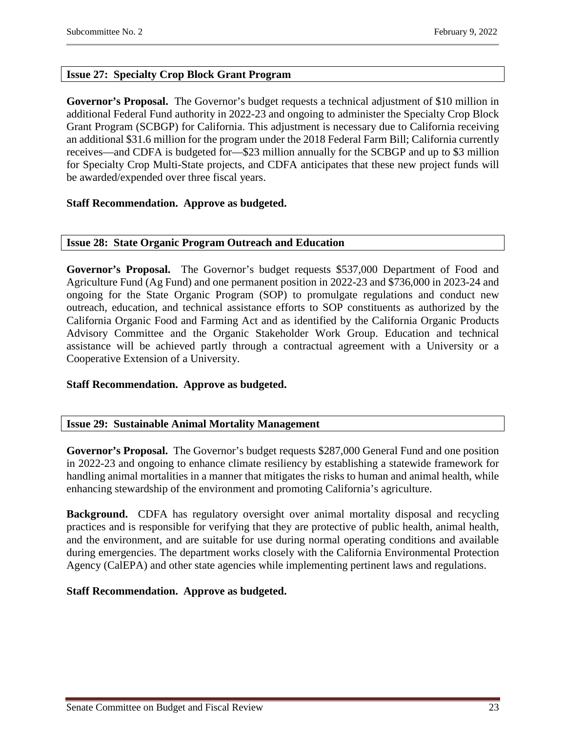### Issue 27: Specialty Crop Block Grant Program

**Governor's Proposal.** The Governor's budget requests a technical adjustment of $10 million in additional Federal Fund authority in 2022-23 and ongoing to administer the Specialty Crop Block Grant Program (SCBGP) for California. This adjustment is necessary due to California receiving an additional $31.6 million for the program under the 2018 Federal Farm Bill; California currently receives—and CDFA is budgeted for—$23 million annually for the SCBGP and up to $3 million for Specialty Crop Multi-State projects, and CDFA anticipates that these new project funds will be awarded/expended over three fiscal years.

**Staff Recommendation. Approve as budgeted.**

### Issue 28: State Organic Program Outreach and Education

**Governor's Proposal.** The Governor's budget requests $537,000 Department of Food and Agriculture Fund (Ag Fund) and one permanent position in 2022-23 and $736,000 in 2023-24 and ongoing for the State Organic Program (SOP) to promulgate regulations and conduct new outreach, education, and technical assistance efforts to SOP constituents as authorized by the California Organic Food and Farming Act and as identified by the California Organic Products Advisory Committee and the Organic Stakeholder Work Group. Education and technical assistance will be achieved partly through a contractual agreement with a University or a Cooperative Extension of a University.

**Staff Recommendation. Approve as budgeted.**

### Issue 29: Sustainable Animal Mortality Management

**Governor's Proposal.** The Governor's budget requests $287,000 General Fund and one position in 2022-23 and ongoing to enhance climate resiliency by establishing a statewide framework for handling animal mortalities in a manner that mitigates the risks to human and animal health, while enhancing stewardship of the environment and promoting California's agriculture.

**Background.** CDFA has regulatory oversight over animal mortality disposal and recycling practices and is responsible for verifying that they are protective of public health, animal health, and the environment, and are suitable for use during normal operating conditions and available during emergencies. The department works closely with the California Environmental Protection Agency (CalEPA) and other state agencies while implementing pertinent laws and regulations.

**Staff Recommendation. Approve as budgeted.**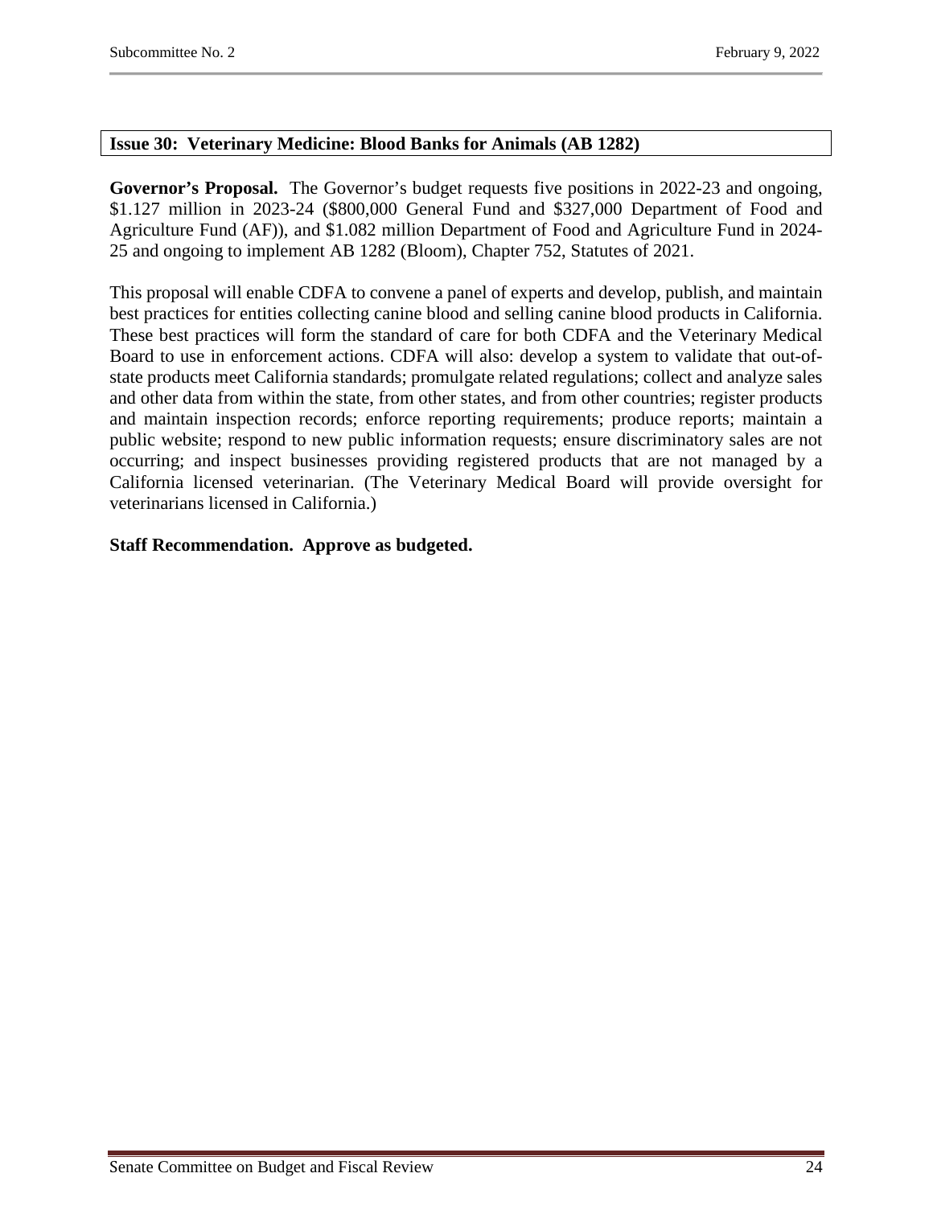### Issue 30: Veterinary Medicine: Blood Banks for Animals (AB 1282)

**Governor's Proposal.** The Governor's budget requests five positions in 2022-23 and ongoing, $1.127 million in 2023-24 ($800,000 General Fund and $327,000 Department of Food and Agriculture Fund (AF)), and $1.082 million Department of Food and Agriculture Fund in 2024-25 and ongoing to implement AB 1282 (Bloom), Chapter 752, Statutes of 2021.

This proposal will enable CDFA to convene a panel of experts and develop, publish, and maintain best practices for entities collecting canine blood and selling canine blood products in California. These best practices will form the standard of care for both CDFA and the Veterinary Medical Board to use in enforcement actions. CDFA will also: develop a system to validate that out-of-state products meet California standards; promulgate related regulations; collect and analyze sales and other data from within the state, from other states, and from other countries; register products and maintain inspection records; enforce reporting requirements; produce reports; maintain a public website; respond to new public information requests; ensure discriminatory sales are not occurring; and inspect businesses providing registered products that are not managed by a California licensed veterinarian. (The Veterinary Medical Board will provide oversight for veterinarians licensed in California.)

**Staff Recommendation. Approve as budgeted.**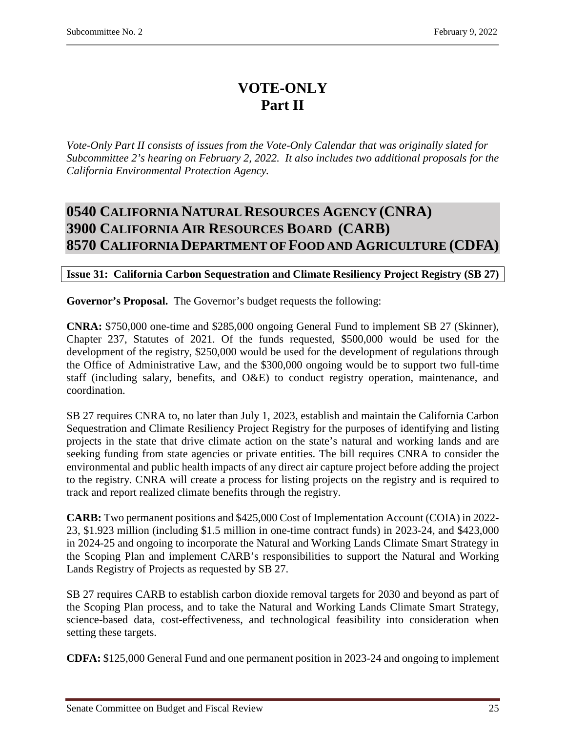# VOTE-ONLY
# Part II

*Vote-Only Part II consists of issues from the Vote-Only Calendar that was originally slated for Subcommittee 2's hearing on February 2, 2022. It also includes two additional proposals for the California Environmental Protection Agency.*

## 0540 CALIFORNIA NATURAL RESOURCES AGENCY (CNRA)
## 3900 CALIFORNIA AIR RESOURCES BOARD (CARB)
## 8570 CALIFORNIA DEPARTMENT OF FOOD AND AGRICULTURE (CDFA)

**Issue 31: California Carbon Sequestration and Climate Resiliency Project Registry (SB 27)**

**Governor's Proposal.** The Governor's budget requests the following:

**CNRA:** $750,000 one-time and $285,000 ongoing General Fund to implement SB 27 (Skinner), Chapter 237, Statutes of 2021. Of the funds requested, $500,000 would be used for the development of the registry, $250,000 would be used for the development of regulations through the Office of Administrative Law, and the $300,000 ongoing would be to support two full-time staff (including salary, benefits, and O&E) to conduct registry operation, maintenance, and coordination.

SB 27 requires CNRA to, no later than July 1, 2023, establish and maintain the California Carbon Sequestration and Climate Resiliency Project Registry for the purposes of identifying and listing projects in the state that drive climate action on the state's natural and working lands and are seeking funding from state agencies or private entities. The bill requires CNRA to consider the environmental and public health impacts of any direct air capture project before adding the project to the registry. CNRA will create a process for listing projects on the registry and is required to track and report realized climate benefits through the registry.

**CARB:** Two permanent positions and $425,000 Cost of Implementation Account (COIA) in 2022-23, $1.923 million (including $1.5 million in one-time contract funds) in 2023-24, and $423,000 in 2024-25 and ongoing to incorporate the Natural and Working Lands Climate Smart Strategy in the Scoping Plan and implement CARB's responsibilities to support the Natural and Working Lands Registry of Projects as requested by SB 27.

SB 27 requires CARB to establish carbon dioxide removal targets for 2030 and beyond as part of the Scoping Plan process, and to take the Natural and Working Lands Climate Smart Strategy, science-based data, cost-effectiveness, and technological feasibility into consideration when setting these targets.

**CDFA:** $125,000 General Fund and one permanent position in 2023-24 and ongoing to implement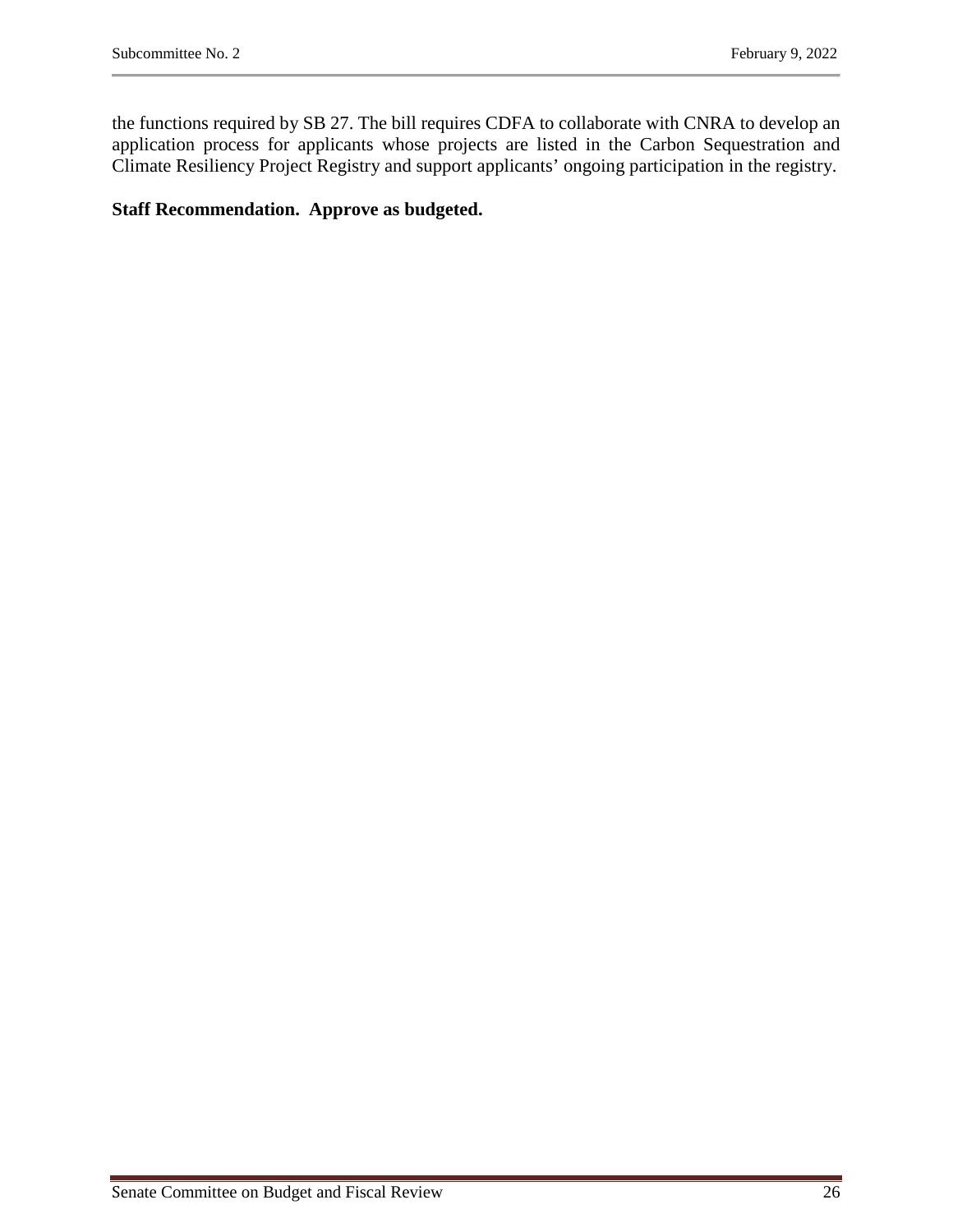the functions required by SB 27. The bill requires CDFA to collaborate with CNRA to develop an application process for applicants whose projects are listed in the Carbon Sequestration and Climate Resiliency Project Registry and support applicants' ongoing participation in the registry.

**Staff Recommendation. Approve as budgeted.**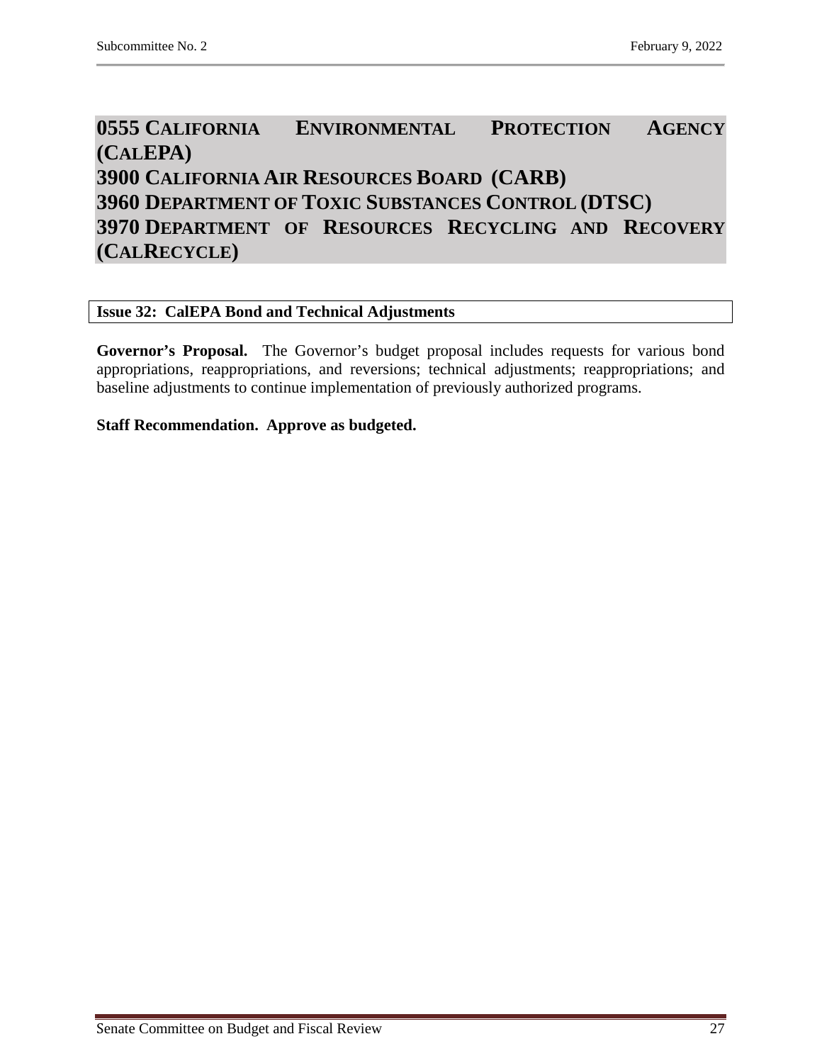# 0555 California Environmental Protection Agency (CalEPA)
# 3900 California Air Resources Board (CARB)
# 3960 Department of Toxic Substances Control (DTSC)
# 3970 Department of Resources Recycling and Recovery (CalRecycle)

## Issue 32: CalEPA Bond and Technical Adjustments

**Governor's Proposal.** The Governor's budget proposal includes requests for various bond appropriations, reappropriations, and reversions; technical adjustments; reappropriations; and baseline adjustments to continue implementation of previously authorized programs.

**Staff Recommendation. Approve as budgeted.**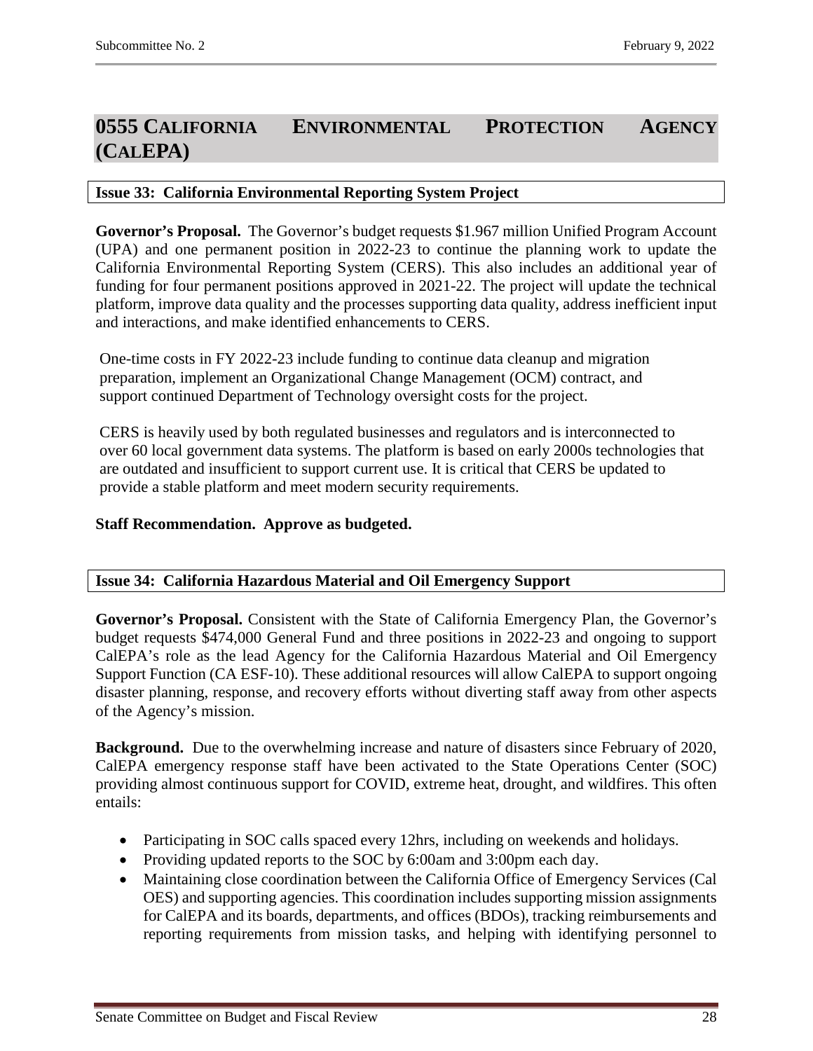# 0555 California Environmental Protection Agency (CalEPA)

### Issue 33: California Environmental Reporting System Project

**Governor's Proposal.** The Governor's budget requests $1.967 million Unified Program Account (UPA) and one permanent position in 2022-23 to continue the planning work to update the California Environmental Reporting System (CERS). This also includes an additional year of funding for four permanent positions approved in 2021-22. The project will update the technical platform, improve data quality and the processes supporting data quality, address inefficient input and interactions, and make identified enhancements to CERS.

One-time costs in FY 2022-23 include funding to continue data cleanup and migration preparation, implement an Organizational Change Management (OCM) contract, and support continued Department of Technology oversight costs for the project.

CERS is heavily used by both regulated businesses and regulators and is interconnected to over 60 local government data systems. The platform is based on early 2000s technologies that are outdated and insufficient to support current use. It is critical that CERS be updated to provide a stable platform and meet modern security requirements.

**Staff Recommendation. Approve as budgeted.**

### Issue 34: California Hazardous Material and Oil Emergency Support

**Governor's Proposal.** Consistent with the State of California Emergency Plan, the Governor's budget requests $474,000 General Fund and three positions in 2022-23 and ongoing to support CalEPA's role as the lead Agency for the California Hazardous Material and Oil Emergency Support Function (CA ESF-10). These additional resources will allow CalEPA to support ongoing disaster planning, response, and recovery efforts without diverting staff away from other aspects of the Agency's mission.

**Background.** Due to the overwhelming increase and nature of disasters since February of 2020, CalEPA emergency response staff have been activated to the State Operations Center (SOC) providing almost continuous support for COVID, extreme heat, drought, and wildfires. This often entails:

- Participating in SOC calls spaced every 12hrs, including on weekends and holidays.
- Providing updated reports to the SOC by 6:00am and 3:00pm each day.
- Maintaining close coordination between the California Office of Emergency Services (Cal OES) and supporting agencies. This coordination includes supporting mission assignments for CalEPA and its boards, departments, and offices (BDOs), tracking reimbursements and reporting requirements from mission tasks, and helping with identifying personnel to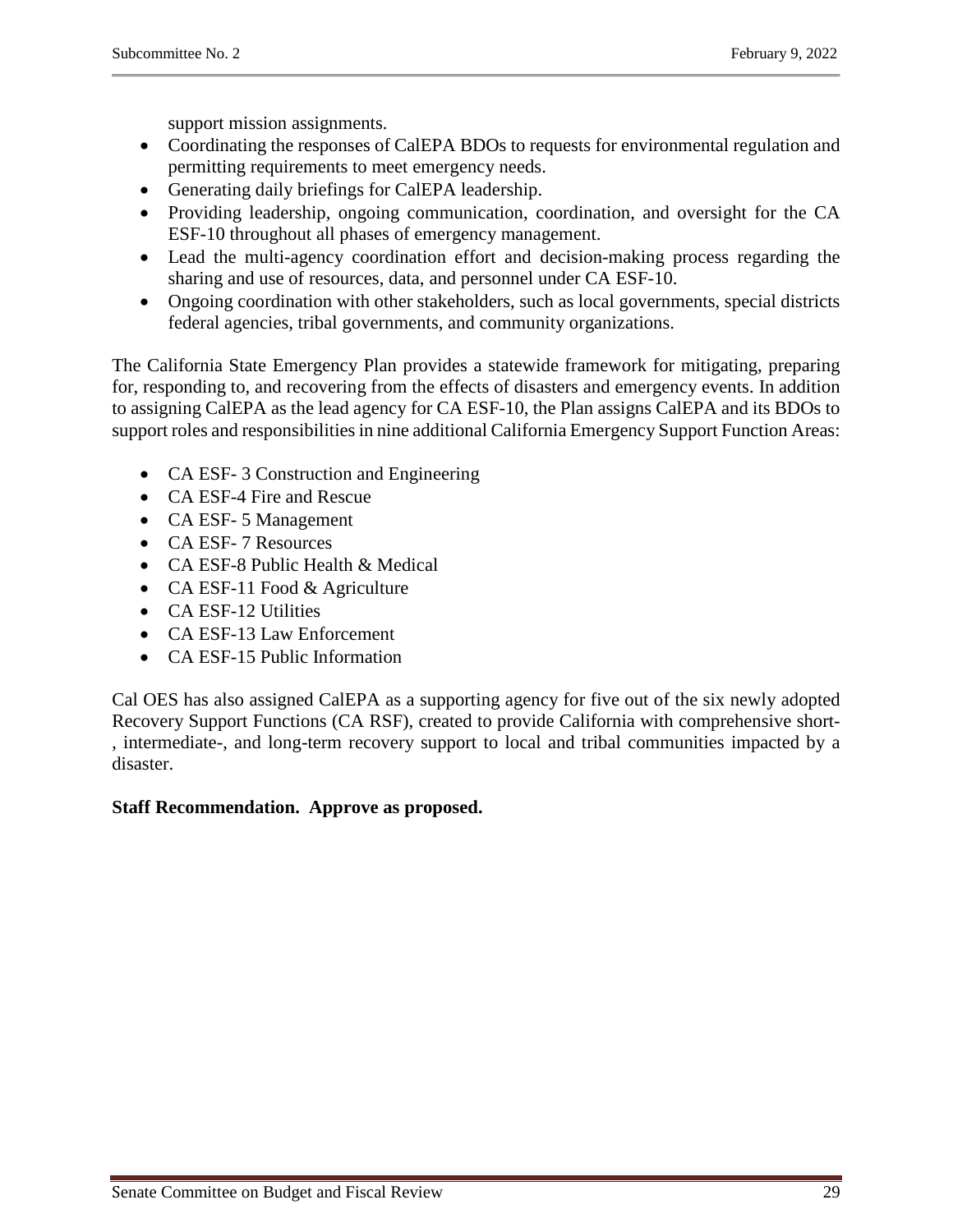support mission assignments.

- Coordinating the responses of CalEPA BDOs to requests for environmental regulation and permitting requirements to meet emergency needs.
- Generating daily briefings for CalEPA leadership.
- Providing leadership, ongoing communication, coordination, and oversight for the CA ESF-10 throughout all phases of emergency management.
- Lead the multi-agency coordination effort and decision-making process regarding the sharing and use of resources, data, and personnel under CA ESF-10.
- Ongoing coordination with other stakeholders, such as local governments, special districts federal agencies, tribal governments, and community organizations.

The California State Emergency Plan provides a statewide framework for mitigating, preparing for, responding to, and recovering from the effects of disasters and emergency events. In addition to assigning CalEPA as the lead agency for CA ESF-10, the Plan assigns CalEPA and its BDOs to support roles and responsibilities in nine additional California Emergency Support Function Areas:

- CA ESF- 3 Construction and Engineering
- CA ESF-4 Fire and Rescue
- CA ESF- 5 Management
- CA ESF- 7 Resources
- CA ESF-8 Public Health & Medical
- CA ESF-11 Food & Agriculture
- CA ESF-12 Utilities
- CA ESF-13 Law Enforcement
- CA ESF-15 Public Information

Cal OES has also assigned CalEPA as a supporting agency for five out of the six newly adopted Recovery Support Functions (CA RSF), created to provide California with comprehensive short-, intermediate-, and long-term recovery support to local and tribal communities impacted by a disaster.

**Staff Recommendation. Approve as proposed.**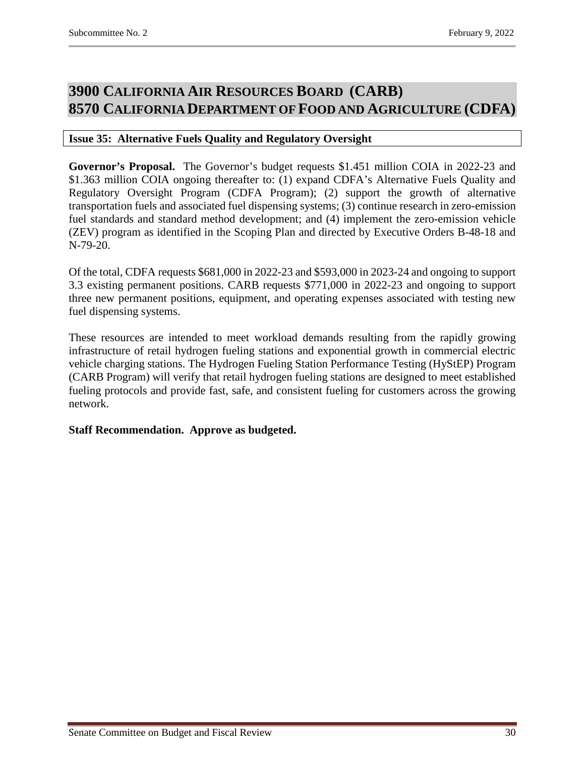# 3900 California Air Resources Board (CARB)
# 8570 California Department of Food and Agriculture (CDFA)

**Issue 35: Alternative Fuels Quality and Regulatory Oversight**

**Governor's Proposal.** The Governor's budget requests $1.451 million COIA in 2022-23 and $1.363 million COIA ongoing thereafter to: (1) expand CDFA's Alternative Fuels Quality and Regulatory Oversight Program (CDFA Program); (2) support the growth of alternative transportation fuels and associated fuel dispensing systems; (3) continue research in zero-emission fuel standards and standard method development; and (4) implement the zero-emission vehicle (ZEV) program as identified in the Scoping Plan and directed by Executive Orders B-48-18 and N-79-20.

Of the total, CDFA requests $681,000 in 2022-23 and $593,000 in 2023-24 and ongoing to support 3.3 existing permanent positions. CARB requests $771,000 in 2022-23 and ongoing to support three new permanent positions, equipment, and operating expenses associated with testing new fuel dispensing systems.

These resources are intended to meet workload demands resulting from the rapidly growing infrastructure of retail hydrogen fueling stations and exponential growth in commercial electric vehicle charging stations. The Hydrogen Fueling Station Performance Testing (HyStEP) Program (CARB Program) will verify that retail hydrogen fueling stations are designed to meet established fueling protocols and provide fast, safe, and consistent fueling for customers across the growing network.

**Staff Recommendation. Approve as budgeted.**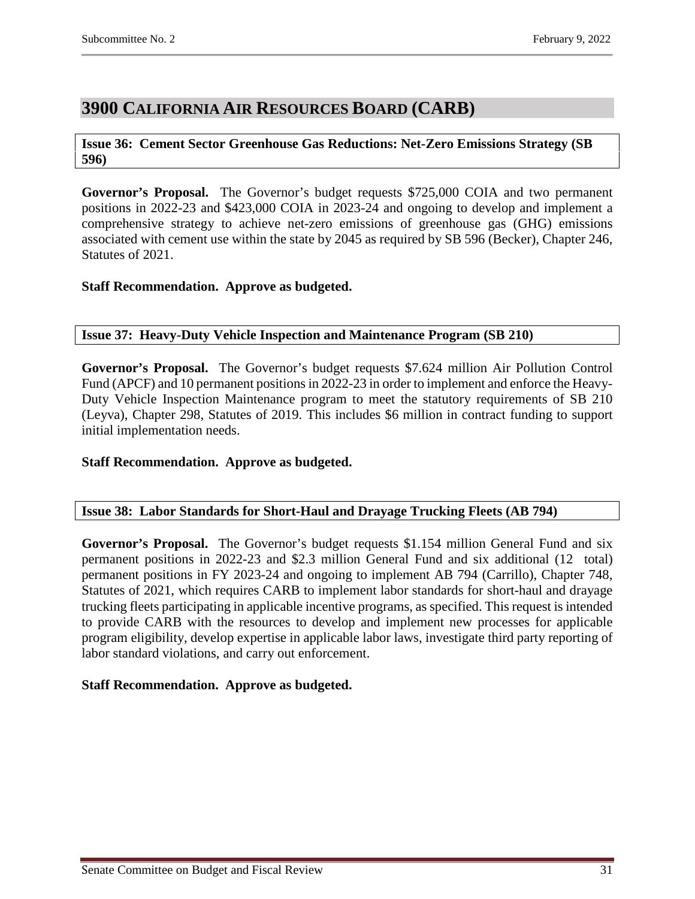# 3900 California Air Resources Board (CARB)

**Issue 36: Cement Sector Greenhouse Gas Reductions: Net-Zero Emissions Strategy (SB 596)**

**Governor's Proposal.** The Governor's budget requests $725,000 COIA and two permanent positions in 2022-23 and $423,000 COIA in 2023-24 and ongoing to develop and implement a comprehensive strategy to achieve net-zero emissions of greenhouse gas (GHG) emissions associated with cement use within the state by 2045 as required by SB 596 (Becker), Chapter 246, Statutes of 2021.

**Staff Recommendation. Approve as budgeted.**

**Issue 37: Heavy-Duty Vehicle Inspection and Maintenance Program (SB 210)**

**Governor's Proposal.** The Governor's budget requests $7.624 million Air Pollution Control Fund (APCF) and 10 permanent positions in 2022-23 in order to implement and enforce the Heavy-Duty Vehicle Inspection Maintenance program to meet the statutory requirements of SB 210 (Leyva), Chapter 298, Statutes of 2019. This includes $6 million in contract funding to support initial implementation needs.

**Staff Recommendation. Approve as budgeted.**

**Issue 38: Labor Standards for Short-Haul and Drayage Trucking Fleets (AB 794)**

**Governor's Proposal.** The Governor's budget requests $1.154 million General Fund and six permanent positions in 2022-23 and $2.3 million General Fund and six additional (12 total) permanent positions in FY 2023-24 and ongoing to implement AB 794 (Carrillo), Chapter 748, Statutes of 2021, which requires CARB to implement labor standards for short-haul and drayage trucking fleets participating in applicable incentive programs, as specified. This request is intended to provide CARB with the resources to develop and implement new processes for applicable program eligibility, develop expertise in applicable labor laws, investigate third party reporting of labor standard violations, and carry out enforcement.

**Staff Recommendation. Approve as budgeted.**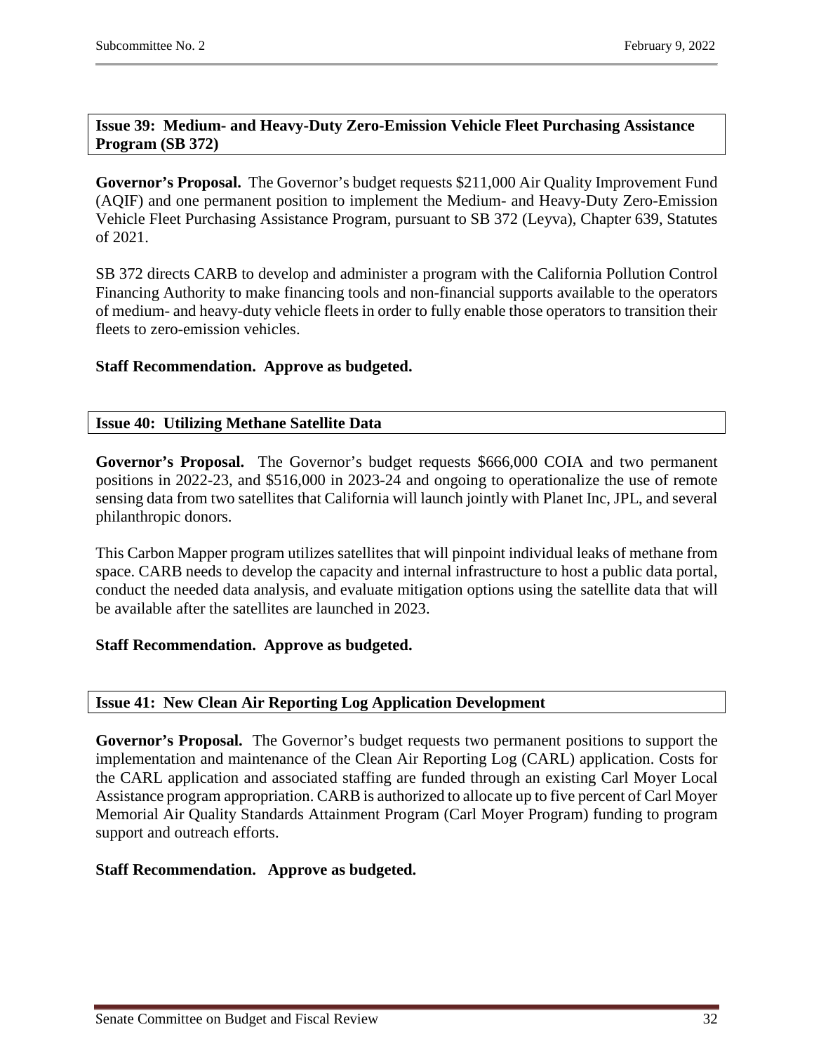### Issue 39: Medium- and Heavy-Duty Zero-Emission Vehicle Fleet Purchasing Assistance Program (SB 372)

**Governor's Proposal.** The Governor's budget requests $211,000 Air Quality Improvement Fund (AQIF) and one permanent position to implement the Medium- and Heavy-Duty Zero-Emission Vehicle Fleet Purchasing Assistance Program, pursuant to SB 372 (Leyva), Chapter 639, Statutes of 2021.

SB 372 directs CARB to develop and administer a program with the California Pollution Control Financing Authority to make financing tools and non-financial supports available to the operators of medium- and heavy-duty vehicle fleets in order to fully enable those operators to transition their fleets to zero-emission vehicles.

**Staff Recommendation. Approve as budgeted.**

### Issue 40: Utilizing Methane Satellite Data

**Governor's Proposal.** The Governor's budget requests $666,000 COIA and two permanent positions in 2022-23, and $516,000 in 2023-24 and ongoing to operationalize the use of remote sensing data from two satellites that California will launch jointly with Planet Inc, JPL, and several philanthropic donors.

This Carbon Mapper program utilizes satellites that will pinpoint individual leaks of methane from space. CARB needs to develop the capacity and internal infrastructure to host a public data portal, conduct the needed data analysis, and evaluate mitigation options using the satellite data that will be available after the satellites are launched in 2023.

**Staff Recommendation. Approve as budgeted.**

### Issue 41: New Clean Air Reporting Log Application Development

**Governor's Proposal.** The Governor's budget requests two permanent positions to support the implementation and maintenance of the Clean Air Reporting Log (CARL) application. Costs for the CARL application and associated staffing are funded through an existing Carl Moyer Local Assistance program appropriation. CARB is authorized to allocate up to five percent of Carl Moyer Memorial Air Quality Standards Attainment Program (Carl Moyer Program) funding to program support and outreach efforts.

**Staff Recommendation. Approve as budgeted.**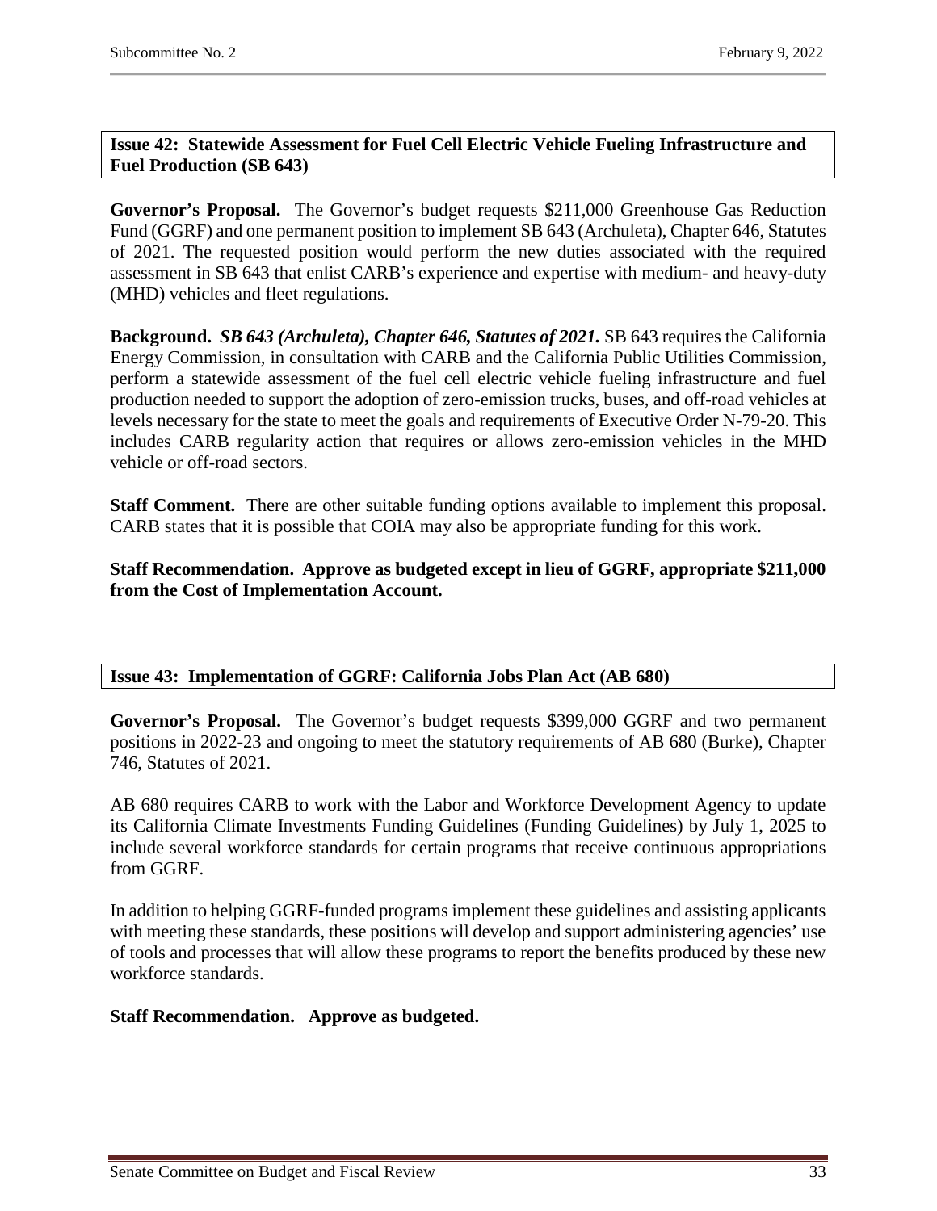### Issue 42: Statewide Assessment for Fuel Cell Electric Vehicle Fueling Infrastructure and Fuel Production (SB 643)

**Governor's Proposal.** The Governor's budget requests $211,000 Greenhouse Gas Reduction Fund (GGRF) and one permanent position to implement SB 643 (Archuleta), Chapter 646, Statutes of 2021. The requested position would perform the new duties associated with the required assessment in SB 643 that enlist CARB's experience and expertise with medium- and heavy-duty (MHD) vehicles and fleet regulations.

**Background.** ***SB 643 (Archuleta), Chapter 646, Statutes of 2021.*** SB 643 requires the California Energy Commission, in consultation with CARB and the California Public Utilities Commission, perform a statewide assessment of the fuel cell electric vehicle fueling infrastructure and fuel production needed to support the adoption of zero-emission trucks, buses, and off-road vehicles at levels necessary for the state to meet the goals and requirements of Executive Order N-79-20. This includes CARB regularity action that requires or allows zero-emission vehicles in the MHD vehicle or off-road sectors.

**Staff Comment.** There are other suitable funding options available to implement this proposal. CARB states that it is possible that COIA may also be appropriate funding for this work.

**Staff Recommendation. Approve as budgeted except in lieu of GGRF, appropriate $211,000 from the Cost of Implementation Account.**

### Issue 43: Implementation of GGRF: California Jobs Plan Act (AB 680)

**Governor's Proposal.** The Governor's budget requests $399,000 GGRF and two permanent positions in 2022-23 and ongoing to meet the statutory requirements of AB 680 (Burke), Chapter 746, Statutes of 2021.

AB 680 requires CARB to work with the Labor and Workforce Development Agency to update its California Climate Investments Funding Guidelines (Funding Guidelines) by July 1, 2025 to include several workforce standards for certain programs that receive continuous appropriations from GGRF.

In addition to helping GGRF-funded programs implement these guidelines and assisting applicants with meeting these standards, these positions will develop and support administering agencies' use of tools and processes that will allow these programs to report the benefits produced by these new workforce standards.

**Staff Recommendation. Approve as budgeted.**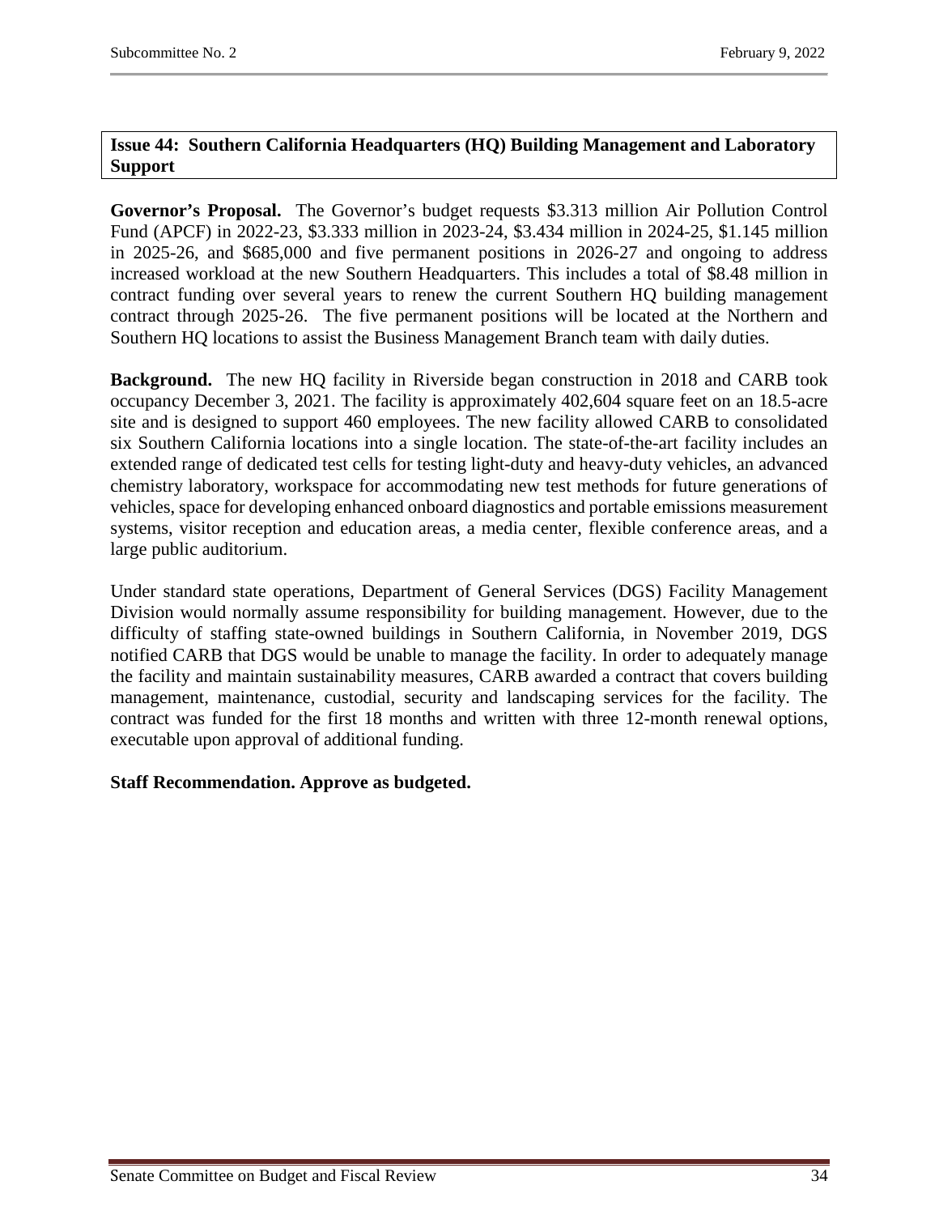## Issue 44: Southern California Headquarters (HQ) Building Management and Laboratory Support

**Governor's Proposal.** The Governor's budget requests $3.313 million Air Pollution Control Fund (APCF) in 2022-23, $3.333 million in 2023-24, $3.434 million in 2024-25, $1.145 million in 2025-26, and $685,000 and five permanent positions in 2026-27 and ongoing to address increased workload at the new Southern Headquarters. This includes a total of $8.48 million in contract funding over several years to renew the current Southern HQ building management contract through 2025-26. The five permanent positions will be located at the Northern and Southern HQ locations to assist the Business Management Branch team with daily duties.

**Background.** The new HQ facility in Riverside began construction in 2018 and CARB took occupancy December 3, 2021. The facility is approximately 402,604 square feet on an 18.5-acre site and is designed to support 460 employees. The new facility allowed CARB to consolidated six Southern California locations into a single location. The state-of-the-art facility includes an extended range of dedicated test cells for testing light-duty and heavy-duty vehicles, an advanced chemistry laboratory, workspace for accommodating new test methods for future generations of vehicles, space for developing enhanced onboard diagnostics and portable emissions measurement systems, visitor reception and education areas, a media center, flexible conference areas, and a large public auditorium.

Under standard state operations, Department of General Services (DGS) Facility Management Division would normally assume responsibility for building management. However, due to the difficulty of staffing state-owned buildings in Southern California, in November 2019, DGS notified CARB that DGS would be unable to manage the facility. In order to adequately manage the facility and maintain sustainability measures, CARB awarded a contract that covers building management, maintenance, custodial, security and landscaping services for the facility. The contract was funded for the first 18 months and written with three 12-month renewal options, executable upon approval of additional funding.

**Staff Recommendation. Approve as budgeted.**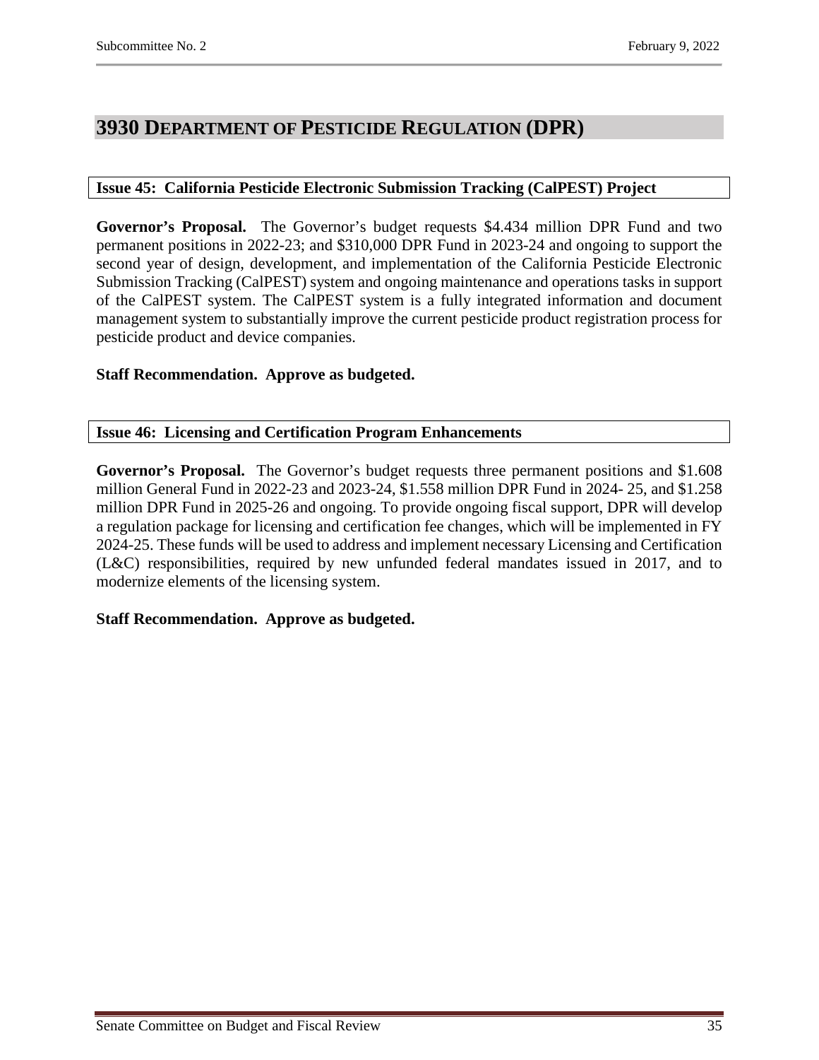# 3930 Department of Pesticide Regulation (DPR)

### Issue 45: California Pesticide Electronic Submission Tracking (CalPEST) Project

**Governor's Proposal.** The Governor's budget requests $4.434 million DPR Fund and two permanent positions in 2022-23; and $310,000 DPR Fund in 2023-24 and ongoing to support the second year of design, development, and implementation of the California Pesticide Electronic Submission Tracking (CalPEST) system and ongoing maintenance and operations tasks in support of the CalPEST system. The CalPEST system is a fully integrated information and document management system to substantially improve the current pesticide product registration process for pesticide product and device companies.

**Staff Recommendation. Approve as budgeted.**

### Issue 46: Licensing and Certification Program Enhancements

**Governor's Proposal.** The Governor's budget requests three permanent positions and $1.608 million General Fund in 2022-23 and 2023-24, $1.558 million DPR Fund in 2024- 25, and $1.258 million DPR Fund in 2025-26 and ongoing. To provide ongoing fiscal support, DPR will develop a regulation package for licensing and certification fee changes, which will be implemented in FY 2024-25. These funds will be used to address and implement necessary Licensing and Certification (L&C) responsibilities, required by new unfunded federal mandates issued in 2017, and to modernize elements of the licensing system.

**Staff Recommendation. Approve as budgeted.**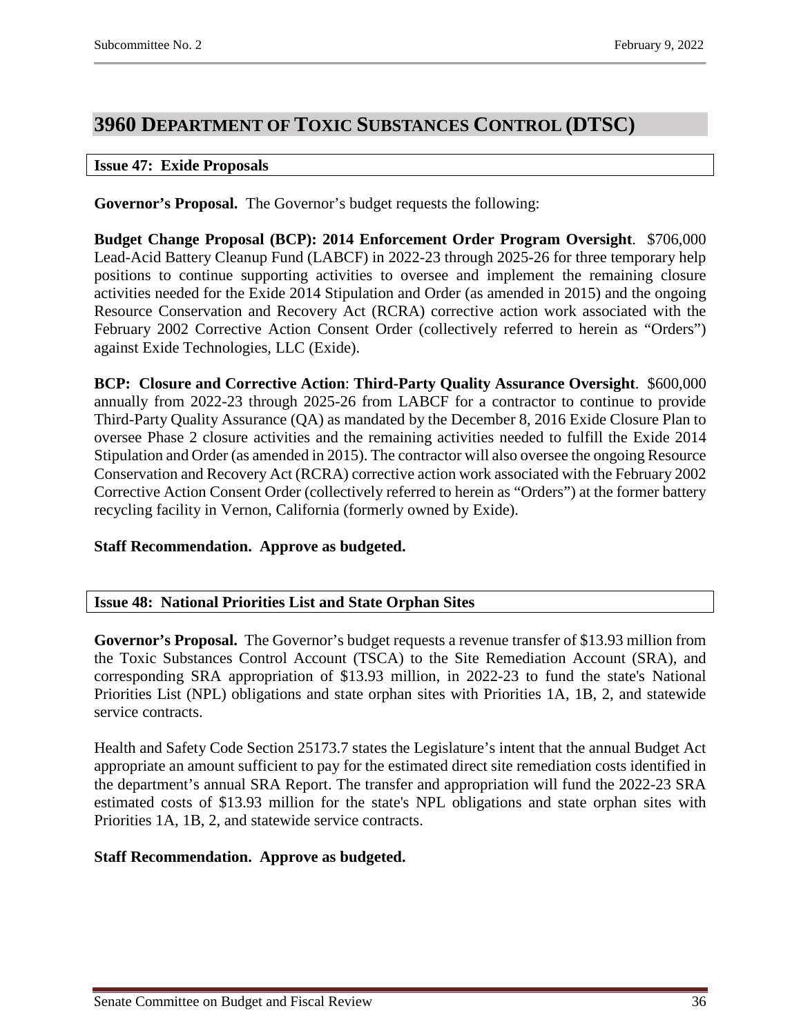# 3960 Department of Toxic Substances Control (DTSC)

## Issue 47: Exide Proposals

**Governor's Proposal.** The Governor's budget requests the following:

**Budget Change Proposal (BCP): 2014 Enforcement Order Program Oversight**. $706,000 Lead-Acid Battery Cleanup Fund (LABCF) in 2022-23 through 2025-26 for three temporary help positions to continue supporting activities to oversee and implement the remaining closure activities needed for the Exide 2014 Stipulation and Order (as amended in 2015) and the ongoing Resource Conservation and Recovery Act (RCRA) corrective action work associated with the February 2002 Corrective Action Consent Order (collectively referred to herein as "Orders") against Exide Technologies, LLC (Exide).

**BCP: Closure and Corrective Action**: **Third-Party Quality Assurance Oversight**. $600,000 annually from 2022-23 through 2025-26 from LABCF for a contractor to continue to provide Third-Party Quality Assurance (QA) as mandated by the December 8, 2016 Exide Closure Plan to oversee Phase 2 closure activities and the remaining activities needed to fulfill the Exide 2014 Stipulation and Order (as amended in 2015). The contractor will also oversee the ongoing Resource Conservation and Recovery Act (RCRA) corrective action work associated with the February 2002 Corrective Action Consent Order (collectively referred to herein as "Orders") at the former battery recycling facility in Vernon, California (formerly owned by Exide).

**Staff Recommendation. Approve as budgeted.**

## Issue 48: National Priorities List and State Orphan Sites

**Governor's Proposal.** The Governor's budget requests a revenue transfer of $13.93 million from the Toxic Substances Control Account (TSCA) to the Site Remediation Account (SRA), and corresponding SRA appropriation of $13.93 million, in 2022-23 to fund the state's National Priorities List (NPL) obligations and state orphan sites with Priorities 1A, 1B, 2, and statewide service contracts.

Health and Safety Code Section 25173.7 states the Legislature's intent that the annual Budget Act appropriate an amount sufficient to pay for the estimated direct site remediation costs identified in the department's annual SRA Report. The transfer and appropriation will fund the 2022-23 SRA estimated costs of $13.93 million for the state's NPL obligations and state orphan sites with Priorities 1A, 1B, 2, and statewide service contracts.

**Staff Recommendation. Approve as budgeted.**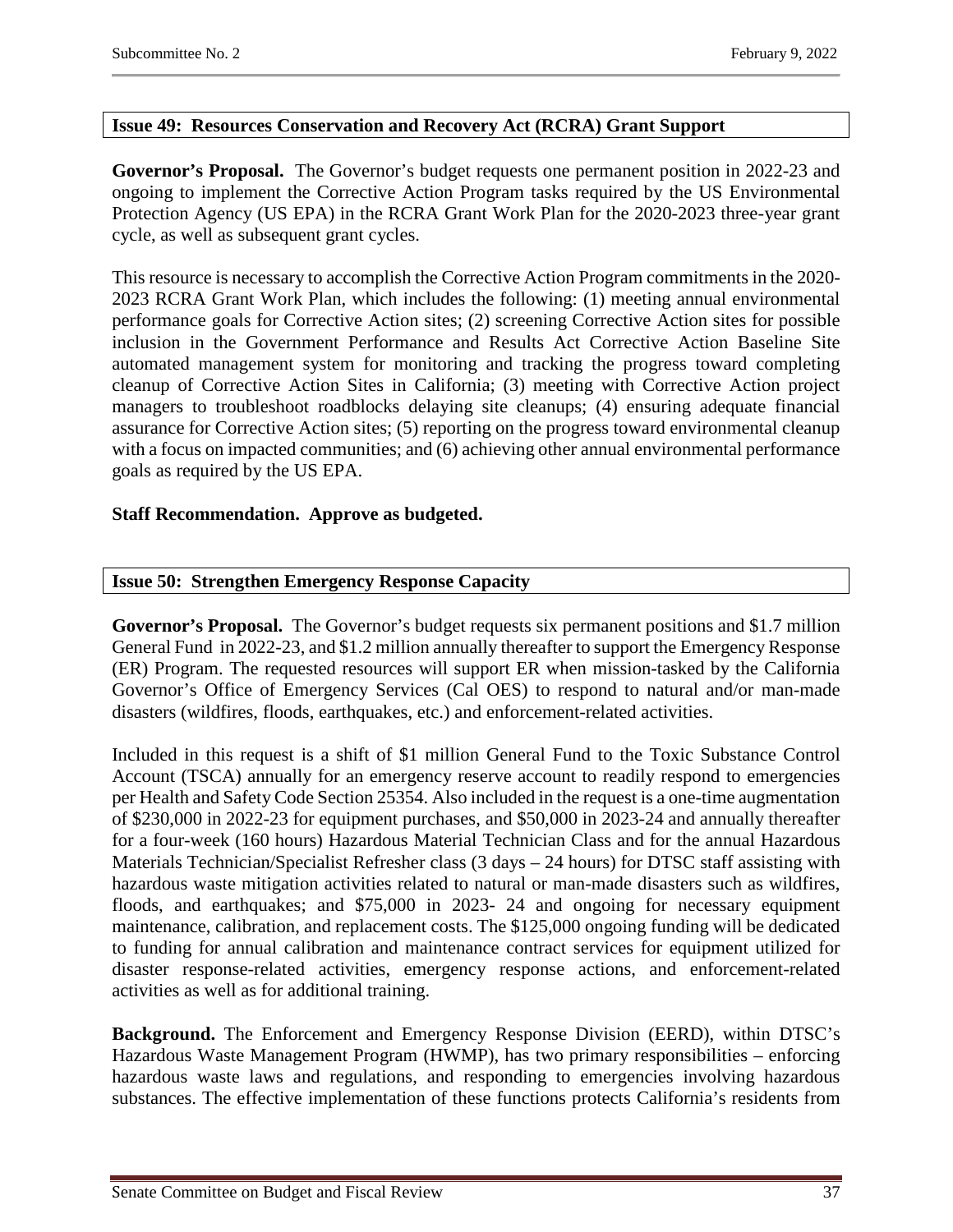### Issue 49: Resources Conservation and Recovery Act (RCRA) Grant Support

**Governor's Proposal.** The Governor's budget requests one permanent position in 2022-23 and ongoing to implement the Corrective Action Program tasks required by the US Environmental Protection Agency (US EPA) in the RCRA Grant Work Plan for the 2020-2023 three-year grant cycle, as well as subsequent grant cycles.

This resource is necessary to accomplish the Corrective Action Program commitments in the 2020-2023 RCRA Grant Work Plan, which includes the following: (1) meeting annual environmental performance goals for Corrective Action sites; (2) screening Corrective Action sites for possible inclusion in the Government Performance and Results Act Corrective Action Baseline Site automated management system for monitoring and tracking the progress toward completing cleanup of Corrective Action Sites in California; (3) meeting with Corrective Action project managers to troubleshoot roadblocks delaying site cleanups; (4) ensuring adequate financial assurance for Corrective Action sites; (5) reporting on the progress toward environmental cleanup with a focus on impacted communities; and (6) achieving other annual environmental performance goals as required by the US EPA.

**Staff Recommendation. Approve as budgeted.**

### Issue 50: Strengthen Emergency Response Capacity

**Governor's Proposal.** The Governor's budget requests six permanent positions and $1.7 million General Fund in 2022-23, and $1.2 million annually thereafter to support the Emergency Response (ER) Program. The requested resources will support ER when mission-tasked by the California Governor's Office of Emergency Services (Cal OES) to respond to natural and/or man-made disasters (wildfires, floods, earthquakes, etc.) and enforcement-related activities.

Included in this request is a shift of $1 million General Fund to the Toxic Substance Control Account (TSCA) annually for an emergency reserve account to readily respond to emergencies per Health and Safety Code Section 25354. Also included in the request is a one-time augmentation of $230,000 in 2022-23 for equipment purchases, and $50,000 in 2023-24 and annually thereafter for a four-week (160 hours) Hazardous Material Technician Class and for the annual Hazardous Materials Technician/Specialist Refresher class (3 days – 24 hours) for DTSC staff assisting with hazardous waste mitigation activities related to natural or man-made disasters such as wildfires, floods, and earthquakes; and $75,000 in 2023- 24 and ongoing for necessary equipment maintenance, calibration, and replacement costs. The $125,000 ongoing funding will be dedicated to funding for annual calibration and maintenance contract services for equipment utilized for disaster response-related activities, emergency response actions, and enforcement-related activities as well as for additional training.

**Background.** The Enforcement and Emergency Response Division (EERD), within DTSC's Hazardous Waste Management Program (HWMP), has two primary responsibilities – enforcing hazardous waste laws and regulations, and responding to emergencies involving hazardous substances. The effective implementation of these functions protects California's residents from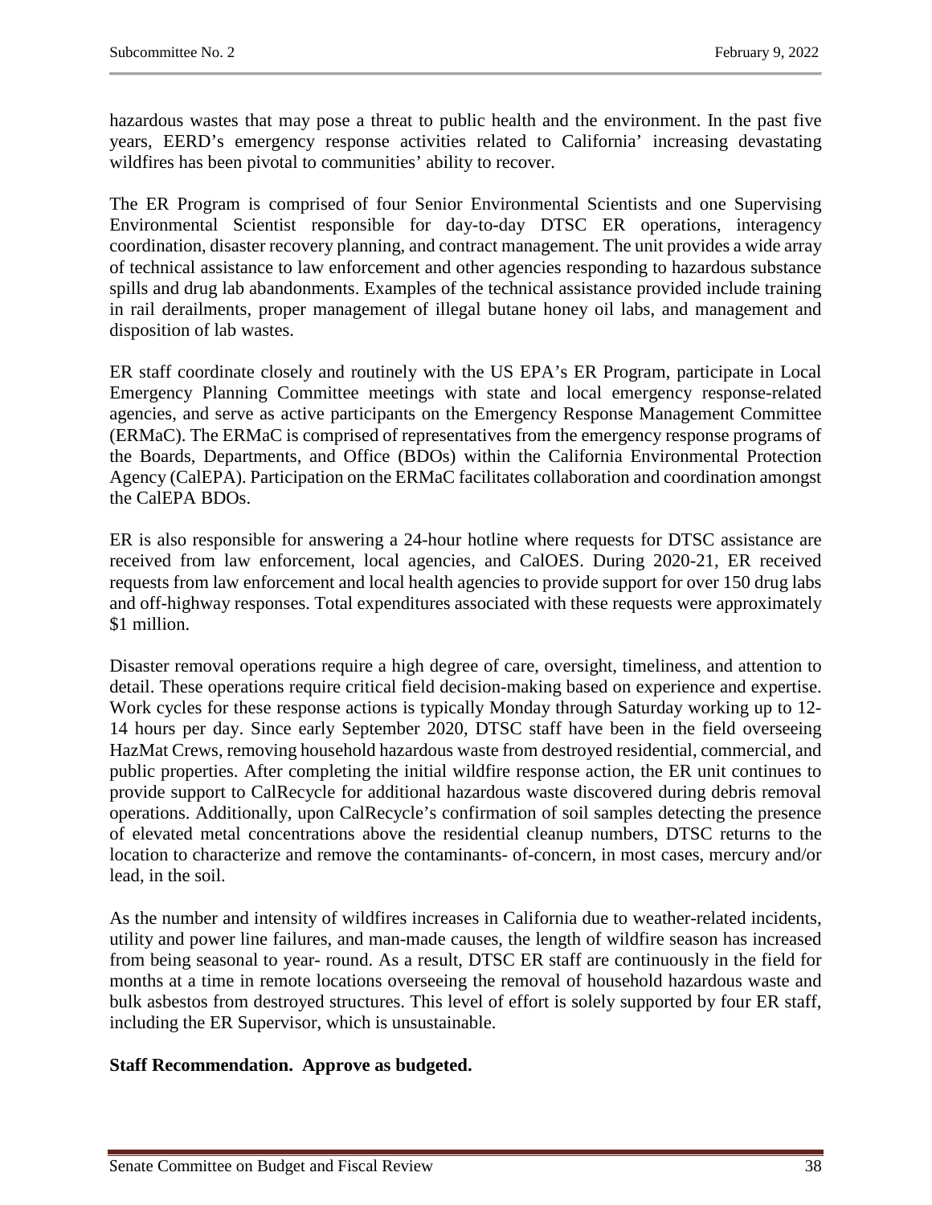hazardous wastes that may pose a threat to public health and the environment. In the past five years, EERD's emergency response activities related to California' increasing devastating wildfires has been pivotal to communities' ability to recover.

The ER Program is comprised of four Senior Environmental Scientists and one Supervising Environmental Scientist responsible for day-to-day DTSC ER operations, interagency coordination, disaster recovery planning, and contract management. The unit provides a wide array of technical assistance to law enforcement and other agencies responding to hazardous substance spills and drug lab abandonments. Examples of the technical assistance provided include training in rail derailments, proper management of illegal butane honey oil labs, and management and disposition of lab wastes.

ER staff coordinate closely and routinely with the US EPA's ER Program, participate in Local Emergency Planning Committee meetings with state and local emergency response-related agencies, and serve as active participants on the Emergency Response Management Committee (ERMaC). The ERMaC is comprised of representatives from the emergency response programs of the Boards, Departments, and Office (BDOs) within the California Environmental Protection Agency (CalEPA). Participation on the ERMaC facilitates collaboration and coordination amongst the CalEPA BDOs.

ER is also responsible for answering a 24-hour hotline where requests for DTSC assistance are received from law enforcement, local agencies, and CalOES. During 2020-21, ER received requests from law enforcement and local health agencies to provide support for over 150 drug labs and off-highway responses. Total expenditures associated with these requests were approximately $1 million.

Disaster removal operations require a high degree of care, oversight, timeliness, and attention to detail. These operations require critical field decision-making based on experience and expertise. Work cycles for these response actions is typically Monday through Saturday working up to 12-14 hours per day. Since early September 2020, DTSC staff have been in the field overseeing HazMat Crews, removing household hazardous waste from destroyed residential, commercial, and public properties. After completing the initial wildfire response action, the ER unit continues to provide support to CalRecycle for additional hazardous waste discovered during debris removal operations. Additionally, upon CalRecycle's confirmation of soil samples detecting the presence of elevated metal concentrations above the residential cleanup numbers, DTSC returns to the location to characterize and remove the contaminants- of-concern, in most cases, mercury and/or lead, in the soil.

As the number and intensity of wildfires increases in California due to weather-related incidents, utility and power line failures, and man-made causes, the length of wildfire season has increased from being seasonal to year- round. As a result, DTSC ER staff are continuously in the field for months at a time in remote locations overseeing the removal of household hazardous waste and bulk asbestos from destroyed structures. This level of effort is solely supported by four ER staff, including the ER Supervisor, which is unsustainable.

**Staff Recommendation. Approve as budgeted.**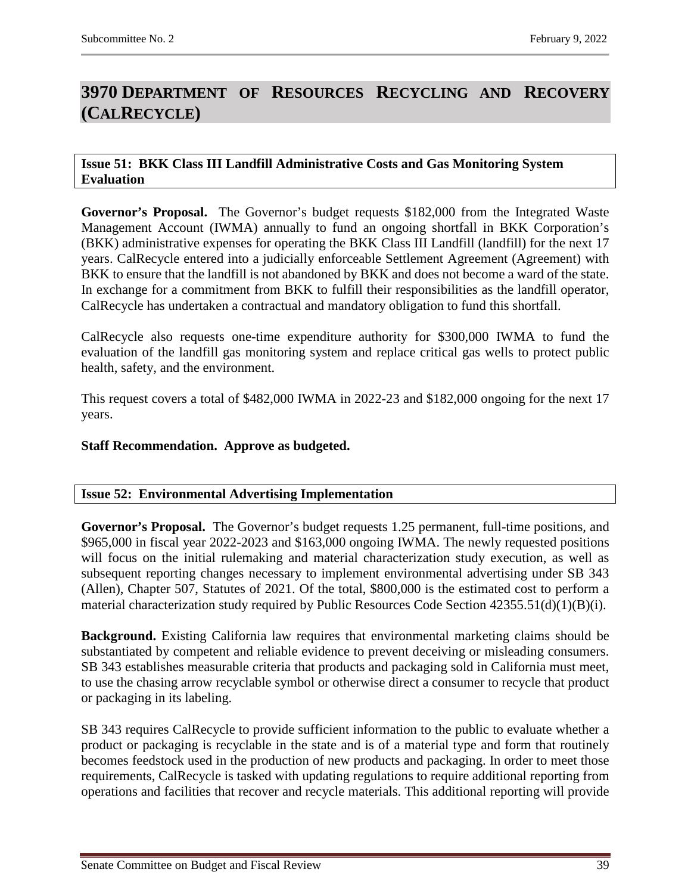# 3970 Department of Resources Recycling and Recovery (CalRecycle)

### Issue 51: BKK Class III Landfill Administrative Costs and Gas Monitoring System Evaluation

**Governor's Proposal.** The Governor's budget requests $182,000 from the Integrated Waste Management Account (IWMA) annually to fund an ongoing shortfall in BKK Corporation's (BKK) administrative expenses for operating the BKK Class III Landfill (landfill) for the next 17 years. CalRecycle entered into a judicially enforceable Settlement Agreement (Agreement) with BKK to ensure that the landfill is not abandoned by BKK and does not become a ward of the state. In exchange for a commitment from BKK to fulfill their responsibilities as the landfill operator, CalRecycle has undertaken a contractual and mandatory obligation to fund this shortfall.

CalRecycle also requests one-time expenditure authority for $300,000 IWMA to fund the evaluation of the landfill gas monitoring system and replace critical gas wells to protect public health, safety, and the environment.

This request covers a total of $482,000 IWMA in 2022-23 and $182,000 ongoing for the next 17 years.

**Staff Recommendation. Approve as budgeted.**

### Issue 52: Environmental Advertising Implementation

**Governor's Proposal.** The Governor's budget requests 1.25 permanent, full-time positions, and $965,000 in fiscal year 2022-2023 and $163,000 ongoing IWMA. The newly requested positions will focus on the initial rulemaking and material characterization study execution, as well as subsequent reporting changes necessary to implement environmental advertising under SB 343 (Allen), Chapter 507, Statutes of 2021. Of the total, $800,000 is the estimated cost to perform a material characterization study required by Public Resources Code Section 42355.51(d)(1)(B)(i).

**Background.** Existing California law requires that environmental marketing claims should be substantiated by competent and reliable evidence to prevent deceiving or misleading consumers. SB 343 establishes measurable criteria that products and packaging sold in California must meet, to use the chasing arrow recyclable symbol or otherwise direct a consumer to recycle that product or packaging in its labeling.

SB 343 requires CalRecycle to provide sufficient information to the public to evaluate whether a product or packaging is recyclable in the state and is of a material type and form that routinely becomes feedstock used in the production of new products and packaging. In order to meet those requirements, CalRecycle is tasked with updating regulations to require additional reporting from operations and facilities that recover and recycle materials. This additional reporting will provide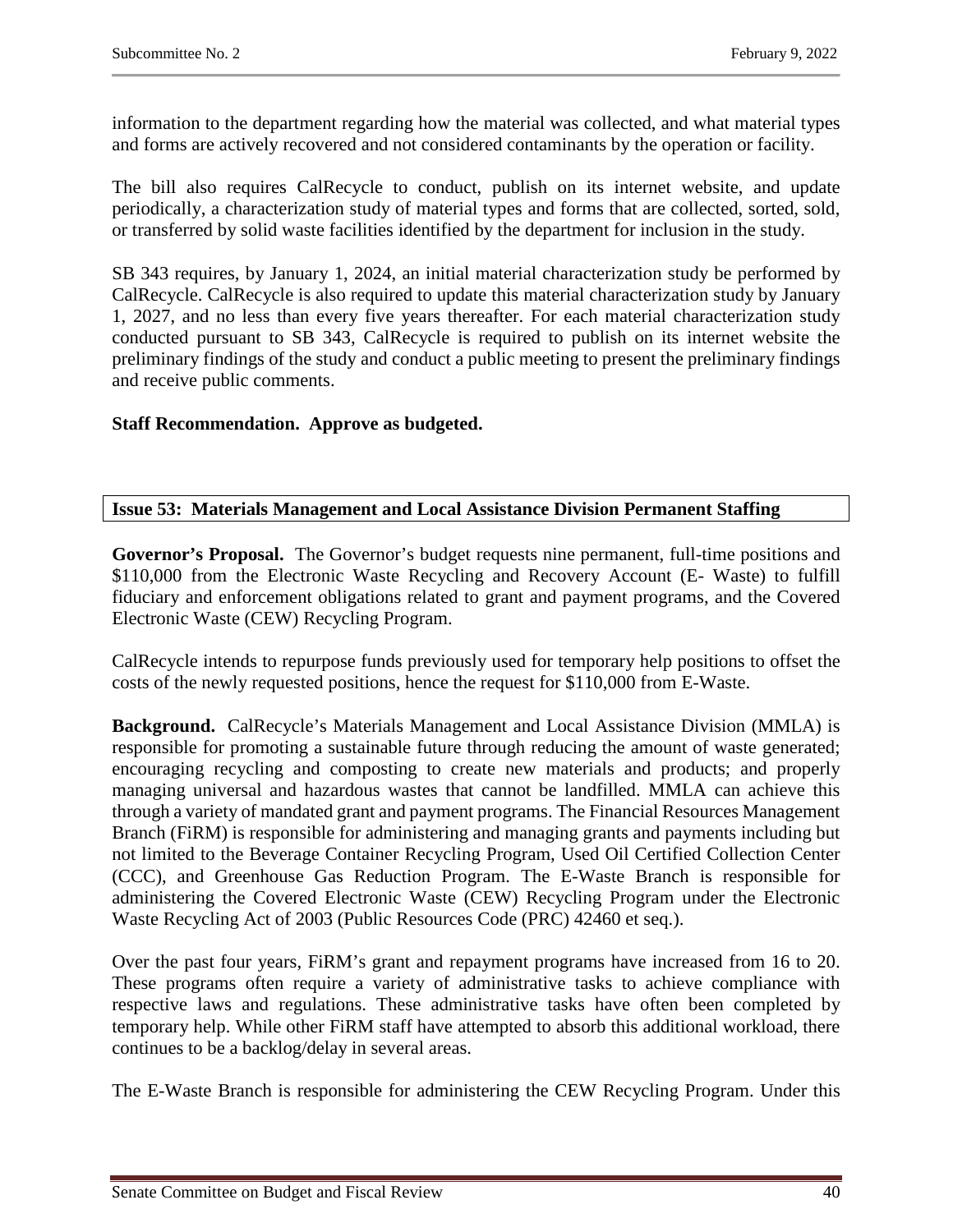information to the department regarding how the material was collected, and what material types and forms are actively recovered and not considered contaminants by the operation or facility.

The bill also requires CalRecycle to conduct, publish on its internet website, and update periodically, a characterization study of material types and forms that are collected, sorted, sold, or transferred by solid waste facilities identified by the department for inclusion in the study.

SB 343 requires, by January 1, 2024, an initial material characterization study be performed by CalRecycle. CalRecycle is also required to update this material characterization study by January 1, 2027, and no less than every five years thereafter. For each material characterization study conducted pursuant to SB 343, CalRecycle is required to publish on its internet website the preliminary findings of the study and conduct a public meeting to present the preliminary findings and receive public comments.

**Staff Recommendation. Approve as budgeted.**

### Issue 53: Materials Management and Local Assistance Division Permanent Staffing

**Governor's Proposal.** The Governor's budget requests nine permanent, full-time positions and $110,000 from the Electronic Waste Recycling and Recovery Account (E- Waste) to fulfill fiduciary and enforcement obligations related to grant and payment programs, and the Covered Electronic Waste (CEW) Recycling Program.

CalRecycle intends to repurpose funds previously used for temporary help positions to offset the costs of the newly requested positions, hence the request for $110,000 from E-Waste.

**Background.** CalRecycle's Materials Management and Local Assistance Division (MMLA) is responsible for promoting a sustainable future through reducing the amount of waste generated; encouraging recycling and composting to create new materials and products; and properly managing universal and hazardous wastes that cannot be landfilled. MMLA can achieve this through a variety of mandated grant and payment programs. The Financial Resources Management Branch (FiRM) is responsible for administering and managing grants and payments including but not limited to the Beverage Container Recycling Program, Used Oil Certified Collection Center (CCC), and Greenhouse Gas Reduction Program. The E-Waste Branch is responsible for administering the Covered Electronic Waste (CEW) Recycling Program under the Electronic Waste Recycling Act of 2003 (Public Resources Code (PRC) 42460 et seq.).

Over the past four years, FiRM's grant and repayment programs have increased from 16 to 20. These programs often require a variety of administrative tasks to achieve compliance with respective laws and regulations. These administrative tasks have often been completed by temporary help. While other FiRM staff have attempted to absorb this additional workload, there continues to be a backlog/delay in several areas.

The E-Waste Branch is responsible for administering the CEW Recycling Program. Under this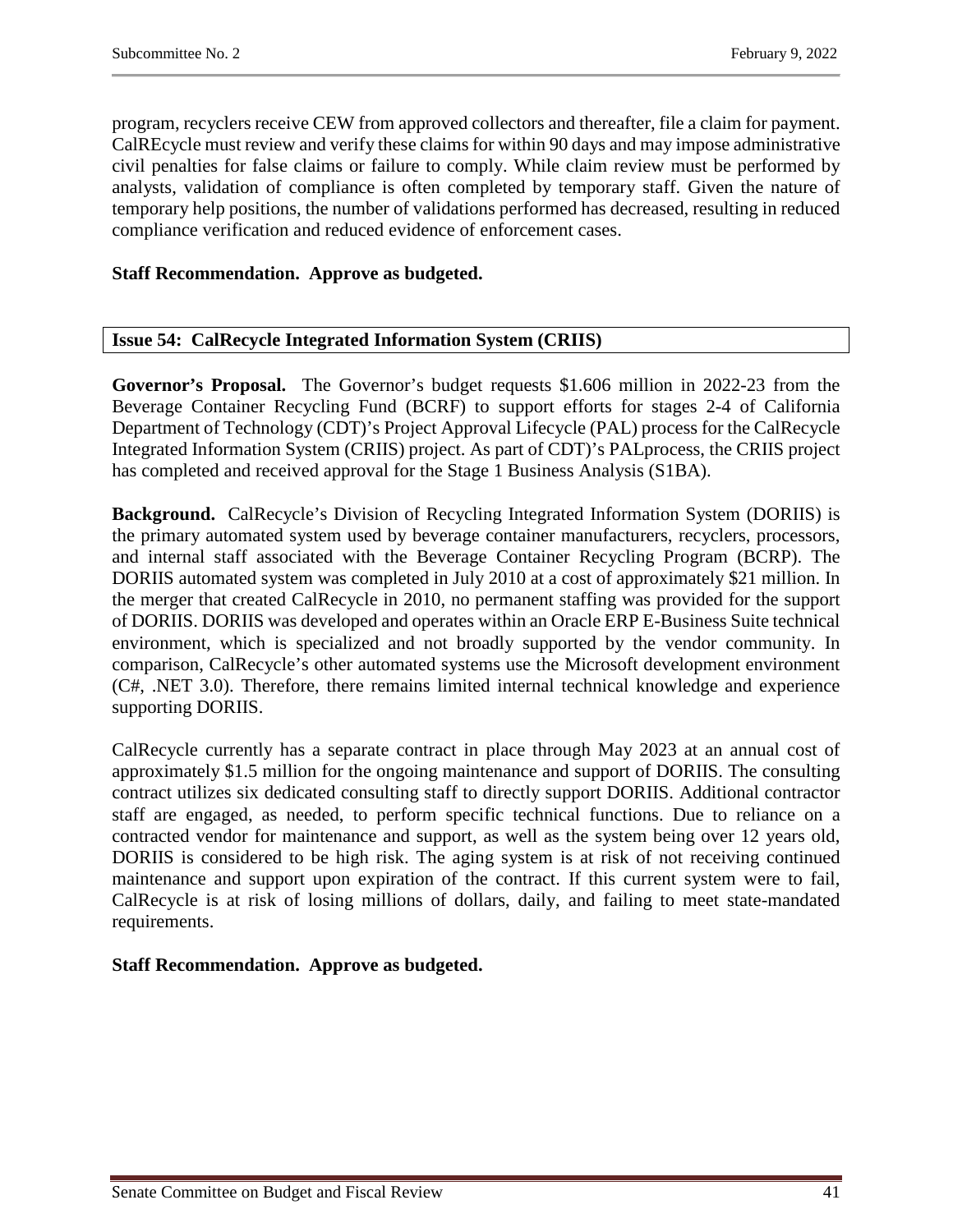program, recyclers receive CEW from approved collectors and thereafter, file a claim for payment. CalREcycle must review and verify these claims for within 90 days and may impose administrative civil penalties for false claims or failure to comply. While claim review must be performed by analysts, validation of compliance is often completed by temporary staff. Given the nature of temporary help positions, the number of validations performed has decreased, resulting in reduced compliance verification and reduced evidence of enforcement cases.

**Staff Recommendation. Approve as budgeted.**

## Issue 54: CalRecycle Integrated Information System (CRIIS)

**Governor's Proposal.** The Governor's budget requests $1.606 million in 2022-23 from the Beverage Container Recycling Fund (BCRF) to support efforts for stages 2-4 of California Department of Technology (CDT)'s Project Approval Lifecycle (PAL) process for the CalRecycle Integrated Information System (CRIIS) project. As part of CDT)'s PALprocess, the CRIIS project has completed and received approval for the Stage 1 Business Analysis (S1BA).

**Background.** CalRecycle's Division of Recycling Integrated Information System (DORIIS) is the primary automated system used by beverage container manufacturers, recyclers, processors, and internal staff associated with the Beverage Container Recycling Program (BCRP). The DORIIS automated system was completed in July 2010 at a cost of approximately $21 million. In the merger that created CalRecycle in 2010, no permanent staffing was provided for the support of DORIIS. DORIIS was developed and operates within an Oracle ERP E-Business Suite technical environment, which is specialized and not broadly supported by the vendor community. In comparison, CalRecycle's other automated systems use the Microsoft development environment (C#, .NET 3.0). Therefore, there remains limited internal technical knowledge and experience supporting DORIIS.

CalRecycle currently has a separate contract in place through May 2023 at an annual cost of approximately $1.5 million for the ongoing maintenance and support of DORIIS. The consulting contract utilizes six dedicated consulting staff to directly support DORIIS. Additional contractor staff are engaged, as needed, to perform specific technical functions. Due to reliance on a contracted vendor for maintenance and support, as well as the system being over 12 years old, DORIIS is considered to be high risk. The aging system is at risk of not receiving continued maintenance and support upon expiration of the contract. If this current system were to fail, CalRecycle is at risk of losing millions of dollars, daily, and failing to meet state-mandated requirements.

**Staff Recommendation. Approve as budgeted.**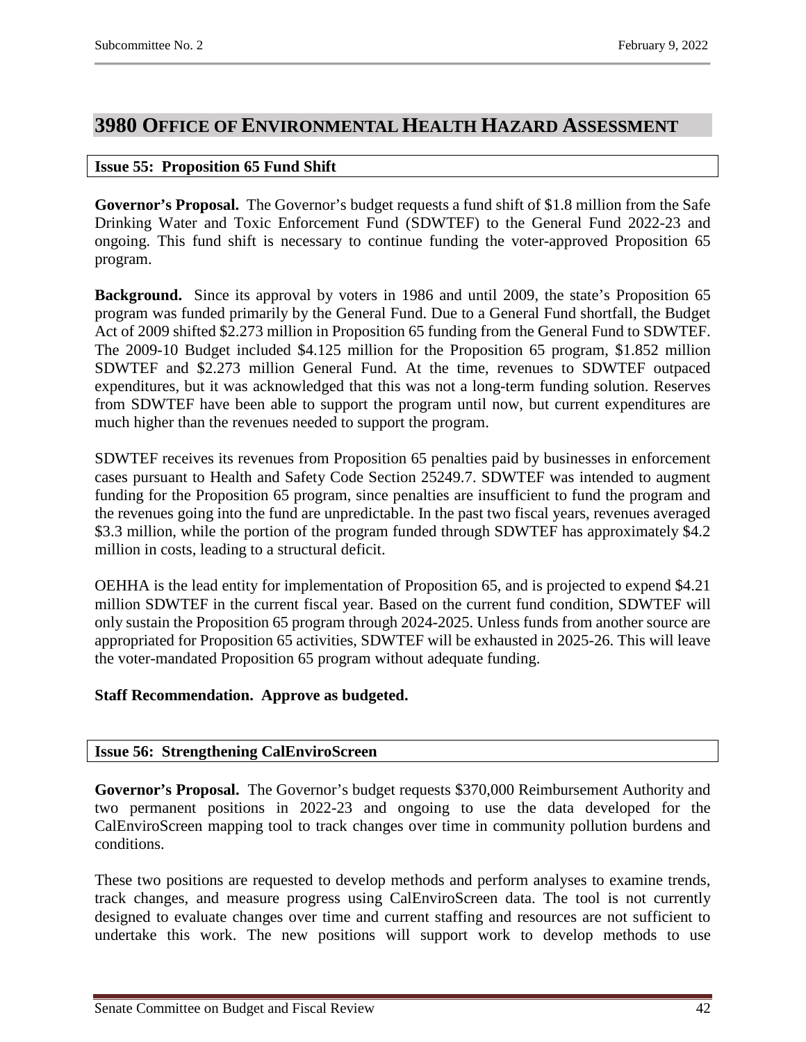## 3980 Office of Environmental Health Hazard Assessment

### Issue 55: Proposition 65 Fund Shift

**Governor's Proposal.** The Governor's budget requests a fund shift of $1.8 million from the Safe Drinking Water and Toxic Enforcement Fund (SDWTEF) to the General Fund 2022-23 and ongoing. This fund shift is necessary to continue funding the voter-approved Proposition 65 program.

**Background.** Since its approval by voters in 1986 and until 2009, the state's Proposition 65 program was funded primarily by the General Fund. Due to a General Fund shortfall, the Budget Act of 2009 shifted $2.273 million in Proposition 65 funding from the General Fund to SDWTEF. The 2009-10 Budget included $4.125 million for the Proposition 65 program, $1.852 million SDWTEF and $2.273 million General Fund. At the time, revenues to SDWTEF outpaced expenditures, but it was acknowledged that this was not a long-term funding solution. Reserves from SDWTEF have been able to support the program until now, but current expenditures are much higher than the revenues needed to support the program.

SDWTEF receives its revenues from Proposition 65 penalties paid by businesses in enforcement cases pursuant to Health and Safety Code Section 25249.7. SDWTEF was intended to augment funding for the Proposition 65 program, since penalties are insufficient to fund the program and the revenues going into the fund are unpredictable. In the past two fiscal years, revenues averaged $3.3 million, while the portion of the program funded through SDWTEF has approximately $4.2 million in costs, leading to a structural deficit.

OEHHA is the lead entity for implementation of Proposition 65, and is projected to expend $4.21 million SDWTEF in the current fiscal year. Based on the current fund condition, SDWTEF will only sustain the Proposition 65 program through 2024-2025. Unless funds from another source are appropriated for Proposition 65 activities, SDWTEF will be exhausted in 2025-26. This will leave the voter-mandated Proposition 65 program without adequate funding.

**Staff Recommendation. Approve as budgeted.**

### Issue 56: Strengthening CalEnviroScreen

**Governor's Proposal.** The Governor's budget requests $370,000 Reimbursement Authority and two permanent positions in 2022-23 and ongoing to use the data developed for the CalEnviroScreen mapping tool to track changes over time in community pollution burdens and conditions.

These two positions are requested to develop methods and perform analyses to examine trends, track changes, and measure progress using CalEnviroScreen data. The tool is not currently designed to evaluate changes over time and current staffing and resources are not sufficient to undertake this work. The new positions will support work to develop methods to use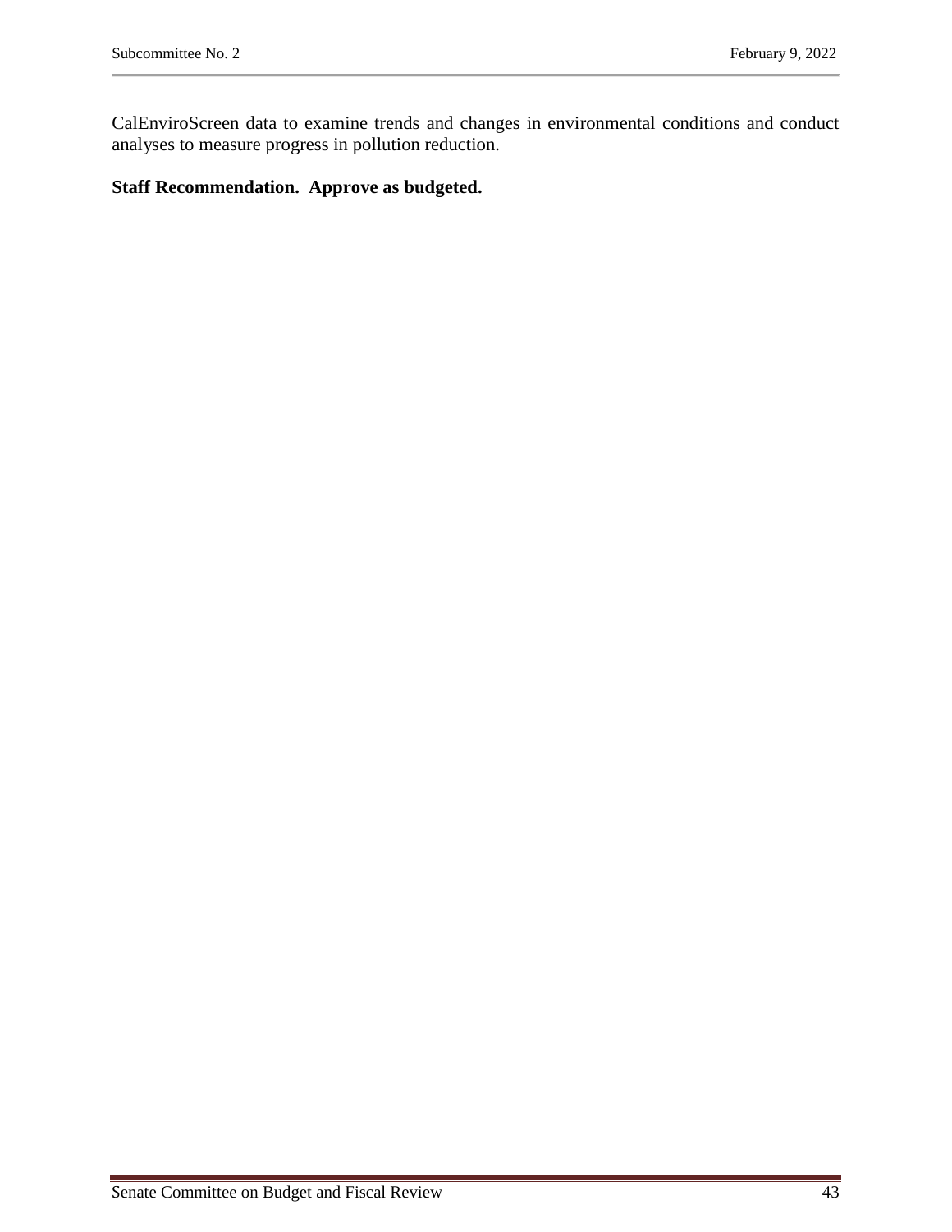CalEnviroScreen data to examine trends and changes in environmental conditions and conduct analyses to measure progress in pollution reduction.

**Staff Recommendation. Approve as budgeted.**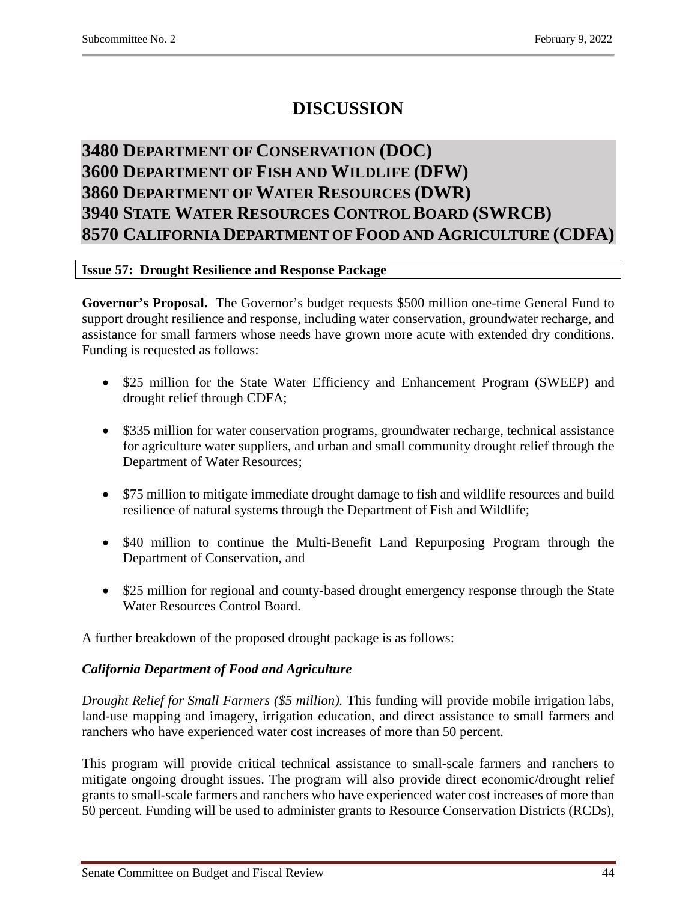# DISCUSSION

## 3480 DEPARTMENT OF CONSERVATION (DOC)
## 3600 DEPARTMENT OF FISH AND WILDLIFE (DFW)
## 3860 DEPARTMENT OF WATER RESOURCES (DWR)
## 3940 STATE WATER RESOURCES CONTROL BOARD (SWRCB)
## 8570 CALIFORNIA DEPARTMENT OF FOOD AND AGRICULTURE (CDFA)

### Issue 57: Drought Resilience and Response Package

**Governor's Proposal.** The Governor's budget requests $500 million one-time General Fund to support drought resilience and response, including water conservation, groundwater recharge, and assistance for small farmers whose needs have grown more acute with extended dry conditions. Funding is requested as follows:

- $25 million for the State Water Efficiency and Enhancement Program (SWEEP) and drought relief through CDFA;
- $335 million for water conservation programs, groundwater recharge, technical assistance for agriculture water suppliers, and urban and small community drought relief through the Department of Water Resources;
- $75 million to mitigate immediate drought damage to fish and wildlife resources and build resilience of natural systems through the Department of Fish and Wildlife;
- $40 million to continue the Multi-Benefit Land Repurposing Program through the Department of Conservation, and
- $25 million for regional and county-based drought emergency response through the State Water Resources Control Board.

A further breakdown of the proposed drought package is as follows:

***California Department of Food and Agriculture***

*Drought Relief for Small Farmers ($5 million).* This funding will provide mobile irrigation labs, land-use mapping and imagery, irrigation education, and direct assistance to small farmers and ranchers who have experienced water cost increases of more than 50 percent.

This program will provide critical technical assistance to small-scale farmers and ranchers to mitigate ongoing drought issues. The program will also provide direct economic/drought relief grants to small-scale farmers and ranchers who have experienced water cost increases of more than 50 percent. Funding will be used to administer grants to Resource Conservation Districts (RCDs),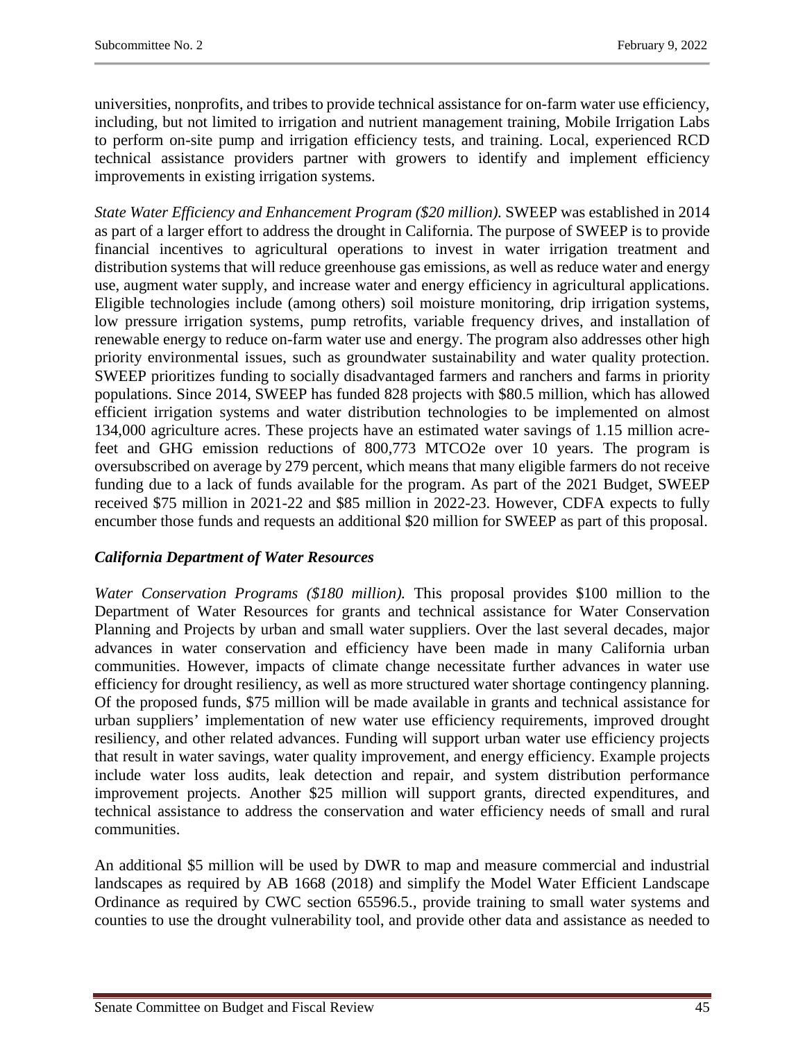universities, nonprofits, and tribes to provide technical assistance for on-farm water use efficiency, including, but not limited to irrigation and nutrient management training, Mobile Irrigation Labs to perform on-site pump and irrigation efficiency tests, and training. Local, experienced RCD technical assistance providers partner with growers to identify and implement efficiency improvements in existing irrigation systems.

*State Water Efficiency and Enhancement Program ($20 million).* SWEEP was established in 2014 as part of a larger effort to address the drought in California. The purpose of SWEEP is to provide financial incentives to agricultural operations to invest in water irrigation treatment and distribution systems that will reduce greenhouse gas emissions, as well as reduce water and energy use, augment water supply, and increase water and energy efficiency in agricultural applications. Eligible technologies include (among others) soil moisture monitoring, drip irrigation systems, low pressure irrigation systems, pump retrofits, variable frequency drives, and installation of renewable energy to reduce on-farm water use and energy. The program also addresses other high priority environmental issues, such as groundwater sustainability and water quality protection. SWEEP prioritizes funding to socially disadvantaged farmers and ranchers and farms in priority populations. Since 2014, SWEEP has funded 828 projects with $80.5 million, which has allowed efficient irrigation systems and water distribution technologies to be implemented on almost 134,000 agriculture acres. These projects have an estimated water savings of 1.15 million acre-feet and GHG emission reductions of 800,773 MTCO2e over 10 years. The program is oversubscribed on average by 279 percent, which means that many eligible farmers do not receive funding due to a lack of funds available for the program. As part of the 2021 Budget, SWEEP received $75 million in 2021-22 and $85 million in 2022-23. However, CDFA expects to fully encumber those funds and requests an additional $20 million for SWEEP as part of this proposal.

***California Department of Water Resources***

*Water Conservation Programs ($180 million).* This proposal provides $100 million to the Department of Water Resources for grants and technical assistance for Water Conservation Planning and Projects by urban and small water suppliers. Over the last several decades, major advances in water conservation and efficiency have been made in many California urban communities. However, impacts of climate change necessitate further advances in water use efficiency for drought resiliency, as well as more structured water shortage contingency planning. Of the proposed funds, $75 million will be made available in grants and technical assistance for urban suppliers' implementation of new water use efficiency requirements, improved drought resiliency, and other related advances. Funding will support urban water use efficiency projects that result in water savings, water quality improvement, and energy efficiency. Example projects include water loss audits, leak detection and repair, and system distribution performance improvement projects. Another $25 million will support grants, directed expenditures, and technical assistance to address the conservation and water efficiency needs of small and rural communities.

An additional $5 million will be used by DWR to map and measure commercial and industrial landscapes as required by AB 1668 (2018) and simplify the Model Water Efficient Landscape Ordinance as required by CWC section 65596.5., provide training to small water systems and counties to use the drought vulnerability tool, and provide other data and assistance as needed to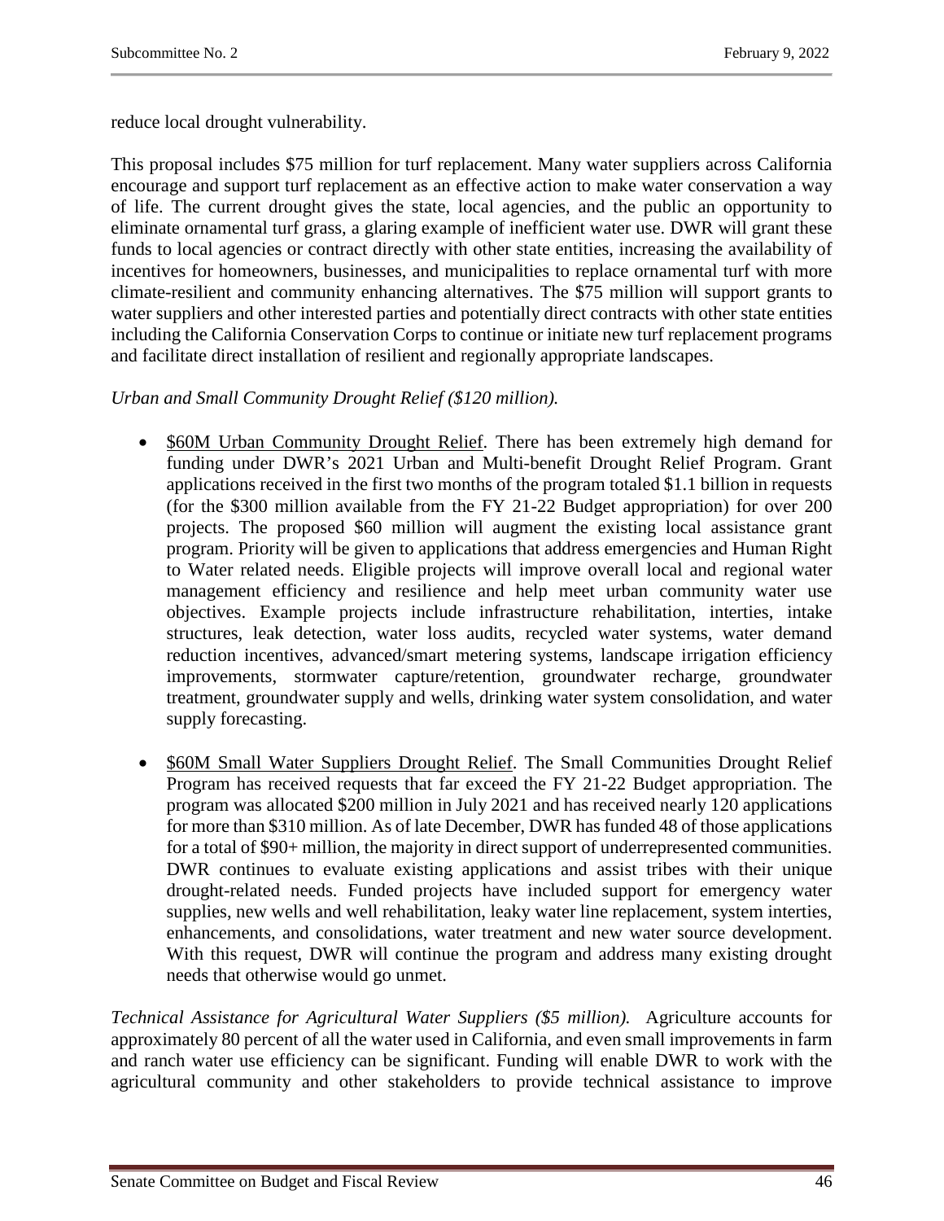reduce local drought vulnerability.

This proposal includes $75 million for turf replacement. Many water suppliers across California encourage and support turf replacement as an effective action to make water conservation a way of life. The current drought gives the state, local agencies, and the public an opportunity to eliminate ornamental turf grass, a glaring example of inefficient water use. DWR will grant these funds to local agencies or contract directly with other state entities, increasing the availability of incentives for homeowners, businesses, and municipalities to replace ornamental turf with more climate-resilient and community enhancing alternatives. The $75 million will support grants to water suppliers and other interested parties and potentially direct contracts with other state entities including the California Conservation Corps to continue or initiate new turf replacement programs and facilitate direct installation of resilient and regionally appropriate landscapes.

*Urban and Small Community Drought Relief ($120 million).*

- <u>$60M Urban Community Drought Relief</u>. There has been extremely high demand for funding under DWR's 2021 Urban and Multi-benefit Drought Relief Program. Grant applications received in the first two months of the program totaled $1.1 billion in requests (for the $300 million available from the FY 21-22 Budget appropriation) for over 200 projects. The proposed $60 million will augment the existing local assistance grant program. Priority will be given to applications that address emergencies and Human Right to Water related needs. Eligible projects will improve overall local and regional water management efficiency and resilience and help meet urban community water use objectives. Example projects include infrastructure rehabilitation, interties, intake structures, leak detection, water loss audits, recycled water systems, water demand reduction incentives, advanced/smart metering systems, landscape irrigation efficiency improvements, stormwater capture/retention, groundwater recharge, groundwater treatment, groundwater supply and wells, drinking water system consolidation, and water supply forecasting.

- <u>$60M Small Water Suppliers Drought Relief</u>. The Small Communities Drought Relief Program has received requests that far exceed the FY 21-22 Budget appropriation. The program was allocated $200 million in July 2021 and has received nearly 120 applications for more than $310 million. As of late December, DWR has funded 48 of those applications for a total of $90+ million, the majority in direct support of underrepresented communities. DWR continues to evaluate existing applications and assist tribes with their unique drought-related needs. Funded projects have included support for emergency water supplies, new wells and well rehabilitation, leaky water line replacement, system interties, enhancements, and consolidations, water treatment and new water source development. With this request, DWR will continue the program and address many existing drought needs that otherwise would go unmet.

*Technical Assistance for Agricultural Water Suppliers ($5 million).* Agriculture accounts for approximately 80 percent of all the water used in California, and even small improvements in farm and ranch water use efficiency can be significant. Funding will enable DWR to work with the agricultural community and other stakeholders to provide technical assistance to improve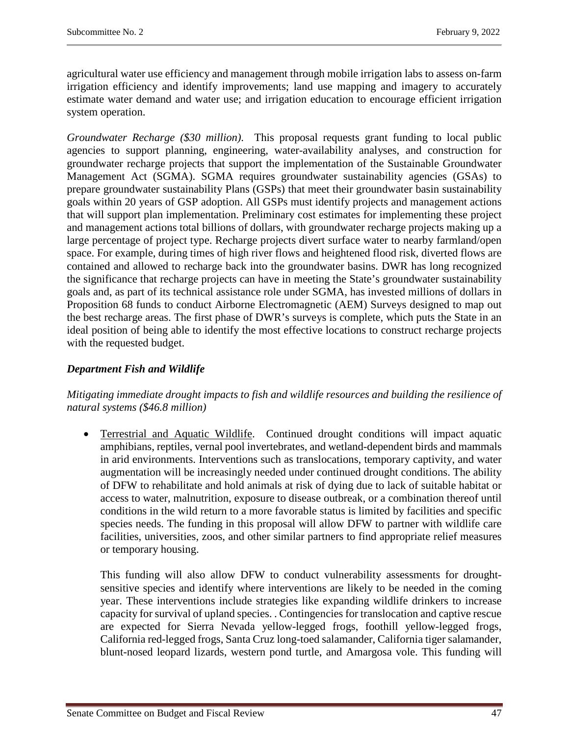agricultural water use efficiency and management through mobile irrigation labs to assess on-farm irrigation efficiency and identify improvements; land use mapping and imagery to accurately estimate water demand and water use; and irrigation education to encourage efficient irrigation system operation.

*Groundwater Recharge ($30 million).* This proposal requests grant funding to local public agencies to support planning, engineering, water-availability analyses, and construction for groundwater recharge projects that support the implementation of the Sustainable Groundwater Management Act (SGMA). SGMA requires groundwater sustainability agencies (GSAs) to prepare groundwater sustainability Plans (GSPs) that meet their groundwater basin sustainability goals within 20 years of GSP adoption. All GSPs must identify projects and management actions that will support plan implementation. Preliminary cost estimates for implementing these project and management actions total billions of dollars, with groundwater recharge projects making up a large percentage of project type. Recharge projects divert surface water to nearby farmland/open space. For example, during times of high river flows and heightened flood risk, diverted flows are contained and allowed to recharge back into the groundwater basins. DWR has long recognized the significance that recharge projects can have in meeting the State's groundwater sustainability goals and, as part of its technical assistance role under SGMA, has invested millions of dollars in Proposition 68 funds to conduct Airborne Electromagnetic (AEM) Surveys designed to map out the best recharge areas. The first phase of DWR's surveys is complete, which puts the State in an ideal position of being able to identify the most effective locations to construct recharge projects with the requested budget.

***Department Fish and Wildlife***

*Mitigating immediate drought impacts to fish and wildlife resources and building the resilience of natural systems ($46.8 million)*

- <u>Terrestrial and Aquatic Wildlife</u>. Continued drought conditions will impact aquatic amphibians, reptiles, vernal pool invertebrates, and wetland-dependent birds and mammals in arid environments. Interventions such as translocations, temporary captivity, and water augmentation will be increasingly needed under continued drought conditions. The ability of DFW to rehabilitate and hold animals at risk of dying due to lack of suitable habitat or access to water, malnutrition, exposure to disease outbreak, or a combination thereof until conditions in the wild return to a more favorable status is limited by facilities and specific species needs. The funding in this proposal will allow DFW to partner with wildlife care facilities, universities, zoos, and other similar partners to find appropriate relief measures or temporary housing.

  This funding will also allow DFW to conduct vulnerability assessments for drought-sensitive species and identify where interventions are likely to be needed in the coming year. These interventions include strategies like expanding wildlife drinkers to increase capacity for survival of upland species. . Contingencies for translocation and captive rescue are expected for Sierra Nevada yellow-legged frogs, foothill yellow-legged frogs, California red-legged frogs, Santa Cruz long-toed salamander, California tiger salamander, blunt-nosed leopard lizards, western pond turtle, and Amargosa vole. This funding will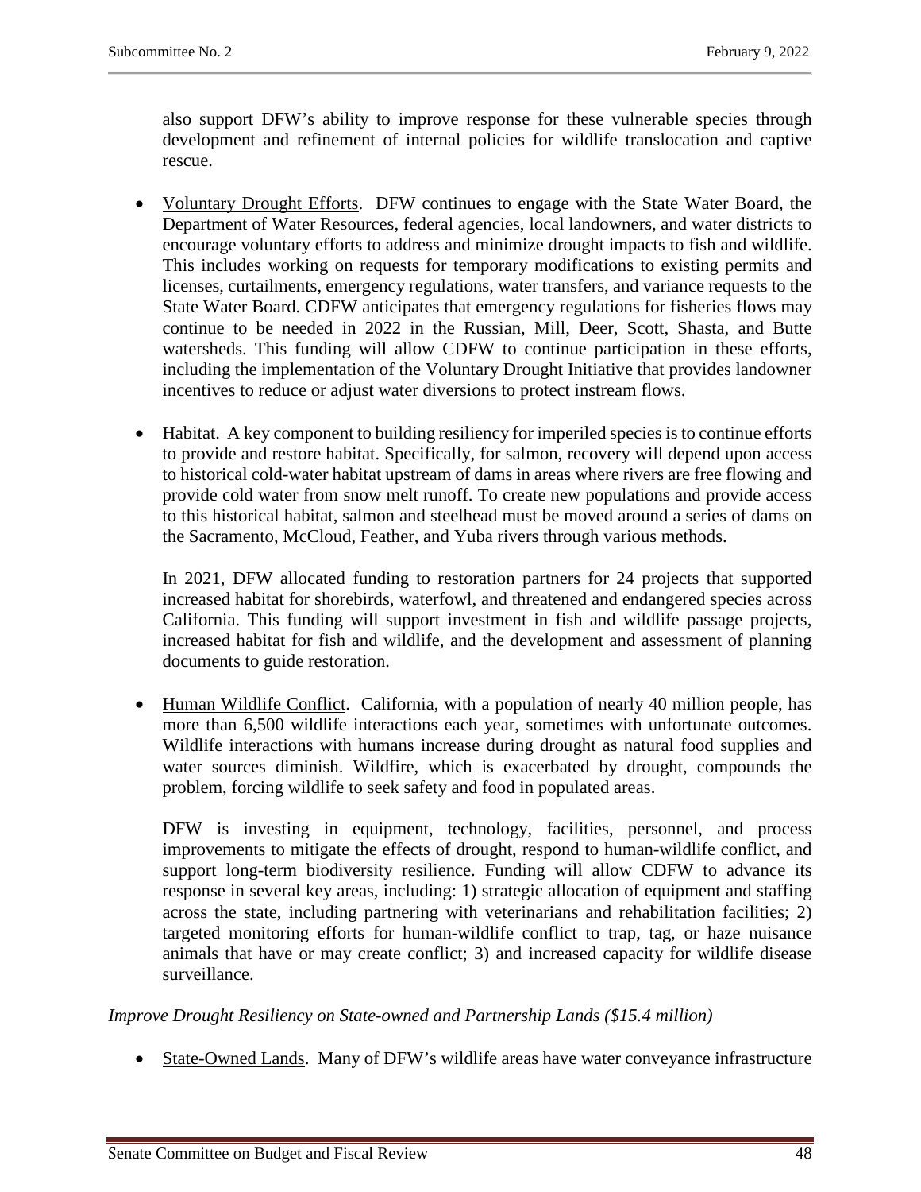also support DFW's ability to improve response for these vulnerable species through development and refinement of internal policies for wildlife translocation and captive rescue.

- Voluntary Drought Efforts. DFW continues to engage with the State Water Board, the Department of Water Resources, federal agencies, local landowners, and water districts to encourage voluntary efforts to address and minimize drought impacts to fish and wildlife. This includes working on requests for temporary modifications to existing permits and licenses, curtailments, emergency regulations, water transfers, and variance requests to the State Water Board. CDFW anticipates that emergency regulations for fisheries flows may continue to be needed in 2022 in the Russian, Mill, Deer, Scott, Shasta, and Butte watersheds. This funding will allow CDFW to continue participation in these efforts, including the implementation of the Voluntary Drought Initiative that provides landowner incentives to reduce or adjust water diversions to protect instream flows.

- Habitat. A key component to building resiliency for imperiled species is to continue efforts to provide and restore habitat. Specifically, for salmon, recovery will depend upon access to historical cold-water habitat upstream of dams in areas where rivers are free flowing and provide cold water from snow melt runoff. To create new populations and provide access to this historical habitat, salmon and steelhead must be moved around a series of dams on the Sacramento, McCloud, Feather, and Yuba rivers through various methods.

  In 2021, DFW allocated funding to restoration partners for 24 projects that supported increased habitat for shorebirds, waterfowl, and threatened and endangered species across California. This funding will support investment in fish and wildlife passage projects, increased habitat for fish and wildlife, and the development and assessment of planning documents to guide restoration.

- Human Wildlife Conflict. California, with a population of nearly 40 million people, has more than 6,500 wildlife interactions each year, sometimes with unfortunate outcomes. Wildlife interactions with humans increase during drought as natural food supplies and water sources diminish. Wildfire, which is exacerbated by drought, compounds the problem, forcing wildlife to seek safety and food in populated areas.

  DFW is investing in equipment, technology, facilities, personnel, and process improvements to mitigate the effects of drought, respond to human-wildlife conflict, and support long-term biodiversity resilience. Funding will allow CDFW to advance its response in several key areas, including: 1) strategic allocation of equipment and staffing across the state, including partnering with veterinarians and rehabilitation facilities; 2) targeted monitoring efforts for human-wildlife conflict to trap, tag, or haze nuisance animals that have or may create conflict; 3) and increased capacity for wildlife disease surveillance.

*Improve Drought Resiliency on State-owned and Partnership Lands ($15.4 million)*

- State-Owned Lands. Many of DFW's wildlife areas have water conveyance infrastructure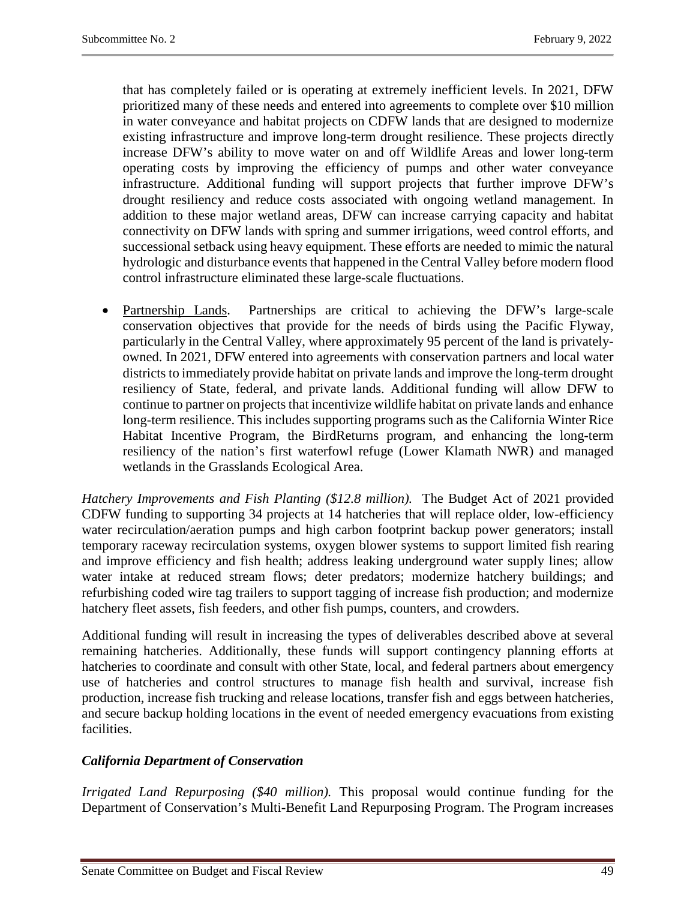that has completely failed or is operating at extremely inefficient levels. In 2021, DFW prioritized many of these needs and entered into agreements to complete over $10 million in water conveyance and habitat projects on CDFW lands that are designed to modernize existing infrastructure and improve long-term drought resilience. These projects directly increase DFW's ability to move water on and off Wildlife Areas and lower long-term operating costs by improving the efficiency of pumps and other water conveyance infrastructure. Additional funding will support projects that further improve DFW's drought resiliency and reduce costs associated with ongoing wetland management. In addition to these major wetland areas, DFW can increase carrying capacity and habitat connectivity on DFW lands with spring and summer irrigations, weed control efforts, and successional setback using heavy equipment. These efforts are needed to mimic the natural hydrologic and disturbance events that happened in the Central Valley before modern flood control infrastructure eliminated these large-scale fluctuations.

- Partnership Lands. Partnerships are critical to achieving the DFW's large-scale conservation objectives that provide for the needs of birds using the Pacific Flyway, particularly in the Central Valley, where approximately 95 percent of the land is privately-owned. In 2021, DFW entered into agreements with conservation partners and local water districts to immediately provide habitat on private lands and improve the long-term drought resiliency of State, federal, and private lands. Additional funding will allow DFW to continue to partner on projects that incentivize wildlife habitat on private lands and enhance long-term resilience. This includes supporting programs such as the California Winter Rice Habitat Incentive Program, the BirdReturns program, and enhancing the long-term resiliency of the nation's first waterfowl refuge (Lower Klamath NWR) and managed wetlands in the Grasslands Ecological Area.

*Hatchery Improvements and Fish Planting ($12.8 million).* The Budget Act of 2021 provided CDFW funding to supporting 34 projects at 14 hatcheries that will replace older, low-efficiency water recirculation/aeration pumps and high carbon footprint backup power generators; install temporary raceway recirculation systems, oxygen blower systems to support limited fish rearing and improve efficiency and fish health; address leaking underground water supply lines; allow water intake at reduced stream flows; deter predators; modernize hatchery buildings; and refurbishing coded wire tag trailers to support tagging of increase fish production; and modernize hatchery fleet assets, fish feeders, and other fish pumps, counters, and crowders.

Additional funding will result in increasing the types of deliverables described above at several remaining hatcheries. Additionally, these funds will support contingency planning efforts at hatcheries to coordinate and consult with other State, local, and federal partners about emergency use of hatcheries and control structures to manage fish health and survival, increase fish production, increase fish trucking and release locations, transfer fish and eggs between hatcheries, and secure backup holding locations in the event of needed emergency evacuations from existing facilities.

***California Department of Conservation***

*Irrigated Land Repurposing ($40 million).* This proposal would continue funding for the Department of Conservation's Multi-Benefit Land Repurposing Program. The Program increases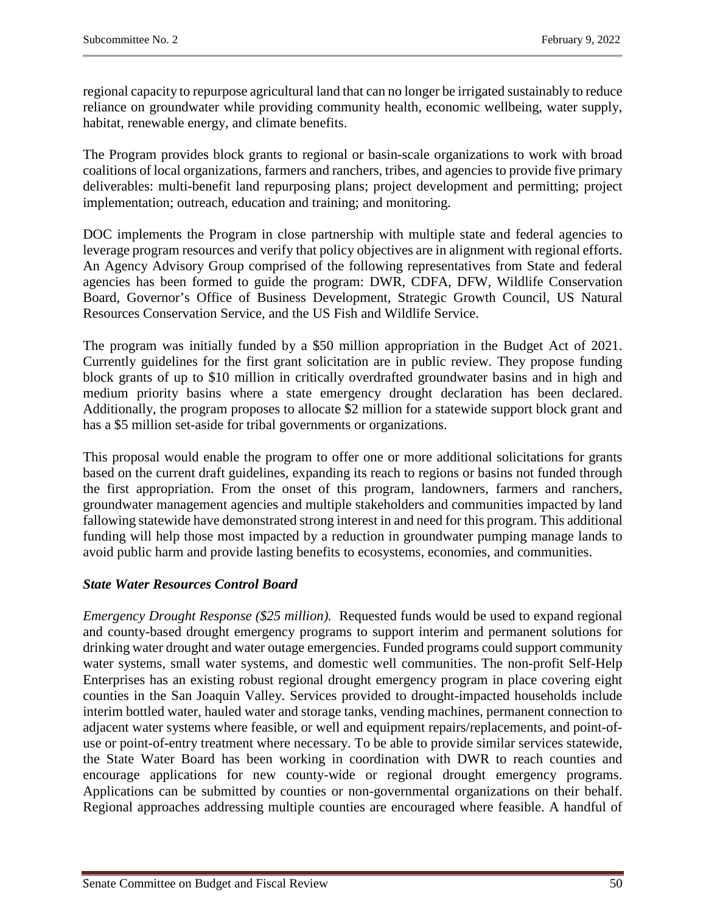regional capacity to repurpose agricultural land that can no longer be irrigated sustainably to reduce reliance on groundwater while providing community health, economic wellbeing, water supply, habitat, renewable energy, and climate benefits.

The Program provides block grants to regional or basin-scale organizations to work with broad coalitions of local organizations, farmers and ranchers, tribes, and agencies to provide five primary deliverables: multi-benefit land repurposing plans; project development and permitting; project implementation; outreach, education and training; and monitoring.

DOC implements the Program in close partnership with multiple state and federal agencies to leverage program resources and verify that policy objectives are in alignment with regional efforts. An Agency Advisory Group comprised of the following representatives from State and federal agencies has been formed to guide the program: DWR, CDFA, DFW, Wildlife Conservation Board, Governor's Office of Business Development, Strategic Growth Council, US Natural Resources Conservation Service, and the US Fish and Wildlife Service.

The program was initially funded by a $50 million appropriation in the Budget Act of 2021. Currently guidelines for the first grant solicitation are in public review. They propose funding block grants of up to $10 million in critically overdrafted groundwater basins and in high and medium priority basins where a state emergency drought declaration has been declared. Additionally, the program proposes to allocate $2 million for a statewide support block grant and has a $5 million set-aside for tribal governments or organizations.

This proposal would enable the program to offer one or more additional solicitations for grants based on the current draft guidelines, expanding its reach to regions or basins not funded through the first appropriation. From the onset of this program, landowners, farmers and ranchers, groundwater management agencies and multiple stakeholders and communities impacted by land fallowing statewide have demonstrated strong interest in and need for this program. This additional funding will help those most impacted by a reduction in groundwater pumping manage lands to avoid public harm and provide lasting benefits to ecosystems, economies, and communities.

***State Water Resources Control Board***

*Emergency Drought Response ($25 million).* Requested funds would be used to expand regional and county-based drought emergency programs to support interim and permanent solutions for drinking water drought and water outage emergencies. Funded programs could support community water systems, small water systems, and domestic well communities. The non-profit Self-Help Enterprises has an existing robust regional drought emergency program in place covering eight counties in the San Joaquin Valley. Services provided to drought-impacted households include interim bottled water, hauled water and storage tanks, vending machines, permanent connection to adjacent water systems where feasible, or well and equipment repairs/replacements, and point-of-use or point-of-entry treatment where necessary. To be able to provide similar services statewide, the State Water Board has been working in coordination with DWR to reach counties and encourage applications for new county-wide or regional drought emergency programs. Applications can be submitted by counties or non-governmental organizations on their behalf. Regional approaches addressing multiple counties are encouraged where feasible. A handful of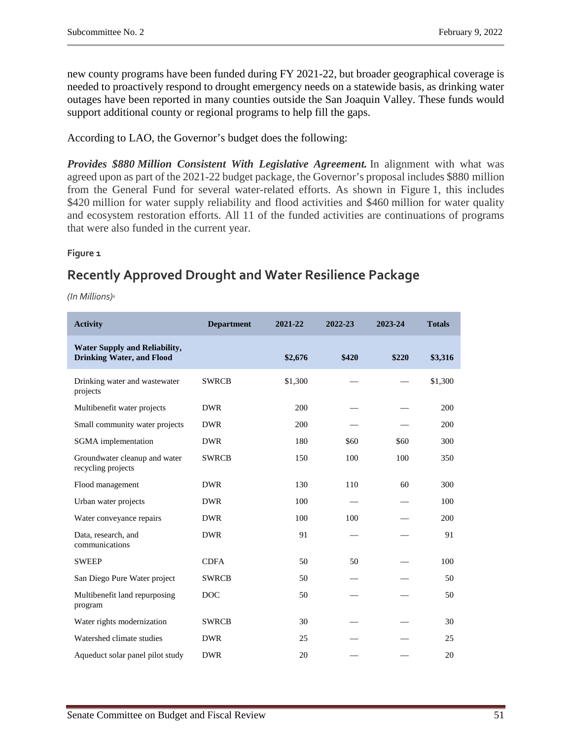new county programs have been funded during FY 2021-22, but broader geographical coverage is needed to proactively respond to drought emergency needs on a statewide basis, as drinking water outages have been reported in many counties outside the San Joaquin Valley. These funds would support additional county or regional programs to help fill the gaps.

According to LAO, the Governor's budget does the following:

***Provides $880 Million Consistent With Legislative Agreement.*** In alignment with what was agreed upon as part of the 2021-22 budget package, the Governor's proposal includes $880 million from the General Fund for several water-related efforts. As shown in Figure 1, this includes $420 million for water supply reliability and flood activities and $460 million for water quality and ecosystem restoration efforts. All 11 of the funded activities are continuations of programs that were also funded in the current year.

**Figure 1**

## Recently Approved Drought and Water Resilience Package

*(In Millions)*[a]

| Activity | Department | 2021-22 | 2022-23 | 2023-24 | Totals |
|---|---|---|---|---|---|
| **Water Supply and Reliability, Drinking Water, and Flood** | | **$2,676** | **$420** | **$220** | **$3,316** |
| Drinking water and wastewater projects | SWRCB | $1,300 | — | — | $1,300 |
| Multibenefit water projects | DWR | 200 | — | — | 200 |
| Small community water projects | DWR | 200 | — | — | 200 |
| SGMA implementation | DWR | 180 | $60 | $60 | 300 |
| Groundwater cleanup and water recycling projects | SWRCB | 150 | 100 | 100 | 350 |
| Flood management | DWR | 130 | 110 | 60 | 300 |
| Urban water projects | DWR | 100 | — | — | 100 |
| Water conveyance repairs | DWR | 100 | 100 | — | 200 |
| Data, research, and communications | DWR | 91 | — | — | 91 |
| SWEEP | CDFA | 50 | 50 | — | 100 |
| San Diego Pure Water project | SWRCB | 50 | — | — | 50 |
| Multibenefit land repurposing program | DOC | 50 | — | — | 50 |
| Water rights modernization | SWRCB | 30 | — | — | 30 |
| Watershed climate studies | DWR | 25 | — | — | 25 |
| Aqueduct solar panel pilot study | DWR | 20 | — | — | 20 |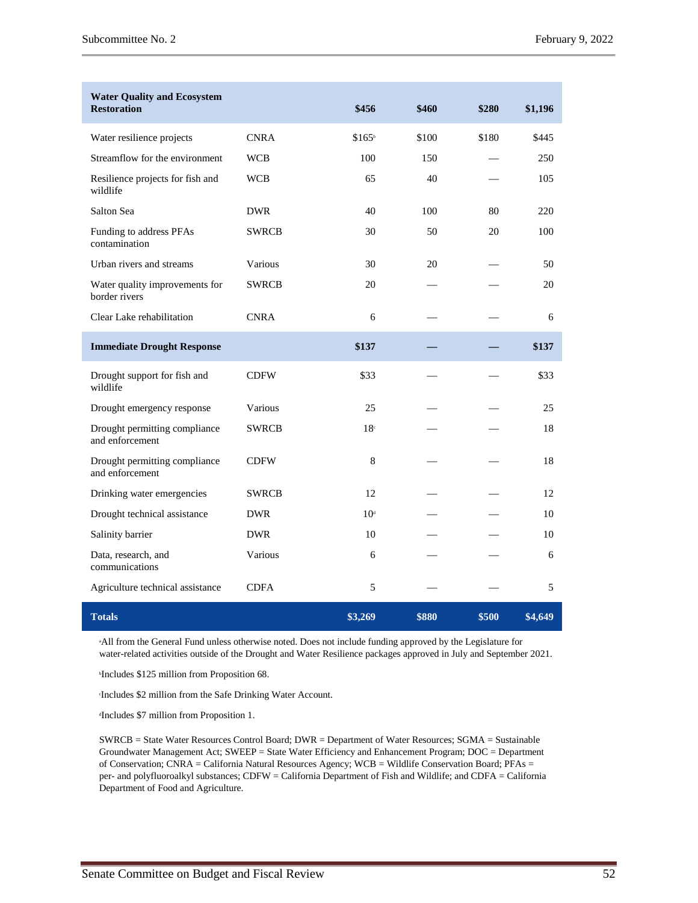| Water Quality and Ecosystem Restoration | | $456 | $460 | $280 | $1,196 |
|---|---|---|---|---|---|
| Water resilience projects | CNRA | $165[b] | $100 | $180 | $445 |
| Streamflow for the environment | WCB | 100 | 150 | — | 250 |
| Resilience projects for fish and wildlife | WCB | 65 | 40 | — | 105 |
| Salton Sea | DWR | 40 | 100 | 80 | 220 |
| Funding to address PFAs contamination | SWRCB | 30 | 50 | 20 | 100 |
| Urban rivers and streams | Various | 30 | 20 | — | 50 |
| Water quality improvements for border rivers | SWRCB | 20 | — | — | 20 |
| Clear Lake rehabilitation | CNRA | 6 | — | — | 6 |
| **Immediate Drought Response** | | **$137** | **—** | **—** | **$137** |
| Drought support for fish and wildlife | CDFW | $33 | — | — | $33 |
| Drought emergency response | Various | 25 | — | — | 25 |
| Drought permitting compliance and enforcement | SWRCB | 18[c] | — | — | 18 |
| Drought permitting compliance and enforcement | CDFW | 8 | — | — | 18 |
| Drinking water emergencies | SWRCB | 12 | — | — | 12 |
| Drought technical assistance | DWR | 10[d] | — | — | 10 |
| Salinity barrier | DWR | 10 | — | — | 10 |
| Data, research, and communications | Various | 6 | — | — | 6 |
| Agriculture technical assistance | CDFA | 5 | — | — | 5 |
| **Totals** | | **$3,269** | **$880** | **$500** | **$4,649** |

[a]All from the General Fund unless otherwise noted. Does not include funding approved by the Legislature for water-related activities outside of the Drought and Water Resilience packages approved in July and September 2021.

[b]Includes $125 million from Proposition 68.

[c]Includes $2 million from the Safe Drinking Water Account.

[d]Includes $7 million from Proposition 1.

SWRCB = State Water Resources Control Board; DWR = Department of Water Resources; SGMA = Sustainable Groundwater Management Act; SWEEP = State Water Efficiency and Enhancement Program; DOC = Department of Conservation; CNRA = California Natural Resources Agency; WCB = Wildlife Conservation Board; PFAs = per- and polyfluoroalkyl substances; CDFW = California Department of Fish and Wildlife; and CDFA = California Department of Food and Agriculture.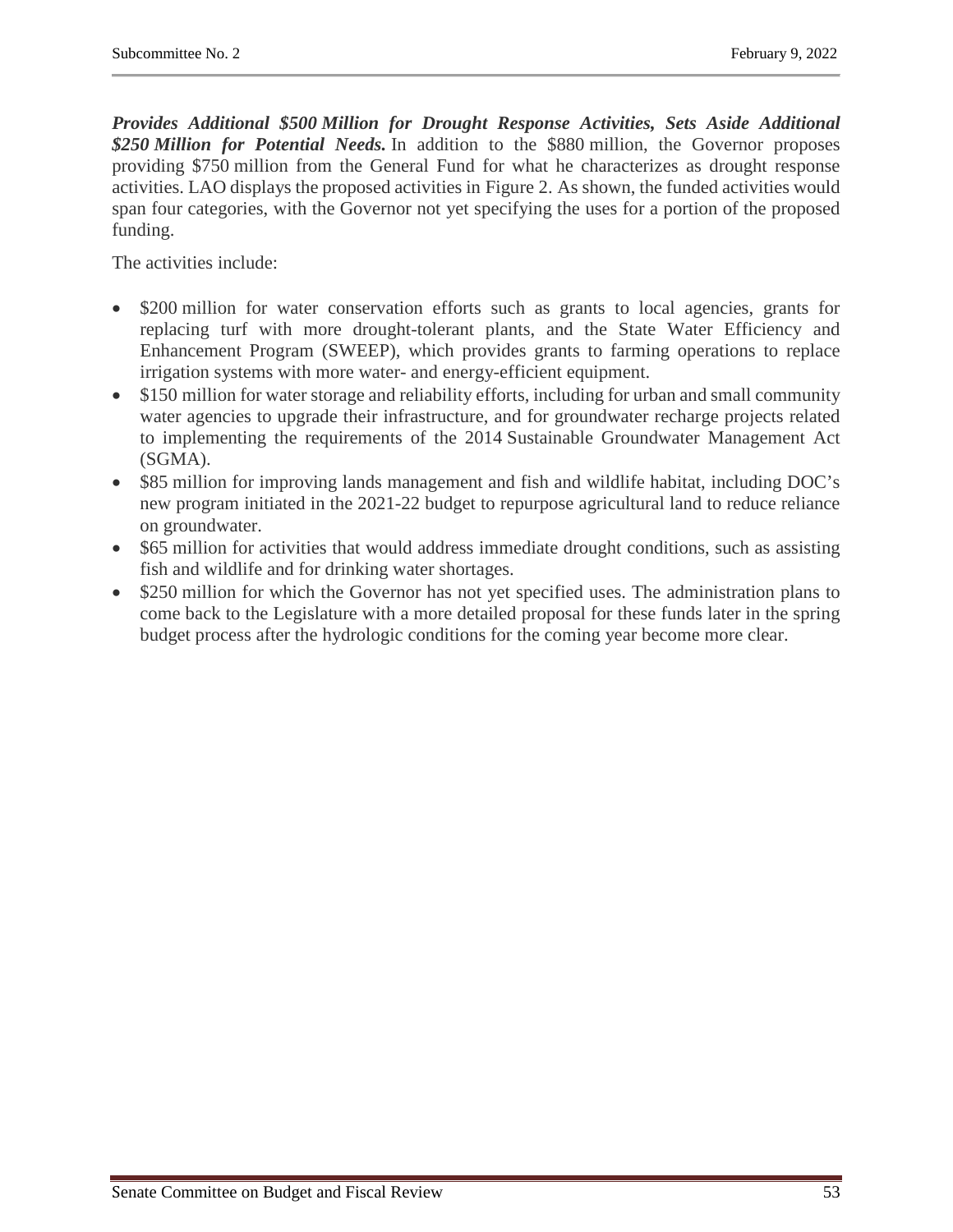***Provides Additional $500 Million for Drought Response Activities, Sets Aside Additional $250 Million for Potential Needs.*** In addition to the $880 million, the Governor proposes providing $750 million from the General Fund for what he characterizes as drought response activities. LAO displays the proposed activities in Figure 2. As shown, the funded activities would span four categories, with the Governor not yet specifying the uses for a portion of the proposed funding.

The activities include:

- $200 million for water conservation efforts such as grants to local agencies, grants for replacing turf with more drought-tolerant plants, and the State Water Efficiency and Enhancement Program (SWEEP), which provides grants to farming operations to replace irrigation systems with more water- and energy-efficient equipment.
- $150 million for water storage and reliability efforts, including for urban and small community water agencies to upgrade their infrastructure, and for groundwater recharge projects related to implementing the requirements of the 2014 Sustainable Groundwater Management Act (SGMA).
- $85 million for improving lands management and fish and wildlife habitat, including DOC's new program initiated in the 2021-22 budget to repurpose agricultural land to reduce reliance on groundwater.
- $65 million for activities that would address immediate drought conditions, such as assisting fish and wildlife and for drinking water shortages.
- $250 million for which the Governor has not yet specified uses. The administration plans to come back to the Legislature with a more detailed proposal for these funds later in the spring budget process after the hydrologic conditions for the coming year become more clear.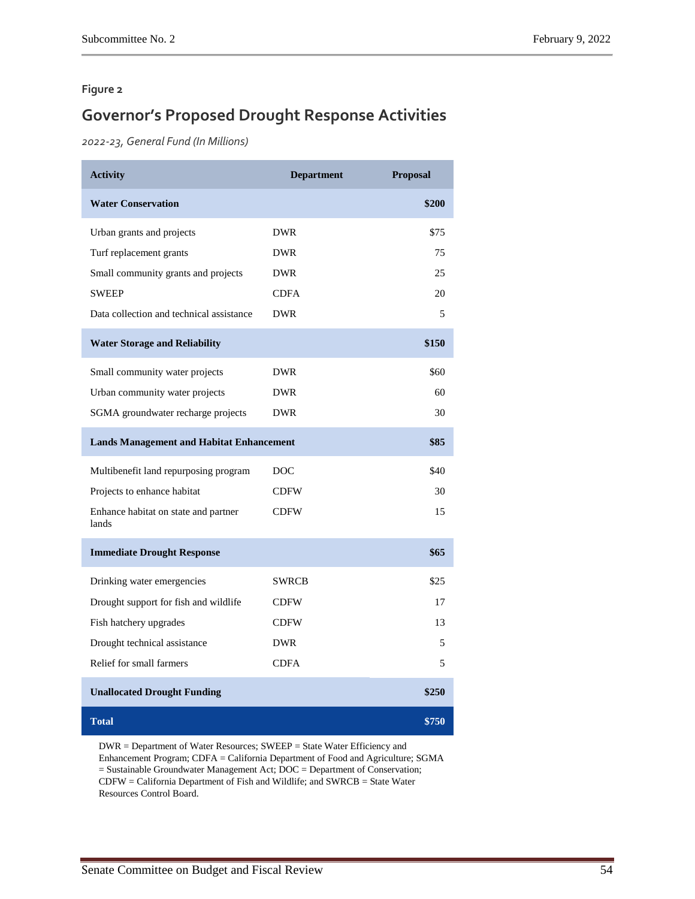**Figure 2**

## Governor's Proposed Drought Response Activities

*2022-23, General Fund (In Millions)*

| Activity | Department | Proposal |
|---|---|---|
| **Water Conservation** | | **$200** |
| Urban grants and projects | DWR | $75 |
| Turf replacement grants | DWR | 75 |
| Small community grants and projects | DWR | 25 |
| SWEEP | CDFA | 20 |
| Data collection and technical assistance | DWR | 5 |
| **Water Storage and Reliability** | | **$150** |
| Small community water projects | DWR | $60 |
| Urban community water projects | DWR | 60 |
| SGMA groundwater recharge projects | DWR | 30 |
| **Lands Management and Habitat Enhancement** | | **$85** |
| Multibenefit land repurposing program | DOC | $40 |
| Projects to enhance habitat | CDFW | 30 |
| Enhance habitat on state and partner lands | CDFW | 15 |
| **Immediate Drought Response** | | **$65** |
| Drinking water emergencies | SWRCB | $25 |
| Drought support for fish and wildlife | CDFW | 17 |
| Fish hatchery upgrades | CDFW | 13 |
| Drought technical assistance | DWR | 5 |
| Relief for small farmers | CDFA | 5 |
| **Unallocated Drought Funding** | | **$250** |
| **Total** | | **$750** |

DWR = Department of Water Resources; SWEEP = State Water Efficiency and Enhancement Program; CDFA = California Department of Food and Agriculture; SGMA = Sustainable Groundwater Management Act; DOC = Department of Conservation; CDFW = California Department of Fish and Wildlife; and SWRCB = State Water Resources Control Board.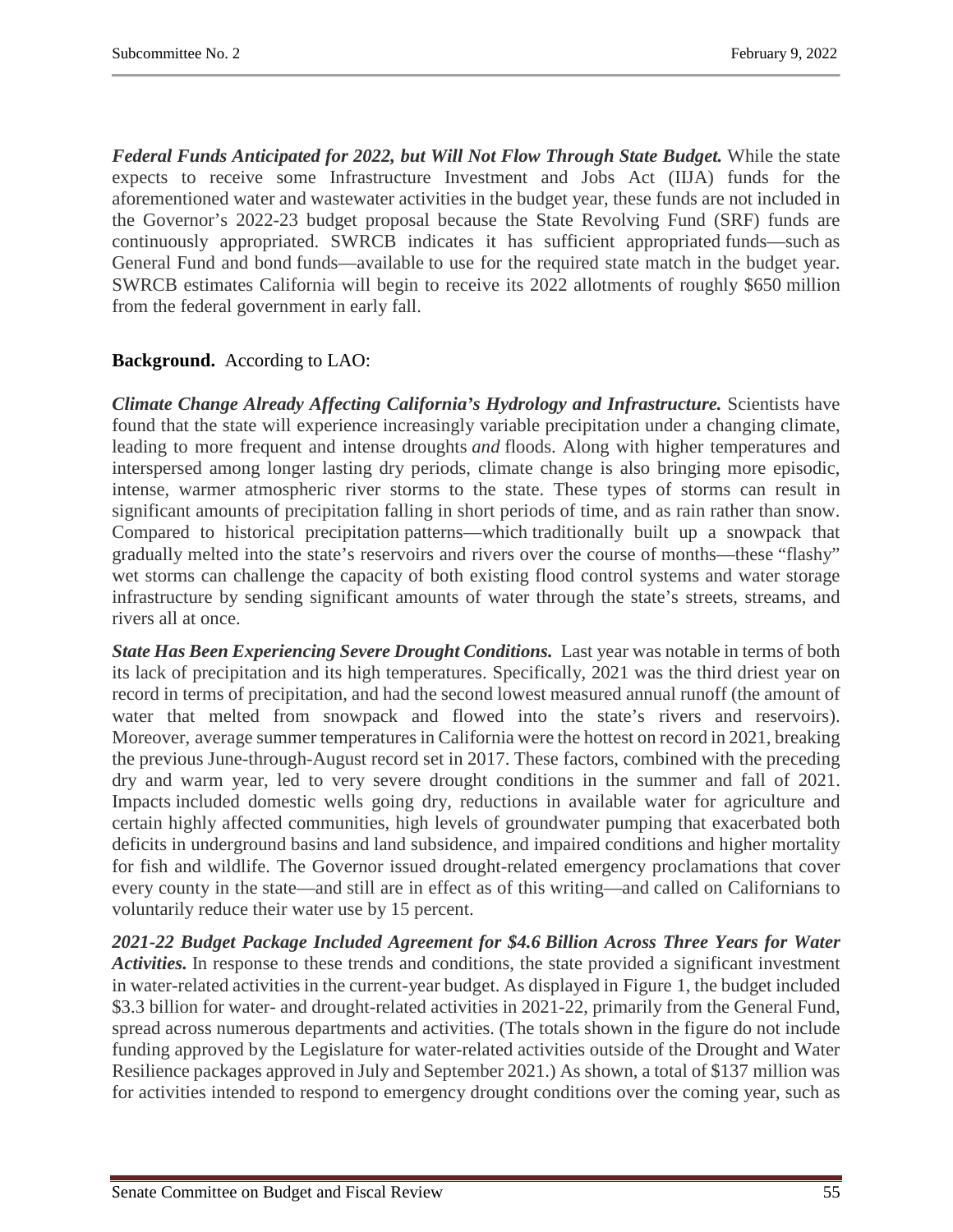***Federal Funds Anticipated for 2022, but Will Not Flow Through State Budget.*** While the state expects to receive some Infrastructure Investment and Jobs Act (IIJA) funds for the aforementioned water and wastewater activities in the budget year, these funds are not included in the Governor's 2022-23 budget proposal because the State Revolving Fund (SRF) funds are continuously appropriated. SWRCB indicates it has sufficient appropriated funds—such as General Fund and bond funds—available to use for the required state match in the budget year. SWRCB estimates California will begin to receive its 2022 allotments of roughly $650 million from the federal government in early fall.

**Background.** According to LAO:

***Climate Change Already Affecting California's Hydrology and Infrastructure.*** Scientists have found that the state will experience increasingly variable precipitation under a changing climate, leading to more frequent and intense droughts *and* floods. Along with higher temperatures and interspersed among longer lasting dry periods, climate change is also bringing more episodic, intense, warmer atmospheric river storms to the state. These types of storms can result in significant amounts of precipitation falling in short periods of time, and as rain rather than snow. Compared to historical precipitation patterns—which traditionally built up a snowpack that gradually melted into the state's reservoirs and rivers over the course of months—these "flashy" wet storms can challenge the capacity of both existing flood control systems and water storage infrastructure by sending significant amounts of water through the state's streets, streams, and rivers all at once.

***State Has Been Experiencing Severe Drought Conditions.*** Last year was notable in terms of both its lack of precipitation and its high temperatures. Specifically, 2021 was the third driest year on record in terms of precipitation, and had the second lowest measured annual runoff (the amount of water that melted from snowpack and flowed into the state's rivers and reservoirs). Moreover, average summer temperatures in California were the hottest on record in 2021, breaking the previous June-through-August record set in 2017. These factors, combined with the preceding dry and warm year, led to very severe drought conditions in the summer and fall of 2021. Impacts included domestic wells going dry, reductions in available water for agriculture and certain highly affected communities, high levels of groundwater pumping that exacerbated both deficits in underground basins and land subsidence, and impaired conditions and higher mortality for fish and wildlife. The Governor issued drought-related emergency proclamations that cover every county in the state—and still are in effect as of this writing—and called on Californians to voluntarily reduce their water use by 15 percent.

***2021-22 Budget Package Included Agreement for $4.6 Billion Across Three Years for Water Activities.*** In response to these trends and conditions, the state provided a significant investment in water-related activities in the current-year budget. As displayed in Figure 1, the budget included $3.3 billion for water- and drought-related activities in 2021-22, primarily from the General Fund, spread across numerous departments and activities. (The totals shown in the figure do not include funding approved by the Legislature for water-related activities outside of the Drought and Water Resilience packages approved in July and September 2021.) As shown, a total of $137 million was for activities intended to respond to emergency drought conditions over the coming year, such as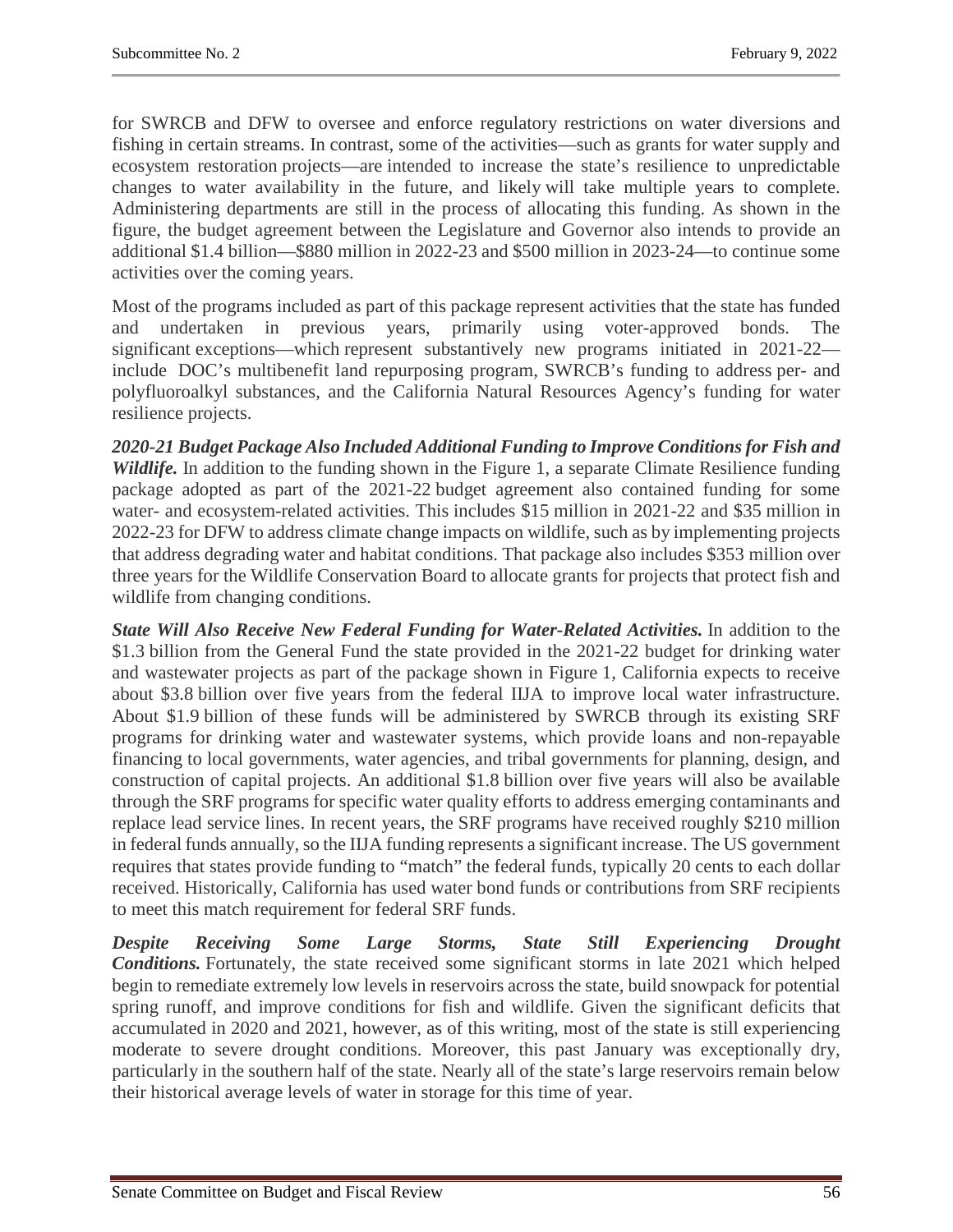for SWRCB and DFW to oversee and enforce regulatory restrictions on water diversions and fishing in certain streams. In contrast, some of the activities—such as grants for water supply and ecosystem restoration projects—are intended to increase the state's resilience to unpredictable changes to water availability in the future, and likely will take multiple years to complete. Administering departments are still in the process of allocating this funding. As shown in the figure, the budget agreement between the Legislature and Governor also intends to provide an additional $1.4 billion—$880 million in 2022-23 and $500 million in 2023-24—to continue some activities over the coming years.

Most of the programs included as part of this package represent activities that the state has funded and undertaken in previous years, primarily using voter-approved bonds. The significant exceptions—which represent substantively new programs initiated in 2021-22—include DOC's multibenefit land repurposing program, SWRCB's funding to address per- and polyfluoroalkyl substances, and the California Natural Resources Agency's funding for water resilience projects.

***2020-21 Budget Package Also Included Additional Funding to Improve Conditions for Fish and Wildlife.*** In addition to the funding shown in the Figure 1, a separate Climate Resilience funding package adopted as part of the 2021-22 budget agreement also contained funding for some water- and ecosystem-related activities. This includes $15 million in 2021-22 and $35 million in 2022-23 for DFW to address climate change impacts on wildlife, such as by implementing projects that address degrading water and habitat conditions. That package also includes $353 million over three years for the Wildlife Conservation Board to allocate grants for projects that protect fish and wildlife from changing conditions.

***State Will Also Receive New Federal Funding for Water-Related Activities.*** In addition to the $1.3 billion from the General Fund the state provided in the 2021-22 budget for drinking water and wastewater projects as part of the package shown in Figure 1, California expects to receive about $3.8 billion over five years from the federal IIJA to improve local water infrastructure. About $1.9 billion of these funds will be administered by SWRCB through its existing SRF programs for drinking water and wastewater systems, which provide loans and non-repayable financing to local governments, water agencies, and tribal governments for planning, design, and construction of capital projects. An additional $1.8 billion over five years will also be available through the SRF programs for specific water quality efforts to address emerging contaminants and replace lead service lines. In recent years, the SRF programs have received roughly $210 million in federal funds annually, so the IIJA funding represents a significant increase. The US government requires that states provide funding to "match" the federal funds, typically 20 cents to each dollar received. Historically, California has used water bond funds or contributions from SRF recipients to meet this match requirement for federal SRF funds.

***Despite Receiving Some Large Storms, State Still Experiencing Drought Conditions.*** Fortunately, the state received some significant storms in late 2021 which helped begin to remediate extremely low levels in reservoirs across the state, build snowpack for potential spring runoff, and improve conditions for fish and wildlife. Given the significant deficits that accumulated in 2020 and 2021, however, as of this writing, most of the state is still experiencing moderate to severe drought conditions. Moreover, this past January was exceptionally dry, particularly in the southern half of the state. Nearly all of the state's large reservoirs remain below their historical average levels of water in storage for this time of year.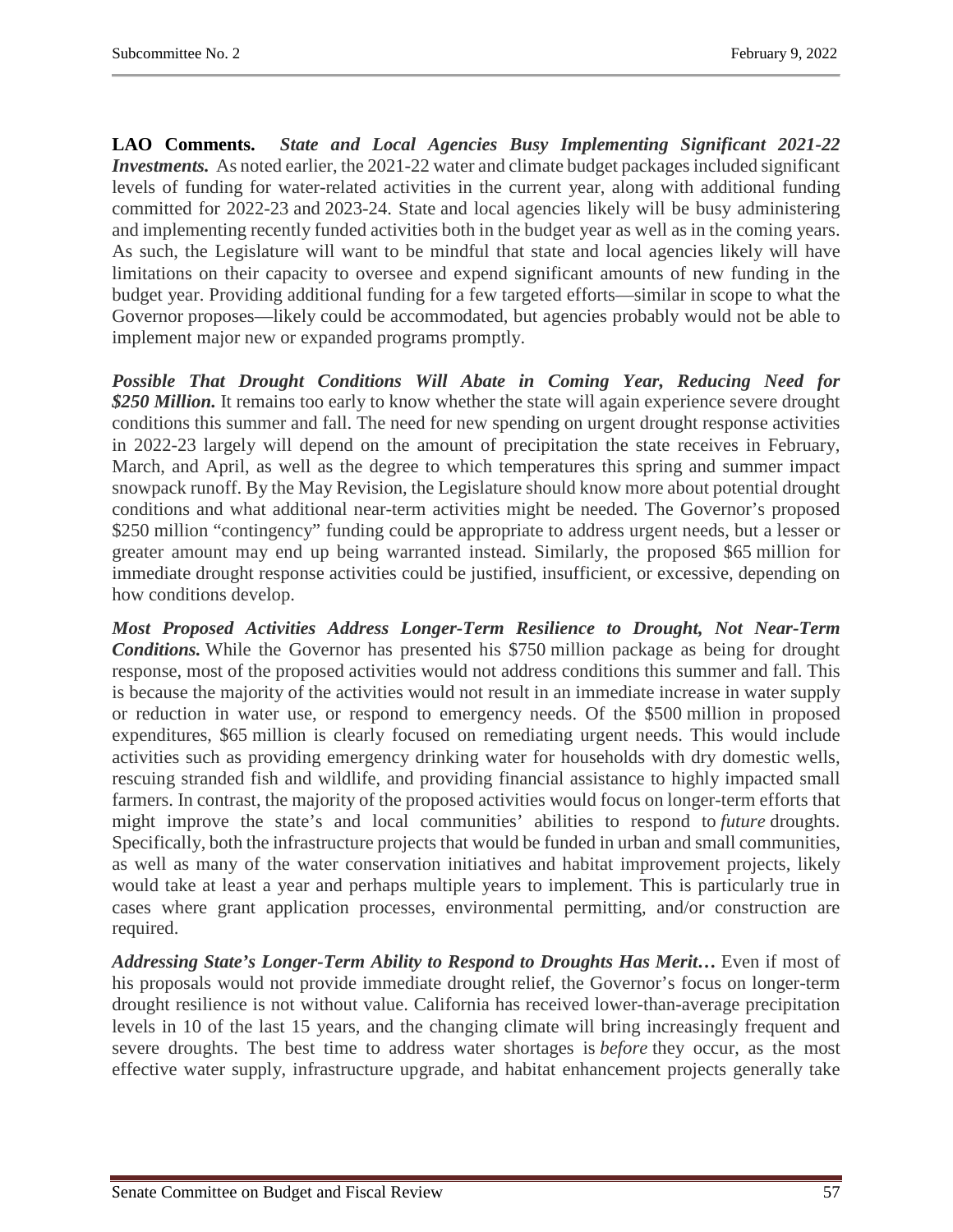**LAO Comments.** ***State and Local Agencies Busy Implementing Significant 2021-22 Investments.*** As noted earlier, the 2021-22 water and climate budget packages included significant levels of funding for water-related activities in the current year, along with additional funding committed for 2022-23 and 2023-24. State and local agencies likely will be busy administering and implementing recently funded activities both in the budget year as well as in the coming years. As such, the Legislature will want to be mindful that state and local agencies likely will have limitations on their capacity to oversee and expend significant amounts of new funding in the budget year. Providing additional funding for a few targeted efforts—similar in scope to what the Governor proposes—likely could be accommodated, but agencies probably would not be able to implement major new or expanded programs promptly.

***Possible That Drought Conditions Will Abate in Coming Year, Reducing Need for $250 Million.*** It remains too early to know whether the state will again experience severe drought conditions this summer and fall. The need for new spending on urgent drought response activities in 2022-23 largely will depend on the amount of precipitation the state receives in February, March, and April, as well as the degree to which temperatures this spring and summer impact snowpack runoff. By the May Revision, the Legislature should know more about potential drought conditions and what additional near-term activities might be needed. The Governor's proposed $250 million "contingency" funding could be appropriate to address urgent needs, but a lesser or greater amount may end up being warranted instead. Similarly, the proposed $65 million for immediate drought response activities could be justified, insufficient, or excessive, depending on how conditions develop.

***Most Proposed Activities Address Longer-Term Resilience to Drought, Not Near-Term Conditions.*** While the Governor has presented his $750 million package as being for drought response, most of the proposed activities would not address conditions this summer and fall. This is because the majority of the activities would not result in an immediate increase in water supply or reduction in water use, or respond to emergency needs. Of the $500 million in proposed expenditures, $65 million is clearly focused on remediating urgent needs. This would include activities such as providing emergency drinking water for households with dry domestic wells, rescuing stranded fish and wildlife, and providing financial assistance to highly impacted small farmers. In contrast, the majority of the proposed activities would focus on longer-term efforts that might improve the state's and local communities' abilities to respond to *future* droughts. Specifically, both the infrastructure projects that would be funded in urban and small communities, as well as many of the water conservation initiatives and habitat improvement projects, likely would take at least a year and perhaps multiple years to implement. This is particularly true in cases where grant application processes, environmental permitting, and/or construction are required.

***Addressing State's Longer-Term Ability to Respond to Droughts Has Merit…*** Even if most of his proposals would not provide immediate drought relief, the Governor's focus on longer-term drought resilience is not without value. California has received lower-than-average precipitation levels in 10 of the last 15 years, and the changing climate will bring increasingly frequent and severe droughts. The best time to address water shortages is *before* they occur, as the most effective water supply, infrastructure upgrade, and habitat enhancement projects generally take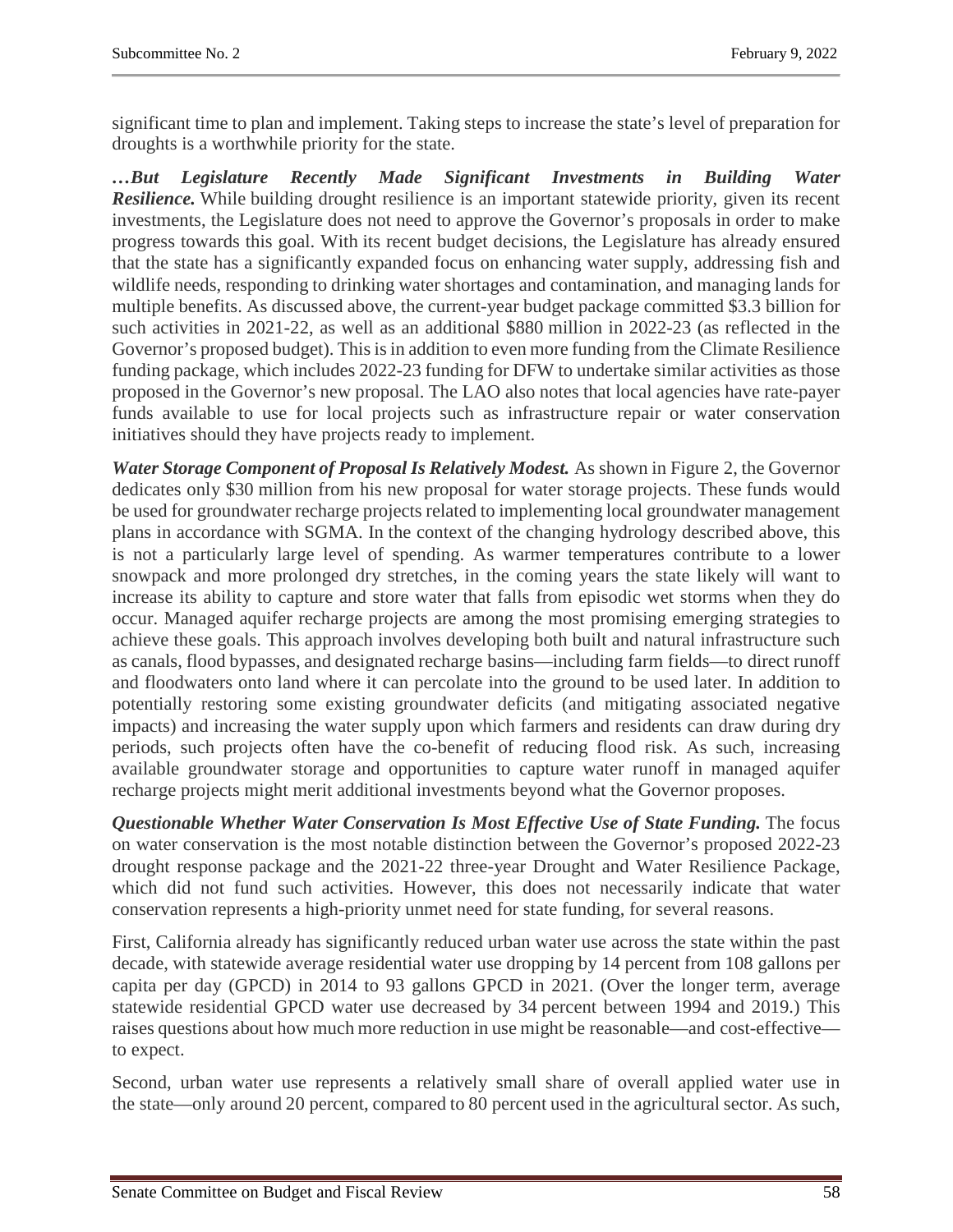significant time to plan and implement. Taking steps to increase the state's level of preparation for droughts is a worthwhile priority for the state.

***…But Legislature Recently Made Significant Investments in Building Water Resilience.*** While building drought resilience is an important statewide priority, given its recent investments, the Legislature does not need to approve the Governor's proposals in order to make progress towards this goal. With its recent budget decisions, the Legislature has already ensured that the state has a significantly expanded focus on enhancing water supply, addressing fish and wildlife needs, responding to drinking water shortages and contamination, and managing lands for multiple benefits. As discussed above, the current-year budget package committed $3.3 billion for such activities in 2021-22, as well as an additional $880 million in 2022-23 (as reflected in the Governor's proposed budget). This is in addition to even more funding from the Climate Resilience funding package, which includes 2022-23 funding for DFW to undertake similar activities as those proposed in the Governor's new proposal. The LAO also notes that local agencies have rate-payer funds available to use for local projects such as infrastructure repair or water conservation initiatives should they have projects ready to implement.

***Water Storage Component of Proposal Is Relatively Modest.*** As shown in Figure 2, the Governor dedicates only $30 million from his new proposal for water storage projects. These funds would be used for groundwater recharge projects related to implementing local groundwater management plans in accordance with SGMA. In the context of the changing hydrology described above, this is not a particularly large level of spending. As warmer temperatures contribute to a lower snowpack and more prolonged dry stretches, in the coming years the state likely will want to increase its ability to capture and store water that falls from episodic wet storms when they do occur. Managed aquifer recharge projects are among the most promising emerging strategies to achieve these goals. This approach involves developing both built and natural infrastructure such as canals, flood bypasses, and designated recharge basins—including farm fields—to direct runoff and floodwaters onto land where it can percolate into the ground to be used later. In addition to potentially restoring some existing groundwater deficits (and mitigating associated negative impacts) and increasing the water supply upon which farmers and residents can draw during dry periods, such projects often have the co-benefit of reducing flood risk. As such, increasing available groundwater storage and opportunities to capture water runoff in managed aquifer recharge projects might merit additional investments beyond what the Governor proposes.

***Questionable Whether Water Conservation Is Most Effective Use of State Funding.*** The focus on water conservation is the most notable distinction between the Governor's proposed 2022-23 drought response package and the 2021-22 three-year Drought and Water Resilience Package, which did not fund such activities. However, this does not necessarily indicate that water conservation represents a high-priority unmet need for state funding, for several reasons.

First, California already has significantly reduced urban water use across the state within the past decade, with statewide average residential water use dropping by 14 percent from 108 gallons per capita per day (GPCD) in 2014 to 93 gallons GPCD in 2021. (Over the longer term, average statewide residential GPCD water use decreased by 34 percent between 1994 and 2019.) This raises questions about how much more reduction in use might be reasonable—and cost-effective—to expect.

Second, urban water use represents a relatively small share of overall applied water use in the state—only around 20 percent, compared to 80 percent used in the agricultural sector. As such,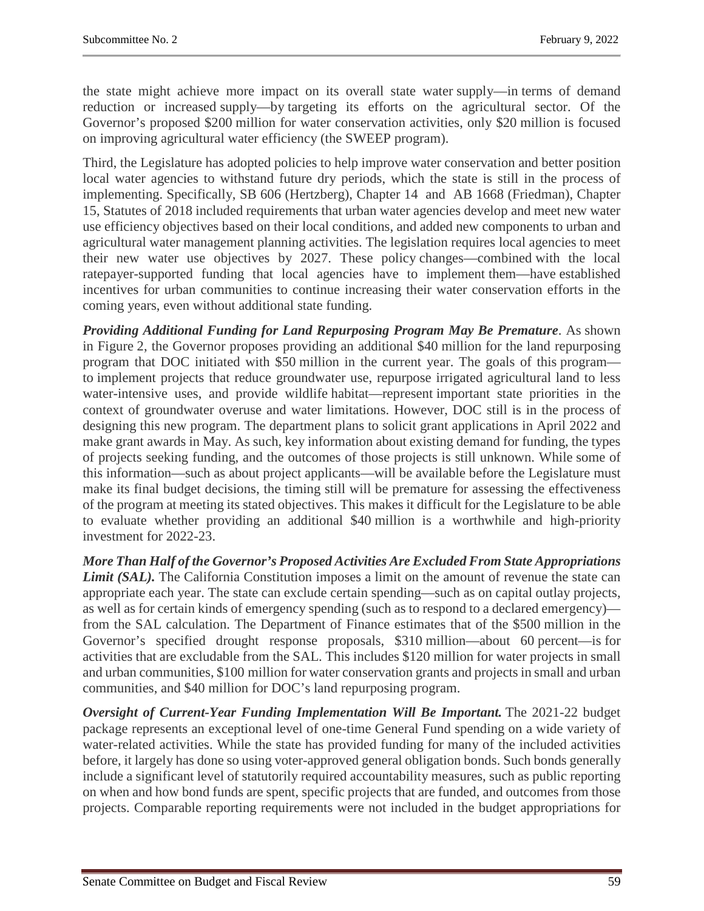the state might achieve more impact on its overall state water supply—in terms of demand reduction or increased supply—by targeting its efforts on the agricultural sector. Of the Governor's proposed $200 million for water conservation activities, only $20 million is focused on improving agricultural water efficiency (the SWEEP program).

Third, the Legislature has adopted policies to help improve water conservation and better position local water agencies to withstand future dry periods, which the state is still in the process of implementing. Specifically, SB 606 (Hertzberg), Chapter 14 and AB 1668 (Friedman), Chapter 15, Statutes of 2018 included requirements that urban water agencies develop and meet new water use efficiency objectives based on their local conditions, and added new components to urban and agricultural water management planning activities. The legislation requires local agencies to meet their new water use objectives by 2027. These policy changes—combined with the local ratepayer-supported funding that local agencies have to implement them—have established incentives for urban communities to continue increasing their water conservation efforts in the coming years, even without additional state funding.

***Providing Additional Funding for Land Repurposing Program May Be Premature***. As shown in Figure 2, the Governor proposes providing an additional $40 million for the land repurposing program that DOC initiated with $50 million in the current year. The goals of this program—to implement projects that reduce groundwater use, repurpose irrigated agricultural land to less water-intensive uses, and provide wildlife habitat—represent important state priorities in the context of groundwater overuse and water limitations. However, DOC still is in the process of designing this new program. The department plans to solicit grant applications in April 2022 and make grant awards in May. As such, key information about existing demand for funding, the types of projects seeking funding, and the outcomes of those projects is still unknown. While some of this information—such as about project applicants—will be available before the Legislature must make its final budget decisions, the timing still will be premature for assessing the effectiveness of the program at meeting its stated objectives. This makes it difficult for the Legislature to be able to evaluate whether providing an additional $40 million is a worthwhile and high-priority investment for 2022-23.

***More Than Half of the Governor's Proposed Activities Are Excluded From State Appropriations Limit (SAL).*** The California Constitution imposes a limit on the amount of revenue the state can appropriate each year. The state can exclude certain spending—such as on capital outlay projects, as well as for certain kinds of emergency spending (such as to respond to a declared emergency)—from the SAL calculation. The Department of Finance estimates that of the $500 million in the Governor's specified drought response proposals, $310 million—about 60 percent—is for activities that are excludable from the SAL. This includes $120 million for water projects in small and urban communities, $100 million for water conservation grants and projects in small and urban communities, and $40 million for DOC's land repurposing program.

***Oversight of Current-Year Funding Implementation Will Be Important.*** The 2021-22 budget package represents an exceptional level of one-time General Fund spending on a wide variety of water-related activities. While the state has provided funding for many of the included activities before, it largely has done so using voter-approved general obligation bonds. Such bonds generally include a significant level of statutorily required accountability measures, such as public reporting on when and how bond funds are spent, specific projects that are funded, and outcomes from those projects. Comparable reporting requirements were not included in the budget appropriations for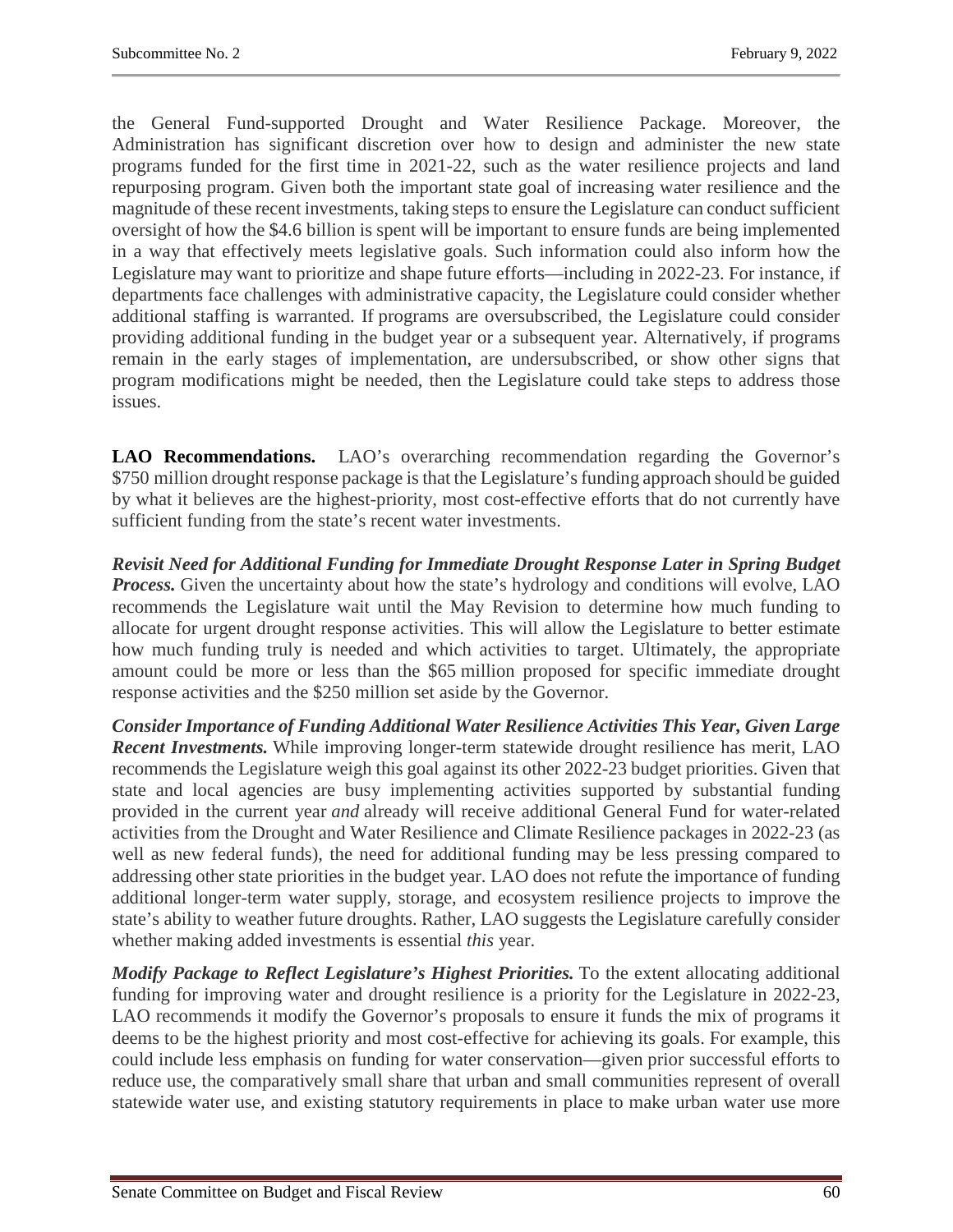the General Fund-supported Drought and Water Resilience Package. Moreover, the Administration has significant discretion over how to design and administer the new state programs funded for the first time in 2021-22, such as the water resilience projects and land repurposing program. Given both the important state goal of increasing water resilience and the magnitude of these recent investments, taking steps to ensure the Legislature can conduct sufficient oversight of how the $4.6 billion is spent will be important to ensure funds are being implemented in a way that effectively meets legislative goals. Such information could also inform how the Legislature may want to prioritize and shape future efforts—including in 2022-23. For instance, if departments face challenges with administrative capacity, the Legislature could consider whether additional staffing is warranted. If programs are oversubscribed, the Legislature could consider providing additional funding in the budget year or a subsequent year. Alternatively, if programs remain in the early stages of implementation, are undersubscribed, or show other signs that program modifications might be needed, then the Legislature could take steps to address those issues.

**LAO Recommendations.** LAO's overarching recommendation regarding the Governor's $750 million drought response package is that the Legislature's funding approach should be guided by what it believes are the highest-priority, most cost-effective efforts that do not currently have sufficient funding from the state's recent water investments.

***Revisit Need for Additional Funding for Immediate Drought Response Later in Spring Budget Process.*** Given the uncertainty about how the state's hydrology and conditions will evolve, LAO recommends the Legislature wait until the May Revision to determine how much funding to allocate for urgent drought response activities. This will allow the Legislature to better estimate how much funding truly is needed and which activities to target. Ultimately, the appropriate amount could be more or less than the $65 million proposed for specific immediate drought response activities and the $250 million set aside by the Governor.

***Consider Importance of Funding Additional Water Resilience Activities This Year, Given Large Recent Investments.*** While improving longer-term statewide drought resilience has merit, LAO recommends the Legislature weigh this goal against its other 2022-23 budget priorities. Given that state and local agencies are busy implementing activities supported by substantial funding provided in the current year *and* already will receive additional General Fund for water-related activities from the Drought and Water Resilience and Climate Resilience packages in 2022-23 (as well as new federal funds), the need for additional funding may be less pressing compared to addressing other state priorities in the budget year. LAO does not refute the importance of funding additional longer-term water supply, storage, and ecosystem resilience projects to improve the state's ability to weather future droughts. Rather, LAO suggests the Legislature carefully consider whether making added investments is essential *this* year.

***Modify Package to Reflect Legislature's Highest Priorities.*** To the extent allocating additional funding for improving water and drought resilience is a priority for the Legislature in 2022-23, LAO recommends it modify the Governor's proposals to ensure it funds the mix of programs it deems to be the highest priority and most cost-effective for achieving its goals. For example, this could include less emphasis on funding for water conservation—given prior successful efforts to reduce use, the comparatively small share that urban and small communities represent of overall statewide water use, and existing statutory requirements in place to make urban water use more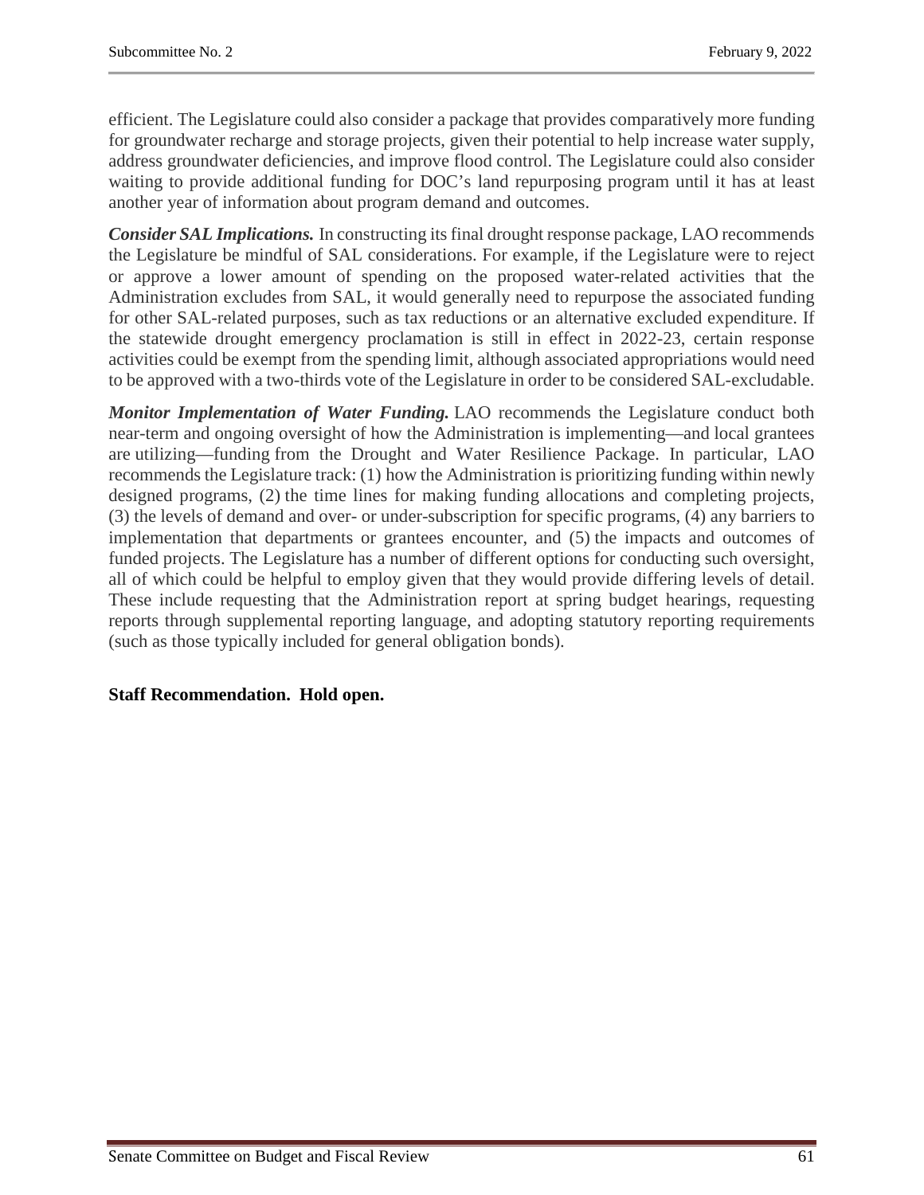efficient. The Legislature could also consider a package that provides comparatively more funding for groundwater recharge and storage projects, given their potential to help increase water supply, address groundwater deficiencies, and improve flood control. The Legislature could also consider waiting to provide additional funding for DOC's land repurposing program until it has at least another year of information about program demand and outcomes.

***Consider SAL Implications.*** In constructing its final drought response package, LAO recommends the Legislature be mindful of SAL considerations. For example, if the Legislature were to reject or approve a lower amount of spending on the proposed water-related activities that the Administration excludes from SAL, it would generally need to repurpose the associated funding for other SAL-related purposes, such as tax reductions or an alternative excluded expenditure. If the statewide drought emergency proclamation is still in effect in 2022-23, certain response activities could be exempt from the spending limit, although associated appropriations would need to be approved with a two-thirds vote of the Legislature in order to be considered SAL-excludable.

***Monitor Implementation of Water Funding.*** LAO recommends the Legislature conduct both near-term and ongoing oversight of how the Administration is implementing—and local grantees are utilizing—funding from the Drought and Water Resilience Package. In particular, LAO recommends the Legislature track: (1) how the Administration is prioritizing funding within newly designed programs, (2) the time lines for making funding allocations and completing projects, (3) the levels of demand and over- or under-subscription for specific programs, (4) any barriers to implementation that departments or grantees encounter, and (5) the impacts and outcomes of funded projects. The Legislature has a number of different options for conducting such oversight, all of which could be helpful to employ given that they would provide differing levels of detail. These include requesting that the Administration report at spring budget hearings, requesting reports through supplemental reporting language, and adopting statutory reporting requirements (such as those typically included for general obligation bonds).

**Staff Recommendation. Hold open.**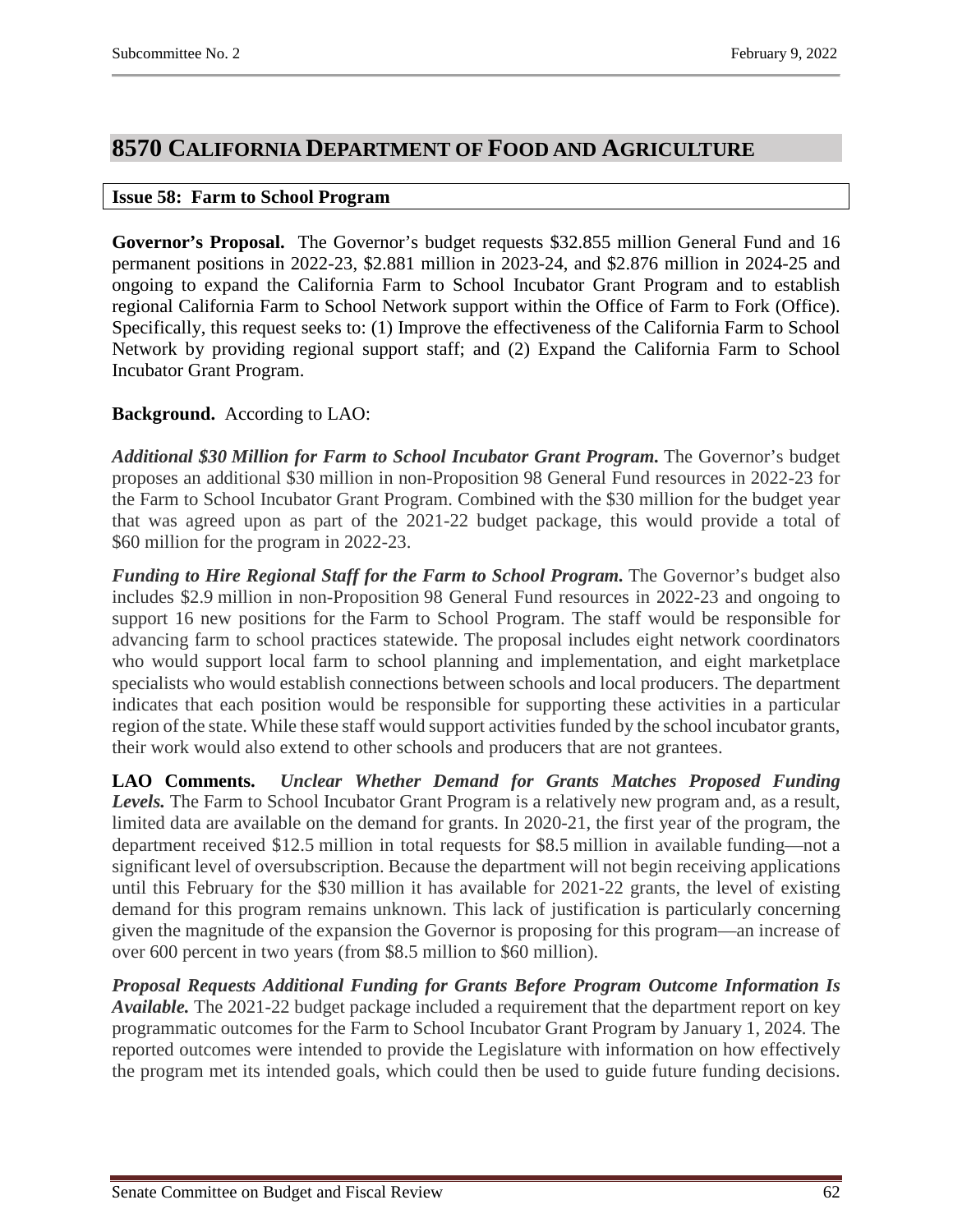## 8570 California Department of Food and Agriculture

### Issue 58: Farm to School Program

**Governor's Proposal.** The Governor's budget requests $32.855 million General Fund and 16 permanent positions in 2022-23, $2.881 million in 2023-24, and $2.876 million in 2024-25 and ongoing to expand the California Farm to School Incubator Grant Program and to establish regional California Farm to School Network support within the Office of Farm to Fork (Office). Specifically, this request seeks to: (1) Improve the effectiveness of the California Farm to School Network by providing regional support staff; and (2) Expand the California Farm to School Incubator Grant Program.

**Background.** According to LAO:

***Additional $30 Million for Farm to School Incubator Grant Program.*** The Governor's budget proposes an additional $30 million in non-Proposition 98 General Fund resources in 2022-23 for the Farm to School Incubator Grant Program. Combined with the $30 million for the budget year that was agreed upon as part of the 2021-22 budget package, this would provide a total of $60 million for the program in 2022-23.

***Funding to Hire Regional Staff for the Farm to School Program.*** The Governor's budget also includes $2.9 million in non-Proposition 98 General Fund resources in 2022-23 and ongoing to support 16 new positions for the Farm to School Program. The staff would be responsible for advancing farm to school practices statewide. The proposal includes eight network coordinators who would support local farm to school planning and implementation, and eight marketplace specialists who would establish connections between schools and local producers. The department indicates that each position would be responsible for supporting these activities in a particular region of the state. While these staff would support activities funded by the school incubator grants, their work would also extend to other schools and producers that are not grantees.

**LAO Comments.** ***Unclear Whether Demand for Grants Matches Proposed Funding Levels.*** The Farm to School Incubator Grant Program is a relatively new program and, as a result, limited data are available on the demand for grants. In 2020-21, the first year of the program, the department received $12.5 million in total requests for $8.5 million in available funding—not a significant level of oversubscription. Because the department will not begin receiving applications until this February for the $30 million it has available for 2021-22 grants, the level of existing demand for this program remains unknown. This lack of justification is particularly concerning given the magnitude of the expansion the Governor is proposing for this program—an increase of over 600 percent in two years (from $8.5 million to $60 million).

***Proposal Requests Additional Funding for Grants Before Program Outcome Information Is Available.*** The 2021-22 budget package included a requirement that the department report on key programmatic outcomes for the Farm to School Incubator Grant Program by January 1, 2024. The reported outcomes were intended to provide the Legislature with information on how effectively the program met its intended goals, which could then be used to guide future funding decisions.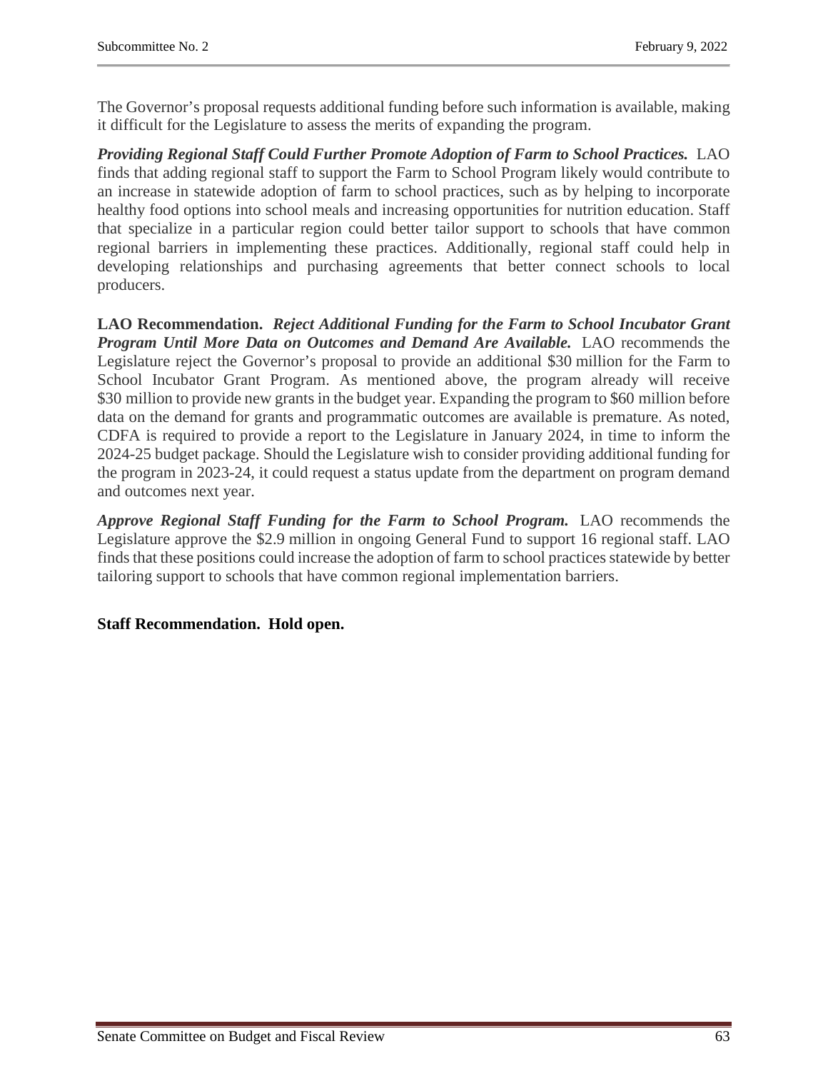The Governor's proposal requests additional funding before such information is available, making it difficult for the Legislature to assess the merits of expanding the program.

***Providing Regional Staff Could Further Promote Adoption of Farm to School Practices.*** LAO finds that adding regional staff to support the Farm to School Program likely would contribute to an increase in statewide adoption of farm to school practices, such as by helping to incorporate healthy food options into school meals and increasing opportunities for nutrition education. Staff that specialize in a particular region could better tailor support to schools that have common regional barriers in implementing these practices. Additionally, regional staff could help in developing relationships and purchasing agreements that better connect schools to local producers.

**LAO Recommendation.** ***Reject Additional Funding for the Farm to School Incubator Grant Program Until More Data on Outcomes and Demand Are Available.*** LAO recommends the Legislature reject the Governor's proposal to provide an additional $30 million for the Farm to School Incubator Grant Program. As mentioned above, the program already will receive $30 million to provide new grants in the budget year. Expanding the program to $60 million before data on the demand for grants and programmatic outcomes are available is premature. As noted, CDFA is required to provide a report to the Legislature in January 2024, in time to inform the 2024-25 budget package. Should the Legislature wish to consider providing additional funding for the program in 2023-24, it could request a status update from the department on program demand and outcomes next year.

***Approve Regional Staff Funding for the Farm to School Program.*** LAO recommends the Legislature approve the $2.9 million in ongoing General Fund to support 16 regional staff. LAO finds that these positions could increase the adoption of farm to school practices statewide by better tailoring support to schools that have common regional implementation barriers.

**Staff Recommendation. Hold open.**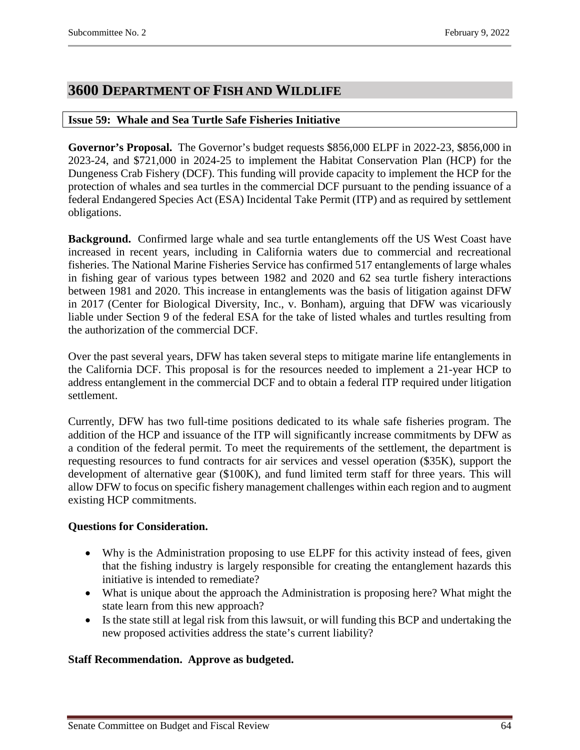# 3600 Department of Fish and Wildlife

### Issue 59: Whale and Sea Turtle Safe Fisheries Initiative

**Governor's Proposal.** The Governor's budget requests $856,000 ELPF in 2022-23, $856,000 in 2023-24, and $721,000 in 2024-25 to implement the Habitat Conservation Plan (HCP) for the Dungeness Crab Fishery (DCF). This funding will provide capacity to implement the HCP for the protection of whales and sea turtles in the commercial DCF pursuant to the pending issuance of a federal Endangered Species Act (ESA) Incidental Take Permit (ITP) and as required by settlement obligations.

**Background.** Confirmed large whale and sea turtle entanglements off the US West Coast have increased in recent years, including in California waters due to commercial and recreational fisheries. The National Marine Fisheries Service has confirmed 517 entanglements of large whales in fishing gear of various types between 1982 and 2020 and 62 sea turtle fishery interactions between 1981 and 2020. This increase in entanglements was the basis of litigation against DFW in 2017 (Center for Biological Diversity, Inc., v. Bonham), arguing that DFW was vicariously liable under Section 9 of the federal ESA for the take of listed whales and turtles resulting from the authorization of the commercial DCF.

Over the past several years, DFW has taken several steps to mitigate marine life entanglements in the California DCF. This proposal is for the resources needed to implement a 21-year HCP to address entanglement in the commercial DCF and to obtain a federal ITP required under litigation settlement.

Currently, DFW has two full-time positions dedicated to its whale safe fisheries program. The addition of the HCP and issuance of the ITP will significantly increase commitments by DFW as a condition of the federal permit. To meet the requirements of the settlement, the department is requesting resources to fund contracts for air services and vessel operation ($35K), support the development of alternative gear ($100K), and fund limited term staff for three years. This will allow DFW to focus on specific fishery management challenges within each region and to augment existing HCP commitments.

**Questions for Consideration.**

- Why is the Administration proposing to use ELPF for this activity instead of fees, given that the fishing industry is largely responsible for creating the entanglement hazards this initiative is intended to remediate?
- What is unique about the approach the Administration is proposing here? What might the state learn from this new approach?
- Is the state still at legal risk from this lawsuit, or will funding this BCP and undertaking the new proposed activities address the state's current liability?

**Staff Recommendation. Approve as budgeted.**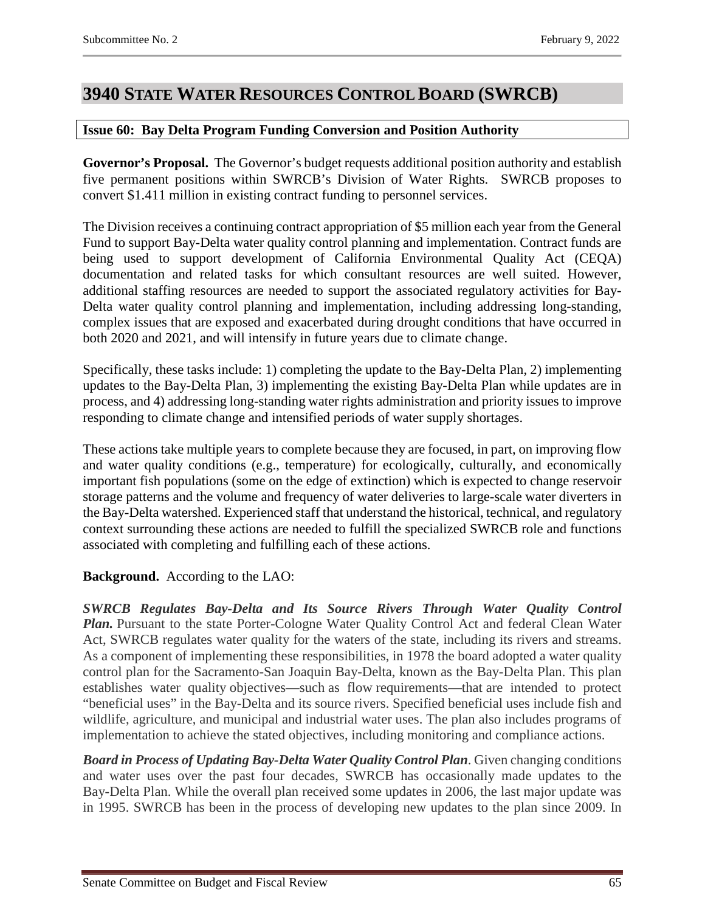# 3940 State Water Resources Control Board (SWRCB)

### Issue 60: Bay Delta Program Funding Conversion and Position Authority

**Governor's Proposal.** The Governor's budget requests additional position authority and establish five permanent positions within SWRCB's Division of Water Rights. SWRCB proposes to convert $1.411 million in existing contract funding to personnel services.

The Division receives a continuing contract appropriation of $5 million each year from the General Fund to support Bay-Delta water quality control planning and implementation. Contract funds are being used to support development of California Environmental Quality Act (CEQA) documentation and related tasks for which consultant resources are well suited. However, additional staffing resources are needed to support the associated regulatory activities for Bay-Delta water quality control planning and implementation, including addressing long-standing, complex issues that are exposed and exacerbated during drought conditions that have occurred in both 2020 and 2021, and will intensify in future years due to climate change.

Specifically, these tasks include: 1) completing the update to the Bay-Delta Plan, 2) implementing updates to the Bay-Delta Plan, 3) implementing the existing Bay-Delta Plan while updates are in process, and 4) addressing long-standing water rights administration and priority issues to improve responding to climate change and intensified periods of water supply shortages.

These actions take multiple years to complete because they are focused, in part, on improving flow and water quality conditions (e.g., temperature) for ecologically, culturally, and economically important fish populations (some on the edge of extinction) which is expected to change reservoir storage patterns and the volume and frequency of water deliveries to large-scale water diverters in the Bay-Delta watershed. Experienced staff that understand the historical, technical, and regulatory context surrounding these actions are needed to fulfill the specialized SWRCB role and functions associated with completing and fulfilling each of these actions.

**Background.** According to the LAO:

***SWRCB Regulates Bay-Delta and Its Source Rivers Through Water Quality Control Plan.*** Pursuant to the state Porter-Cologne Water Quality Control Act and federal Clean Water Act, SWRCB regulates water quality for the waters of the state, including its rivers and streams. As a component of implementing these responsibilities, in 1978 the board adopted a water quality control plan for the Sacramento-San Joaquin Bay-Delta, known as the Bay-Delta Plan. This plan establishes water quality objectives—such as flow requirements—that are intended to protect "beneficial uses" in the Bay-Delta and its source rivers. Specified beneficial uses include fish and wildlife, agriculture, and municipal and industrial water uses. The plan also includes programs of implementation to achieve the stated objectives, including monitoring and compliance actions.

***Board in Process of Updating Bay-Delta Water Quality Control Plan***. Given changing conditions and water uses over the past four decades, SWRCB has occasionally made updates to the Bay-Delta Plan. While the overall plan received some updates in 2006, the last major update was in 1995. SWRCB has been in the process of developing new updates to the plan since 2009. In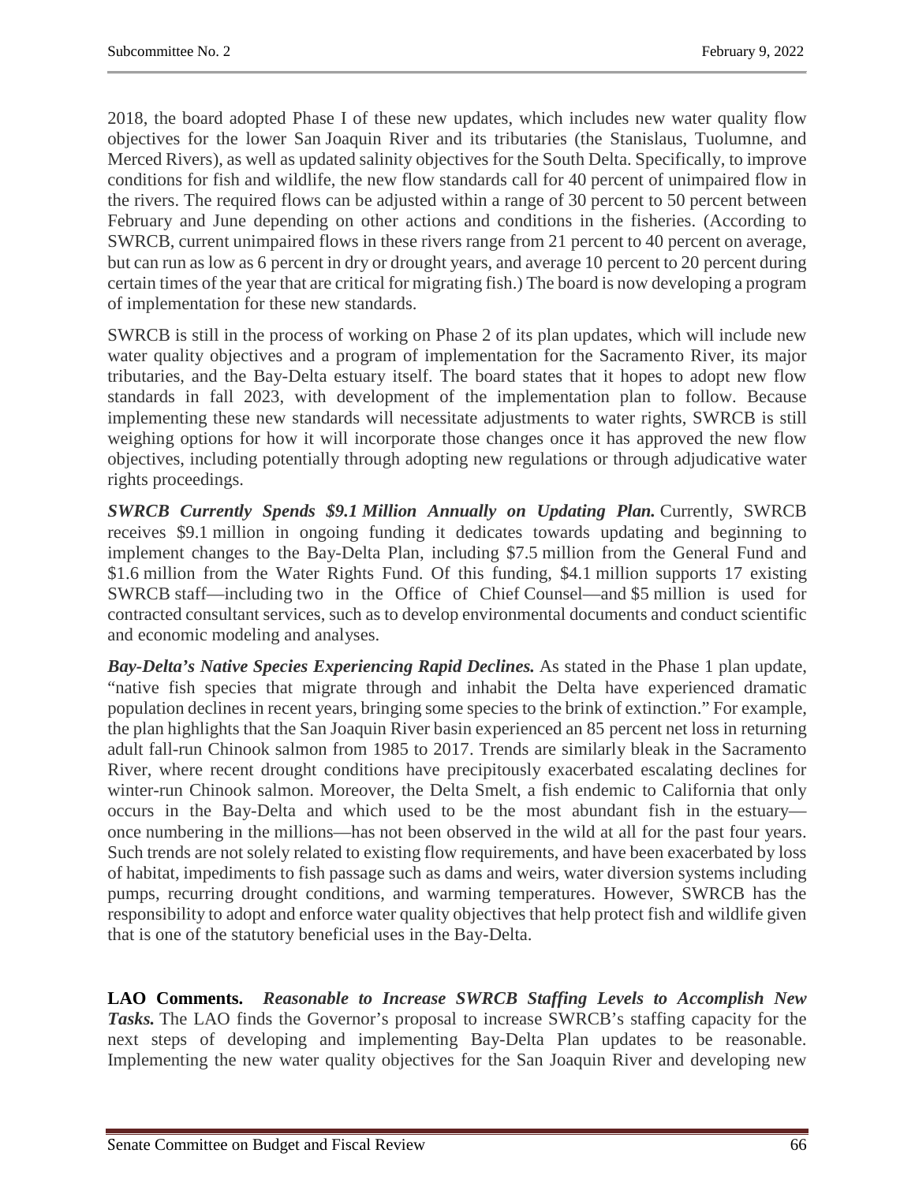2018, the board adopted Phase I of these new updates, which includes new water quality flow objectives for the lower San Joaquin River and its tributaries (the Stanislaus, Tuolumne, and Merced Rivers), as well as updated salinity objectives for the South Delta. Specifically, to improve conditions for fish and wildlife, the new flow standards call for 40 percent of unimpaired flow in the rivers. The required flows can be adjusted within a range of 30 percent to 50 percent between February and June depending on other actions and conditions in the fisheries. (According to SWRCB, current unimpaired flows in these rivers range from 21 percent to 40 percent on average, but can run as low as 6 percent in dry or drought years, and average 10 percent to 20 percent during certain times of the year that are critical for migrating fish.) The board is now developing a program of implementation for these new standards.

SWRCB is still in the process of working on Phase 2 of its plan updates, which will include new water quality objectives and a program of implementation for the Sacramento River, its major tributaries, and the Bay-Delta estuary itself. The board states that it hopes to adopt new flow standards in fall 2023, with development of the implementation plan to follow. Because implementing these new standards will necessitate adjustments to water rights, SWRCB is still weighing options for how it will incorporate those changes once it has approved the new flow objectives, including potentially through adopting new regulations or through adjudicative water rights proceedings.

***SWRCB Currently Spends $9.1 Million Annually on Updating Plan.*** Currently, SWRCB receives $9.1 million in ongoing funding it dedicates towards updating and beginning to implement changes to the Bay-Delta Plan, including $7.5 million from the General Fund and $1.6 million from the Water Rights Fund. Of this funding, $4.1 million supports 17 existing SWRCB staff—including two in the Office of Chief Counsel—and $5 million is used for contracted consultant services, such as to develop environmental documents and conduct scientific and economic modeling and analyses.

***Bay-Delta's Native Species Experiencing Rapid Declines.*** As stated in the Phase 1 plan update, "native fish species that migrate through and inhabit the Delta have experienced dramatic population declines in recent years, bringing some species to the brink of extinction." For example, the plan highlights that the San Joaquin River basin experienced an 85 percent net loss in returning adult fall-run Chinook salmon from 1985 to 2017. Trends are similarly bleak in the Sacramento River, where recent drought conditions have precipitously exacerbated escalating declines for winter-run Chinook salmon. Moreover, the Delta Smelt, a fish endemic to California that only occurs in the Bay-Delta and which used to be the most abundant fish in the estuary—once numbering in the millions—has not been observed in the wild at all for the past four years. Such trends are not solely related to existing flow requirements, and have been exacerbated by loss of habitat, impediments to fish passage such as dams and weirs, water diversion systems including pumps, recurring drought conditions, and warming temperatures. However, SWRCB has the responsibility to adopt and enforce water quality objectives that help protect fish and wildlife given that is one of the statutory beneficial uses in the Bay-Delta.

**LAO Comments.** ***Reasonable to Increase SWRCB Staffing Levels to Accomplish New Tasks.*** The LAO finds the Governor's proposal to increase SWRCB's staffing capacity for the next steps of developing and implementing Bay-Delta Plan updates to be reasonable. Implementing the new water quality objectives for the San Joaquin River and developing new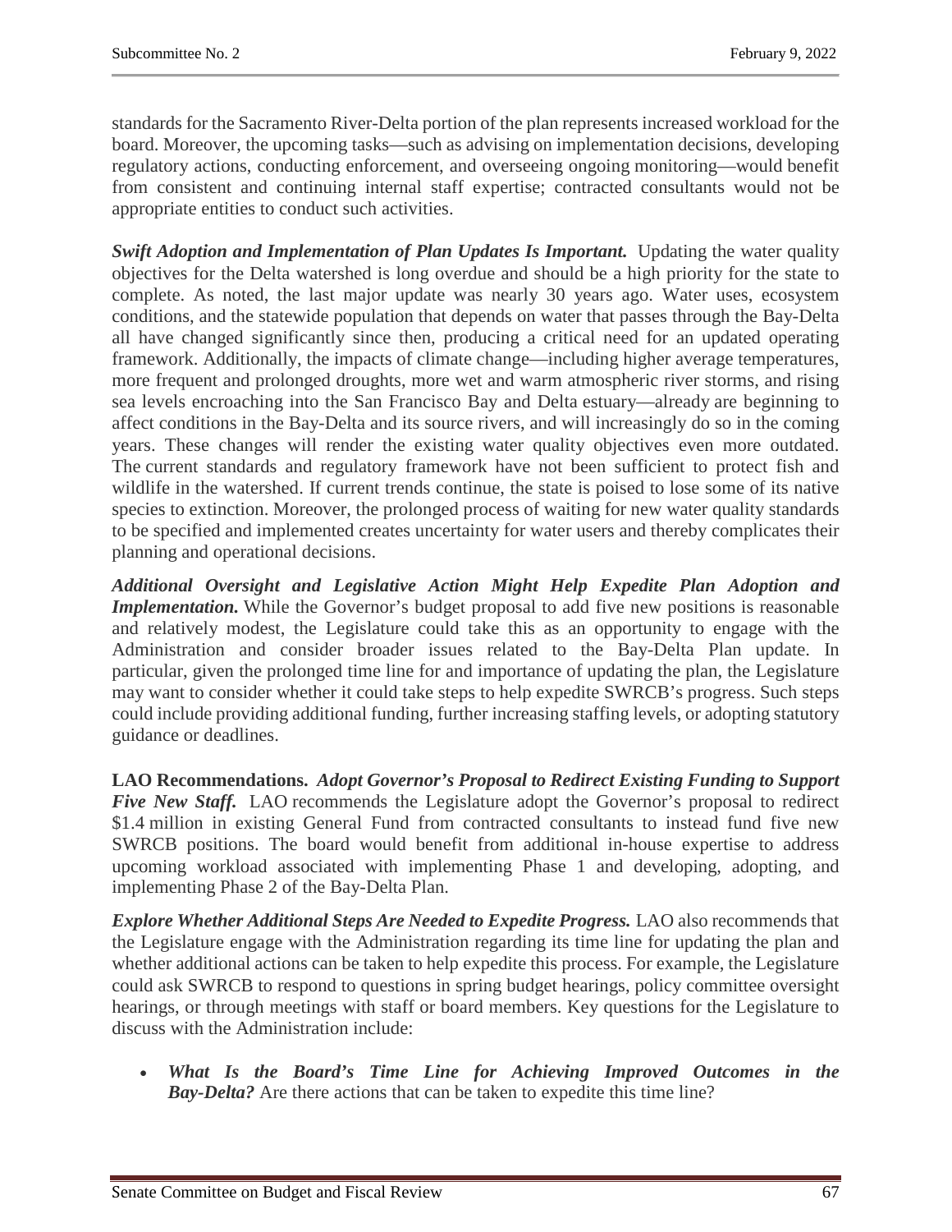standards for the Sacramento River-Delta portion of the plan represents increased workload for the board. Moreover, the upcoming tasks—such as advising on implementation decisions, developing regulatory actions, conducting enforcement, and overseeing ongoing monitoring—would benefit from consistent and continuing internal staff expertise; contracted consultants would not be appropriate entities to conduct such activities.

***Swift Adoption and Implementation of Plan Updates Is Important.*** Updating the water quality objectives for the Delta watershed is long overdue and should be a high priority for the state to complete. As noted, the last major update was nearly 30 years ago. Water uses, ecosystem conditions, and the statewide population that depends on water that passes through the Bay-Delta all have changed significantly since then, producing a critical need for an updated operating framework. Additionally, the impacts of climate change—including higher average temperatures, more frequent and prolonged droughts, more wet and warm atmospheric river storms, and rising sea levels encroaching into the San Francisco Bay and Delta estuary—already are beginning to affect conditions in the Bay-Delta and its source rivers, and will increasingly do so in the coming years. These changes will render the existing water quality objectives even more outdated. The current standards and regulatory framework have not been sufficient to protect fish and wildlife in the watershed. If current trends continue, the state is poised to lose some of its native species to extinction. Moreover, the prolonged process of waiting for new water quality standards to be specified and implemented creates uncertainty for water users and thereby complicates their planning and operational decisions.

***Additional Oversight and Legislative Action Might Help Expedite Plan Adoption and Implementation.*** While the Governor's budget proposal to add five new positions is reasonable and relatively modest, the Legislature could take this as an opportunity to engage with the Administration and consider broader issues related to the Bay-Delta Plan update. In particular, given the prolonged time line for and importance of updating the plan, the Legislature may want to consider whether it could take steps to help expedite SWRCB's progress. Such steps could include providing additional funding, further increasing staffing levels, or adopting statutory guidance or deadlines.

**LAO Recommendations.** ***Adopt Governor's Proposal to Redirect Existing Funding to Support Five New Staff.*** LAO recommends the Legislature adopt the Governor's proposal to redirect $1.4 million in existing General Fund from contracted consultants to instead fund five new SWRCB positions. The board would benefit from additional in-house expertise to address upcoming workload associated with implementing Phase 1 and developing, adopting, and implementing Phase 2 of the Bay-Delta Plan.

***Explore Whether Additional Steps Are Needed to Expedite Progress.*** LAO also recommends that the Legislature engage with the Administration regarding its time line for updating the plan and whether additional actions can be taken to help expedite this process. For example, the Legislature could ask SWRCB to respond to questions in spring budget hearings, policy committee oversight hearings, or through meetings with staff or board members. Key questions for the Legislature to discuss with the Administration include:

- ***What Is the Board's Time Line for Achieving Improved Outcomes in the Bay-Delta?*** Are there actions that can be taken to expedite this time line?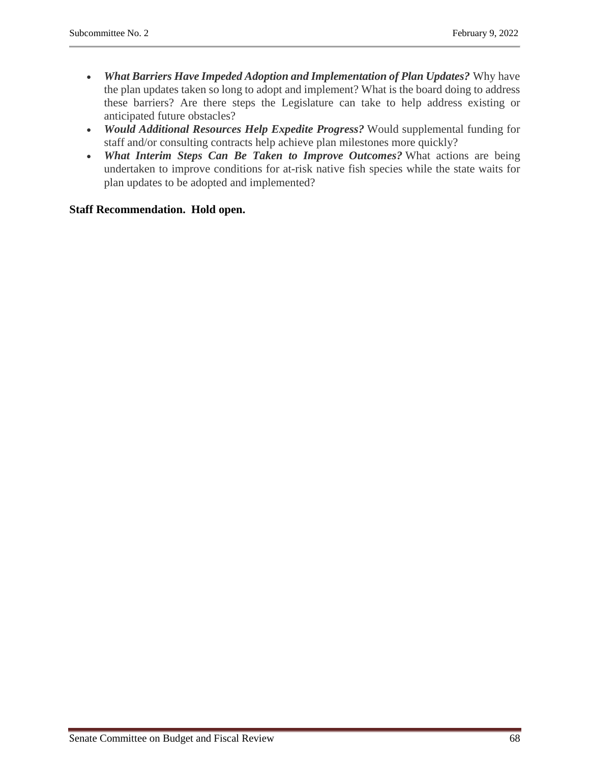- ***What Barriers Have Impeded Adoption and Implementation of Plan Updates?*** Why have the plan updates taken so long to adopt and implement? What is the board doing to address these barriers? Are there steps the Legislature can take to help address existing or anticipated future obstacles?
- ***Would Additional Resources Help Expedite Progress?*** Would supplemental funding for staff and/or consulting contracts help achieve plan milestones more quickly?
- ***What Interim Steps Can Be Taken to Improve Outcomes?*** What actions are being undertaken to improve conditions for at-risk native fish species while the state waits for plan updates to be adopted and implemented?

**Staff Recommendation. Hold open.**